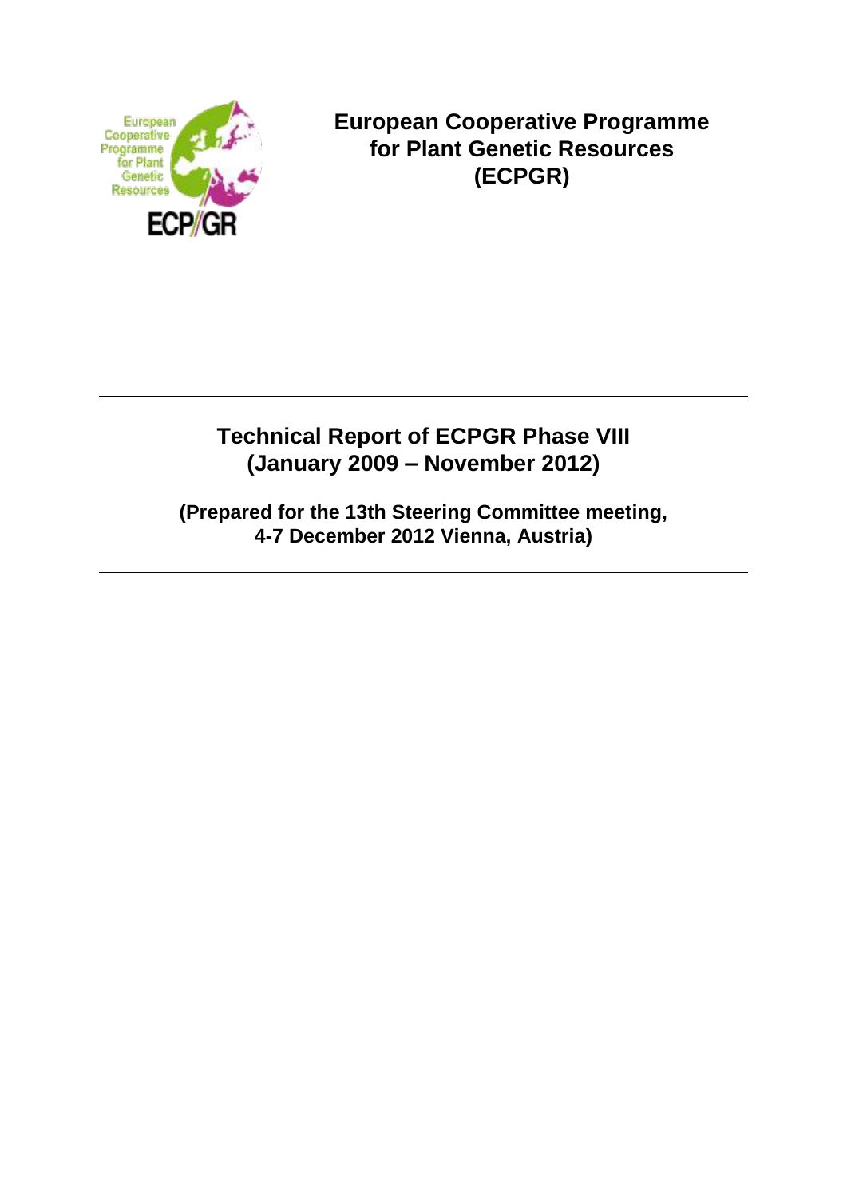**European Cooperative Programme for Plant Genetic Resources (ECPGR)**

---

# Technical Report of ECPGR Phase VIII (January 2009 – November 2012)

**(Prepared for the 13th Steering Committee meeting, 4-7 December 2012 Vienna, Austria)**

---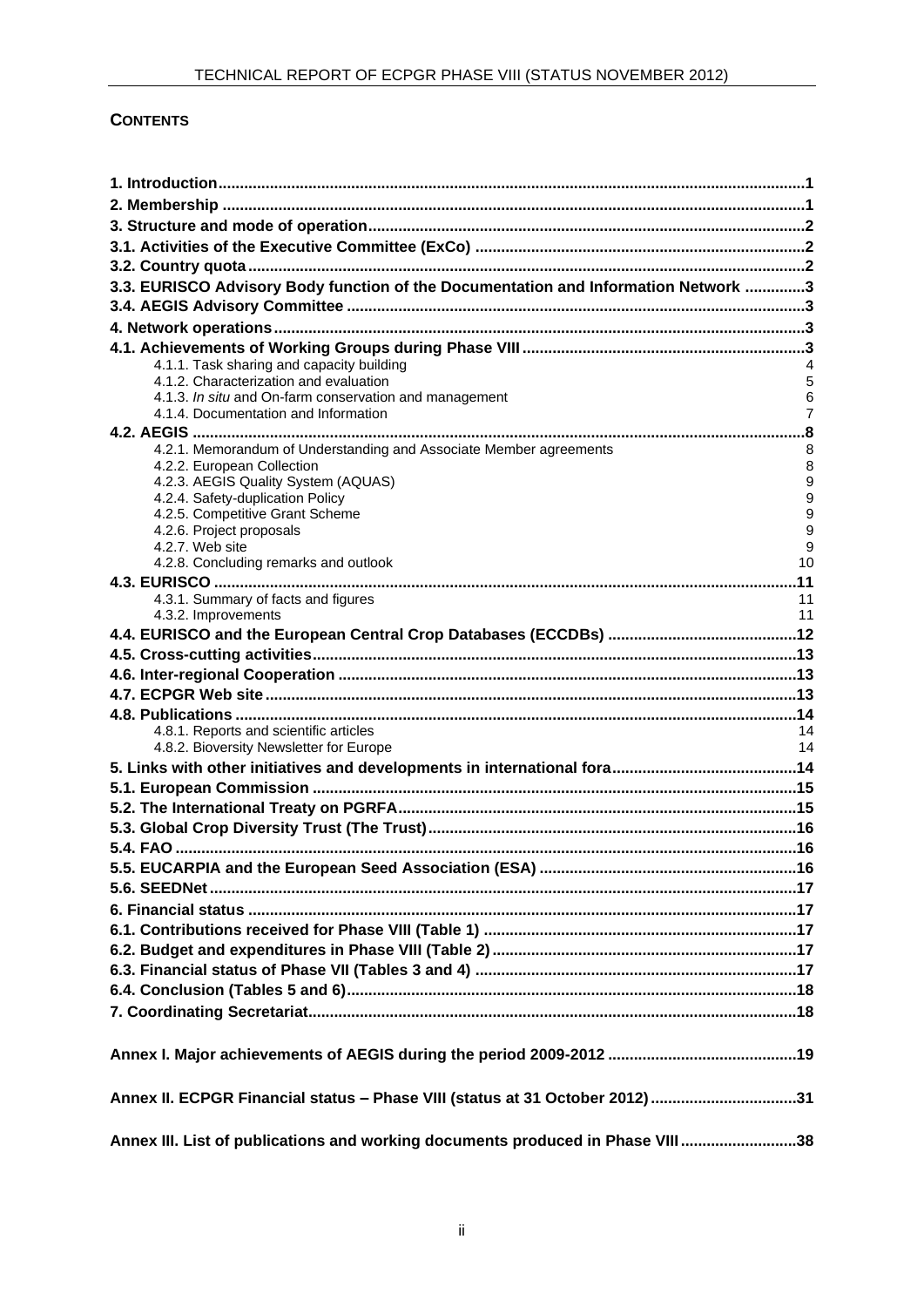**CONTENTS**

| | |
|---|---|
| **1. Introduction** | **1** |
| **2. Membership** | **1** |
| **3. Structure and mode of operation** | **2** |
| **3.1. Activities of the Executive Committee (ExCo)** | **2** |
| **3.2. Country quota** | **2** |
| **3.3. EURISCO Advisory Body function of the Documentation and Information Network** | **3** |
| **3.4. AEGIS Advisory Committee** | **3** |
| **4. Network operations** | **3** |
| **4.1. Achievements of Working Groups during Phase VIII** | **3** |
| 4.1.1. Task sharing and capacity building | 4 |
| 4.1.2. Characterization and evaluation | 5 |
| 4.1.3. *In situ* and On-farm conservation and management | 6 |
| 4.1.4. Documentation and Information | 7 |
| **4.2. AEGIS** | **8** |
| 4.2.1. Memorandum of Understanding and Associate Member agreements | 8 |
| 4.2.2. European Collection | 8 |
| 4.2.3. AEGIS Quality System (AQUAS) | 9 |
| 4.2.4. Safety-duplication Policy | 9 |
| 4.2.5. Competitive Grant Scheme | 9 |
| 4.2.6. Project proposals | 9 |
| 4.2.7. Web site | 9 |
| 4.2.8. Concluding remarks and outlook | 10 |
| **4.3. EURISCO** | **11** |
| 4.3.1. Summary of facts and figures | 11 |
| 4.3.2. Improvements | 11 |
| **4.4. EURISCO and the European Central Crop Databases (ECCDBs)** | **12** |
| **4.5. Cross-cutting activities** | **13** |
| **4.6. Inter-regional Cooperation** | **13** |
| **4.7. ECPGR Web site** | **13** |
| **4.8. Publications** | **14** |
| 4.8.1. Reports and scientific articles | 14 |
| 4.8.2. Bioversity Newsletter for Europe | 14 |
| **5. Links with other initiatives and developments in international fora** | **14** |
| **5.1. European Commission** | **15** |
| **5.2. The International Treaty on PGRFA** | **15** |
| **5.3. Global Crop Diversity Trust (The Trust)** | **16** |
| **5.4. FAO** | **16** |
| **5.5. EUCARPIA and the European Seed Association (ESA)** | **16** |
| **5.6. SEEDNet** | **17** |
| **6. Financial status** | **17** |
| **6.1. Contributions received for Phase VIII (Table 1)** | **17** |
| **6.2. Budget and expenditures in Phase VIII (Table 2)** | **17** |
| **6.3. Financial status of Phase VII (Tables 3 and 4)** | **17** |
| **6.4. Conclusion (Tables 5 and 6)** | **18** |
| **7. Coordinating Secretariat** | **18** |
| **Annex I. Major achievements of AEGIS during the period 2009-2012** | **19** |
| **Annex II. ECPGR Financial status – Phase VIII (status at 31 October 2012)** | **31** |
| **Annex III. List of publications and working documents produced in Phase VIII** | **38** |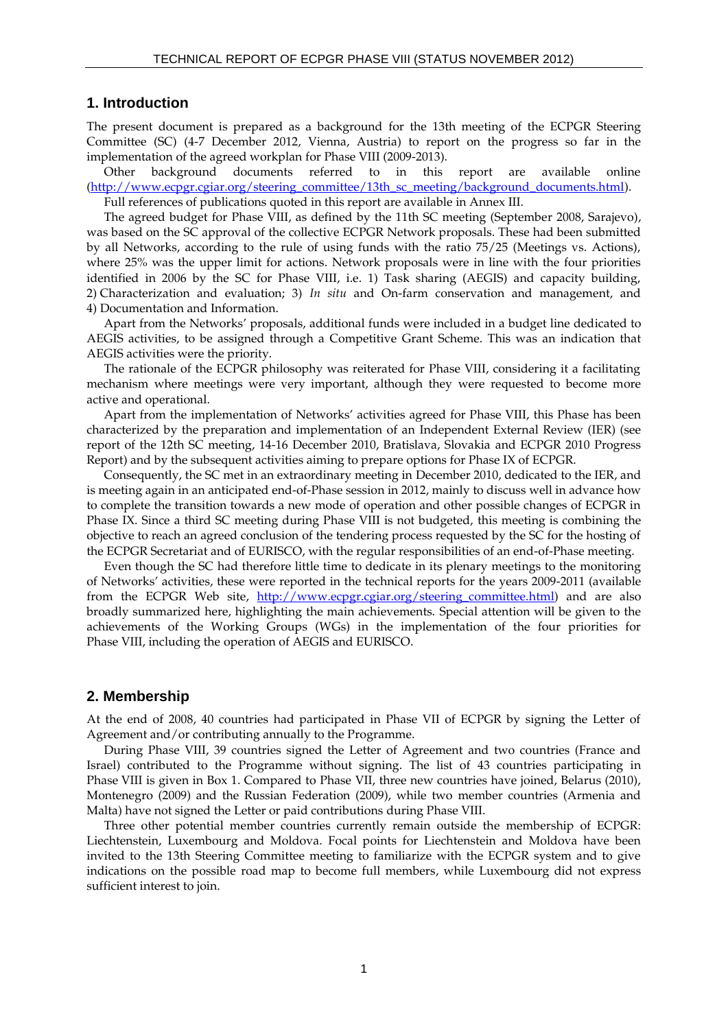## 1. Introduction

The present document is prepared as a background for the 13th meeting of the ECPGR Steering Committee (SC) (4-7 December 2012, Vienna, Austria) to report on the progress so far in the implementation of the agreed workplan for Phase VIII (2009-2013).

Other background documents referred to in this report are available online (http://www.ecpgr.cgiar.org/steering_committee/13th_sc_meeting/background_documents.html).

Full references of publications quoted in this report are available in Annex III.

The agreed budget for Phase VIII, as defined by the 11th SC meeting (September 2008, Sarajevo), was based on the SC approval of the collective ECPGR Network proposals. These had been submitted by all Networks, according to the rule of using funds with the ratio 75/25 (Meetings vs. Actions), where 25% was the upper limit for actions. Network proposals were in line with the four priorities identified in 2006 by the SC for Phase VIII, i.e. 1) Task sharing (AEGIS) and capacity building, 2) Characterization and evaluation; 3) *In situ* and On-farm conservation and management, and 4) Documentation and Information.

Apart from the Networks' proposals, additional funds were included in a budget line dedicated to AEGIS activities, to be assigned through a Competitive Grant Scheme. This was an indication that AEGIS activities were the priority.

The rationale of the ECPGR philosophy was reiterated for Phase VIII, considering it a facilitating mechanism where meetings were very important, although they were requested to become more active and operational.

Apart from the implementation of Networks' activities agreed for Phase VIII, this Phase has been characterized by the preparation and implementation of an Independent External Review (IER) (see report of the 12th SC meeting, 14-16 December 2010, Bratislava, Slovakia and ECPGR 2010 Progress Report) and by the subsequent activities aiming to prepare options for Phase IX of ECPGR.

Consequently, the SC met in an extraordinary meeting in December 2010, dedicated to the IER, and is meeting again in an anticipated end-of-Phase session in 2012, mainly to discuss well in advance how to complete the transition towards a new mode of operation and other possible changes of ECPGR in Phase IX. Since a third SC meeting during Phase VIII is not budgeted, this meeting is combining the objective to reach an agreed conclusion of the tendering process requested by the SC for the hosting of the ECPGR Secretariat and of EURISCO, with the regular responsibilities of an end-of-Phase meeting.

Even though the SC had therefore little time to dedicate in its plenary meetings to the monitoring of Networks' activities, these were reported in the technical reports for the years 2009-2011 (available from the ECPGR Web site, http://www.ecpgr.cgiar.org/steering_committee.html) and are also broadly summarized here, highlighting the main achievements. Special attention will be given to the achievements of the Working Groups (WGs) in the implementation of the four priorities for Phase VIII, including the operation of AEGIS and EURISCO.

## 2. Membership

At the end of 2008, 40 countries had participated in Phase VII of ECPGR by signing the Letter of Agreement and/or contributing annually to the Programme.

During Phase VIII, 39 countries signed the Letter of Agreement and two countries (France and Israel) contributed to the Programme without signing. The list of 43 countries participating in Phase VIII is given in Box 1. Compared to Phase VII, three new countries have joined, Belarus (2010), Montenegro (2009) and the Russian Federation (2009), while two member countries (Armenia and Malta) have not signed the Letter or paid contributions during Phase VIII.

Three other potential member countries currently remain outside the membership of ECPGR: Liechtenstein, Luxembourg and Moldova. Focal points for Liechtenstein and Moldova have been invited to the 13th Steering Committee meeting to familiarize with the ECPGR system and to give indications on the possible road map to become full members, while Luxembourg did not express sufficient interest to join.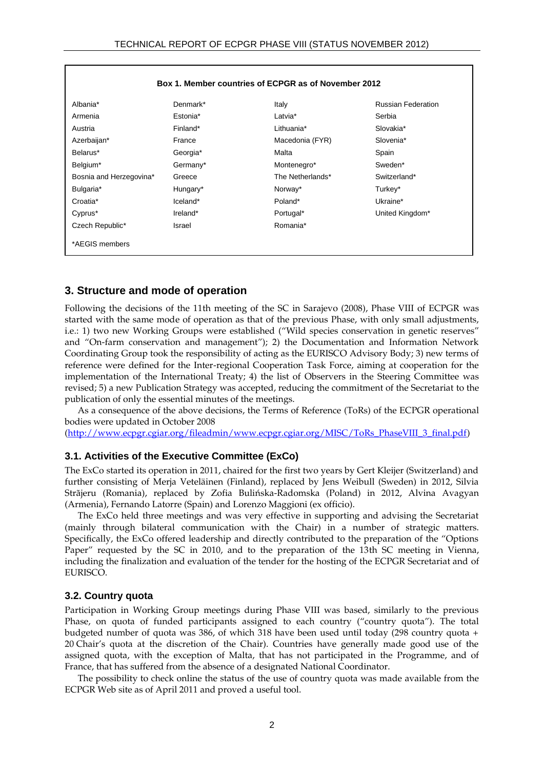**Box 1. Member countries of ECPGR as of November 2012**

| | | | |
|---|---|---|---|
| Albania* | Denmark* | Italy | Russian Federation |
| Armenia | Estonia* | Latvia* | Serbia |
| Austria | Finland* | Lithuania* | Slovakia* |
| Azerbaijan* | France | Macedonia (FYR) | Slovenia* |
| Belarus* | Georgia* | Malta | Spain |
| Belgium* | Germany* | Montenegro* | Sweden* |
| Bosnia and Herzegovina* | Greece | The Netherlands* | Switzerland* |
| Bulgaria* | Hungary* | Norway* | Turkey* |
| Croatia* | Iceland* | Poland* | Ukraine* |
| Cyprus* | Ireland* | Portugal* | United Kingdom* |
| Czech Republic* | Israel | Romania* | |

*AEGIS members

## 3. Structure and mode of operation

Following the decisions of the 11th meeting of the SC in Sarajevo (2008), Phase VIII of ECPGR was started with the same mode of operation as that of the previous Phase, with only small adjustments, i.e.: 1) two new Working Groups were established ("Wild species conservation in genetic reserves" and "On-farm conservation and management"); 2) the Documentation and Information Network Coordinating Group took the responsibility of acting as the EURISCO Advisory Body; 3) new terms of reference were defined for the Inter-regional Cooperation Task Force, aiming at cooperation for the implementation of the International Treaty; 4) the list of Observers in the Steering Committee was revised; 5) a new Publication Strategy was accepted, reducing the commitment of the Secretariat to the publication of only the essential minutes of the meetings.

As a consequence of the above decisions, the Terms of Reference (ToRs) of the ECPGR operational bodies were updated in October 2008 (http://www.ecpgr.cgiar.org/fileadmin/www.ecpgr.cgiar.org/MISC/ToRs_PhaseVIII_3_final.pdf)

### 3.1. Activities of the Executive Committee (ExCo)

The ExCo started its operation in 2011, chaired for the first two years by Gert Kleijer (Switzerland) and further consisting of Merja Veteläinen (Finland), replaced by Jens Weibull (Sweden) in 2012, Silvia Strãjeru (Romania), replaced by Zofia Bulińska-Radomska (Poland) in 2012, Alvina Avagyan (Armenia), Fernando Latorre (Spain) and Lorenzo Maggioni (ex officio).

The ExCo held three meetings and was very effective in supporting and advising the Secretariat (mainly through bilateral communication with the Chair) in a number of strategic matters. Specifically, the ExCo offered leadership and directly contributed to the preparation of the "Options Paper" requested by the SC in 2010, and to the preparation of the 13th SC meeting in Vienna, including the finalization and evaluation of the tender for the hosting of the ECPGR Secretariat and of EURISCO.

### 3.2. Country quota

Participation in Working Group meetings during Phase VIII was based, similarly to the previous Phase, on quota of funded participants assigned to each country ("country quota"). The total budgeted number of quota was 386, of which 318 have been used until today (298 country quota + 20 Chair's quota at the discretion of the Chair). Countries have generally made good use of the assigned quota, with the exception of Malta, that has not participated in the Programme, and of France, that has suffered from the absence of a designated National Coordinator.

The possibility to check online the status of the use of country quota was made available from the ECPGR Web site as of April 2011 and proved a useful tool.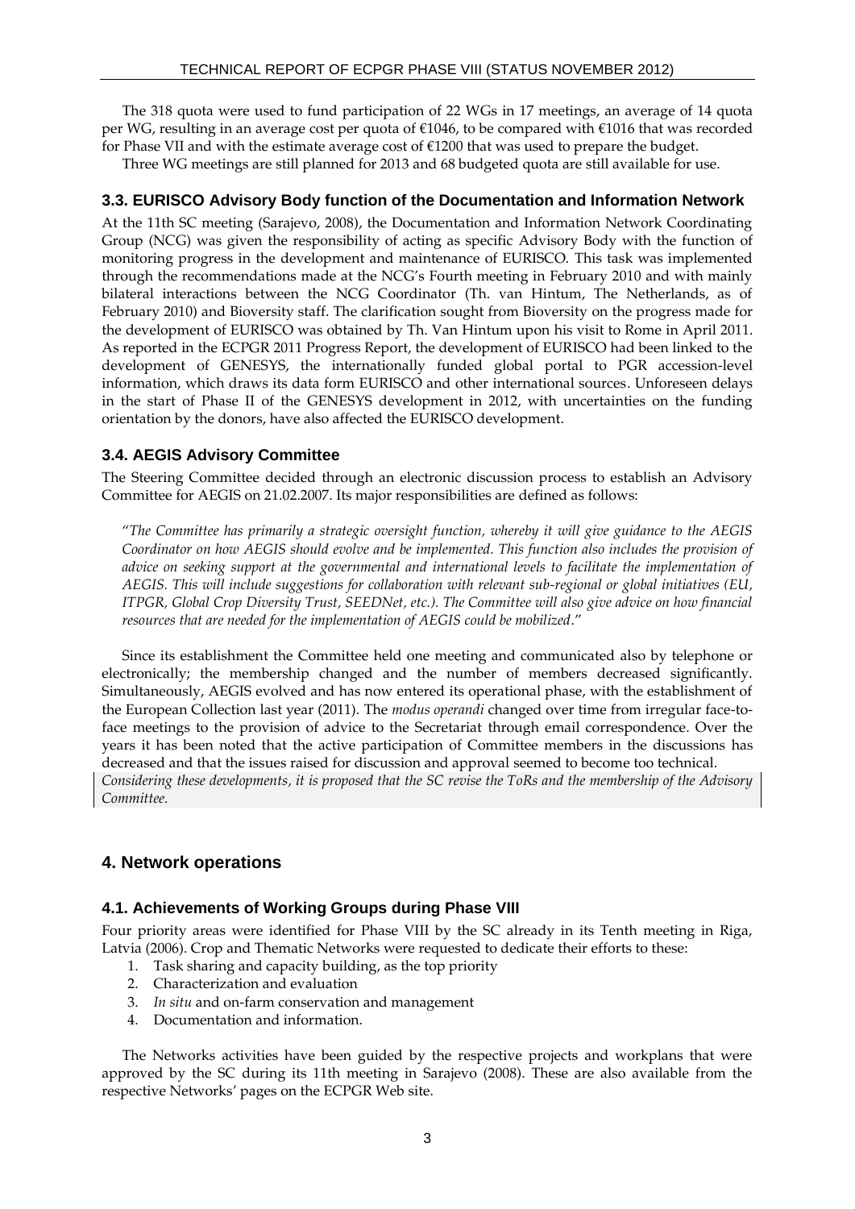The 318 quota were used to fund participation of 22 WGs in 17 meetings, an average of 14 quota per WG, resulting in an average cost per quota of €1046, to be compared with €1016 that was recorded for Phase VII and with the estimate average cost of €1200 that was used to prepare the budget.

Three WG meetings are still planned for 2013 and 68 budgeted quota are still available for use.

### 3.3. EURISCO Advisory Body function of the Documentation and Information Network

At the 11th SC meeting (Sarajevo, 2008), the Documentation and Information Network Coordinating Group (NCG) was given the responsibility of acting as specific Advisory Body with the function of monitoring progress in the development and maintenance of EURISCO. This task was implemented through the recommendations made at the NCG's Fourth meeting in February 2010 and with mainly bilateral interactions between the NCG Coordinator (Th. van Hintum, The Netherlands, as of February 2010) and Bioversity staff. The clarification sought from Bioversity on the progress made for the development of EURISCO was obtained by Th. Van Hintum upon his visit to Rome in April 2011. As reported in the ECPGR 2011 Progress Report, the development of EURISCO had been linked to the development of GENESYS, the internationally funded global portal to PGR accession-level information, which draws its data form EURISCO and other international sources. Unforeseen delays in the start of Phase II of the GENESYS development in 2012, with uncertainties on the funding orientation by the donors, have also affected the EURISCO development.

### 3.4. AEGIS Advisory Committee

The Steering Committee decided through an electronic discussion process to establish an Advisory Committee for AEGIS on 21.02.2007. Its major responsibilities are defined as follows:

"*The Committee has primarily a strategic oversight function, whereby it will give guidance to the AEGIS Coordinator on how AEGIS should evolve and be implemented. This function also includes the provision of advice on seeking support at the governmental and international levels to facilitate the implementation of AEGIS. This will include suggestions for collaboration with relevant sub-regional or global initiatives (EU, ITPGR, Global Crop Diversity Trust, SEEDNet, etc.). The Committee will also give advice on how financial resources that are needed for the implementation of AEGIS could be mobilized*."

Since its establishment the Committee held one meeting and communicated also by telephone or electronically; the membership changed and the number of members decreased significantly. Simultaneously, AEGIS evolved and has now entered its operational phase, with the establishment of the European Collection last year (2011). The *modus operandi* changed over time from irregular face-to-face meetings to the provision of advice to the Secretariat through email correspondence. Over the years it has been noted that the active participation of Committee members in the discussions has decreased and that the issues raised for discussion and approval seemed to become too technical.

*Considering these developments, it is proposed that the SC revise the ToRs and the membership of the Advisory Committee.*

## 4. Network operations

### 4.1. Achievements of Working Groups during Phase VIII

Four priority areas were identified for Phase VIII by the SC already in its Tenth meeting in Riga, Latvia (2006). Crop and Thematic Networks were requested to dedicate their efforts to these:

1. Task sharing and capacity building, as the top priority
2. Characterization and evaluation
3. *In situ* and on-farm conservation and management
4. Documentation and information.

The Networks activities have been guided by the respective projects and workplans that were approved by the SC during its 11th meeting in Sarajevo (2008). These are also available from the respective Networks' pages on the ECPGR Web site.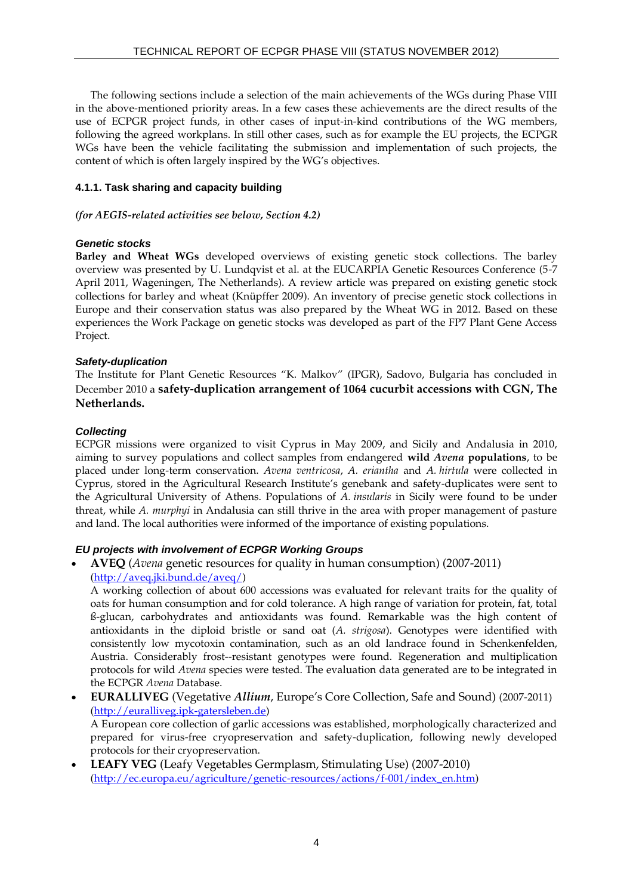The following sections include a selection of the main achievements of the WGs during Phase VIII in the above-mentioned priority areas. In a few cases these achievements are the direct results of the use of ECPGR project funds, in other cases of input-in-kind contributions of the WG members, following the agreed workplans. In still other cases, such as for example the EU projects, the ECPGR WGs have been the vehicle facilitating the submission and implementation of such projects, the content of which is often largely inspired by the WG's objectives.

#### 4.1.1. Task sharing and capacity building

***(for AEGIS-related activities see below, Section 4.2)***

***Genetic stocks***

**Barley and Wheat WGs** developed overviews of existing genetic stock collections. The barley overview was presented by U. Lundqvist et al. at the EUCARPIA Genetic Resources Conference (5-7 April 2011, Wageningen, The Netherlands). A review article was prepared on existing genetic stock collections for barley and wheat (Knüpffer 2009). An inventory of precise genetic stock collections in Europe and their conservation status was also prepared by the Wheat WG in 2012. Based on these experiences the Work Package on genetic stocks was developed as part of the FP7 Plant Gene Access Project.

***Safety-duplication***

The Institute for Plant Genetic Resources "K. Malkov" (IPGR), Sadovo, Bulgaria has concluded in December 2010 a **safety-duplication arrangement of 1064 cucurbit accessions with CGN, The Netherlands.**

***Collecting***

ECPGR missions were organized to visit Cyprus in May 2009, and Sicily and Andalusia in 2010, aiming to survey populations and collect samples from endangered **wild *Avena* populations**, to be placed under long-term conservation. *Avena ventricosa*, *A. eriantha* and *A. hirtula* were collected in Cyprus, stored in the Agricultural Research Institute's genebank and safety-duplicates were sent to the Agricultural University of Athens. Populations of *A. insularis* in Sicily were found to be under threat, while *A. murphyi* in Andalusia can still thrive in the area with proper management of pasture and land. The local authorities were informed of the importance of existing populations.

***EU projects with involvement of ECPGR Working Groups***

- **AVEQ** (*Avena* genetic resources for quality in human consumption) (2007-2011) (http://aveq.jki.bund.de/aveq/)
  A working collection of about 600 accessions was evaluated for relevant traits for the quality of oats for human consumption and for cold tolerance. A high range of variation for protein, fat, total ß-glucan, carbohydrates and antioxidants was found. Remarkable was the high content of antioxidants in the diploid bristle or sand oat (*A. strigosa*). Genotypes were identified with consistently low mycotoxin contamination, such as an old landrace found in Schenkenfelden, Austria. Considerably frost--resistant genotypes were found. Regeneration and multiplication protocols for wild *Avena* species were tested. The evaluation data generated are to be integrated in the ECPGR *Avena* Database.
- **EURALLIVEG** (Vegetative ***Allium***, Europe's Core Collection, Safe and Sound) (2007-2011) (http://euralliveg.ipk-gatersleben.de)
  A European core collection of garlic accessions was established, morphologically characterized and prepared for virus-free cryopreservation and safety-duplication, following newly developed protocols for their cryopreservation.
- **LEAFY VEG** (Leafy Vegetables Germplasm, Stimulating Use) (2007-2010) (http://ec.europa.eu/agriculture/genetic-resources/actions/f-001/index_en.htm)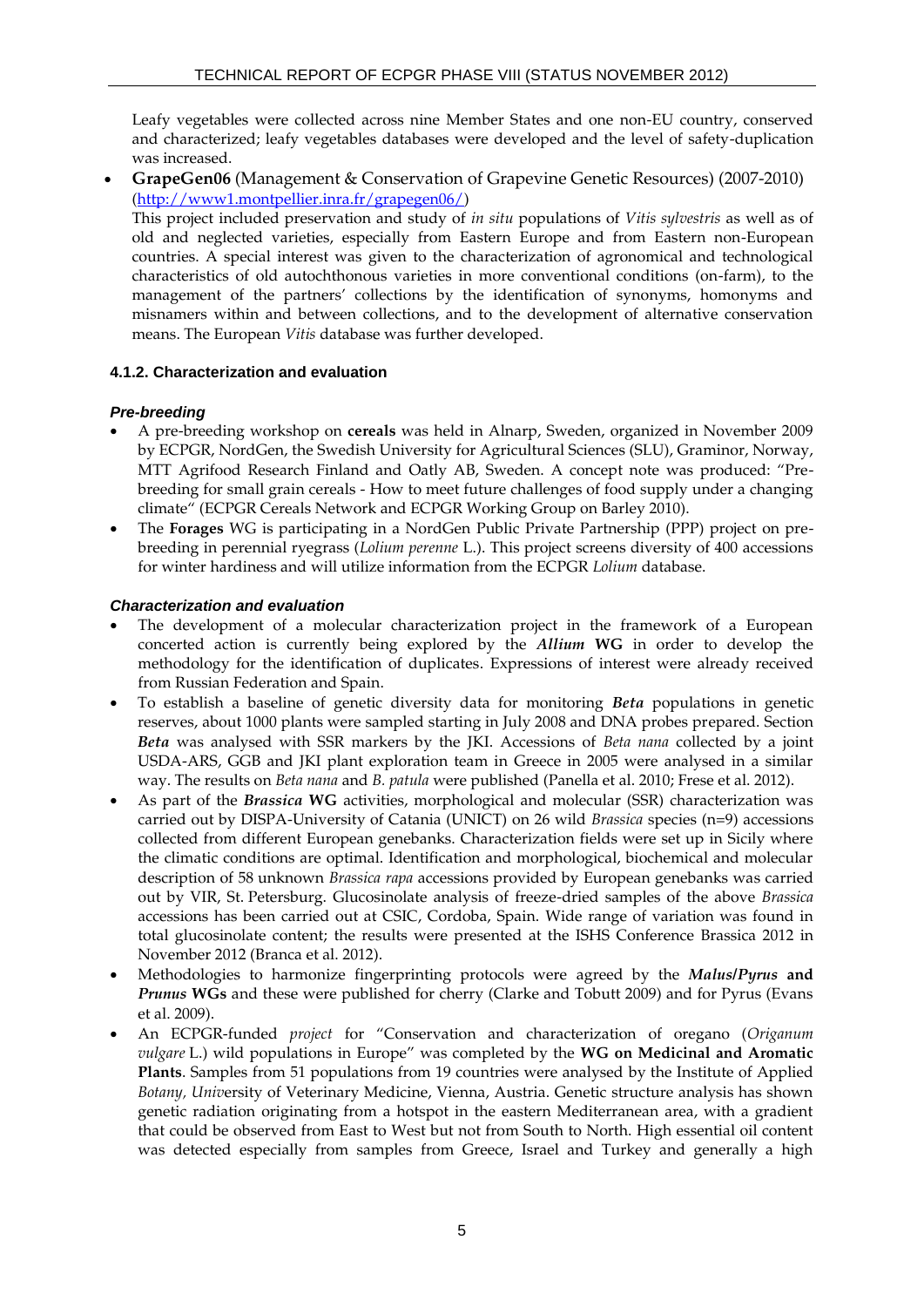Leafy vegetables were collected across nine Member States and one non-EU country, conserved and characterized; leafy vegetables databases were developed and the level of safety-duplication was increased.

- **GrapeGen06** (Management & Conservation of Grapevine Genetic Resources) (2007-2010) (http://www1.montpellier.inra.fr/grapegen06/)
  This project included preservation and study of *in situ* populations of *Vitis sylvestris* as well as of old and neglected varieties, especially from Eastern Europe and from Eastern non-European countries. A special interest was given to the characterization of agronomical and technological characteristics of old autochthonous varieties in more conventional conditions (on-farm), to the management of the partners' collections by the identification of synonyms, homonyms and misnamers within and between collections, and to the development of alternative conservation means. The European *Vitis* database was further developed.

#### 4.1.2. Characterization and evaluation

##### *Pre-breeding*

- A pre-breeding workshop on **cereals** was held in Alnarp, Sweden, organized in November 2009 by ECPGR, NordGen, the Swedish University for Agricultural Sciences (SLU), Graminor, Norway, MTT Agrifood Research Finland and Oatly AB, Sweden. A concept note was produced: "Pre-breeding for small grain cereals - How to meet future challenges of food supply under a changing climate" (ECPGR Cereals Network and ECPGR Working Group on Barley 2010).
- The **Forages** WG is participating in a NordGen Public Private Partnership (PPP) project on pre-breeding in perennial ryegrass (*Lolium perenne* L.). This project screens diversity of 400 accessions for winter hardiness and will utilize information from the ECPGR *Lolium* database.

##### *Characterization and evaluation*

- The development of a molecular characterization project in the framework of a European concerted action is currently being explored by the ***Allium*** **WG** in order to develop the methodology for the identification of duplicates. Expressions of interest were already received from Russian Federation and Spain.
- To establish a baseline of genetic diversity data for monitoring ***Beta*** populations in genetic reserves, about 1000 plants were sampled starting in July 2008 and DNA probes prepared. Section ***Beta*** was analysed with SSR markers by the JKI. Accessions of *Beta nana* collected by a joint USDA-ARS, GGB and JKI plant exploration team in Greece in 2005 were analysed in a similar way. The results on *Beta nana* and *B. patula* were published (Panella et al. 2010; Frese et al. 2012).
- As part of the ***Brassica*** **WG** activities, morphological and molecular (SSR) characterization was carried out by DISPA-University of Catania (UNICT) on 26 wild *Brassica* species (n=9) accessions collected from different European genebanks. Characterization fields were set up in Sicily where the climatic conditions are optimal. Identification and morphological, biochemical and molecular description of 58 unknown *Brassica rapa* accessions provided by European genebanks was carried out by VIR, St. Petersburg. Glucosinolate analysis of freeze-dried samples of the above *Brassica* accessions has been carried out at CSIC, Cordoba, Spain. Wide range of variation was found in total glucosinolate content; the results were presented at the ISHS Conference Brassica 2012 in November 2012 (Branca et al. 2012).
- Methodologies to harmonize fingerprinting protocols were agreed by the ***Malus*/*Pyrus*** **and** ***Prunus*** **WGs** and these were published for cherry (Clarke and Tobutt 2009) and for Pyrus (Evans et al. 2009).
- An ECPGR-funded *project* for "Conservation and characterization of oregano (*Origanum vulgare* L.) wild populations in Europe" was completed by the **WG on Medicinal and Aromatic Plants**. Samples from 51 populations from 19 countries were analysed by the Institute of Applied *Botany, Univ*ersity of Veterinary Medicine, Vienna, Austria. Genetic structure analysis has shown genetic radiation originating from a hotspot in the eastern Mediterranean area, with a gradient that could be observed from East to West but not from South to North. High essential oil content was detected especially from samples from Greece, Israel and Turkey and generally a high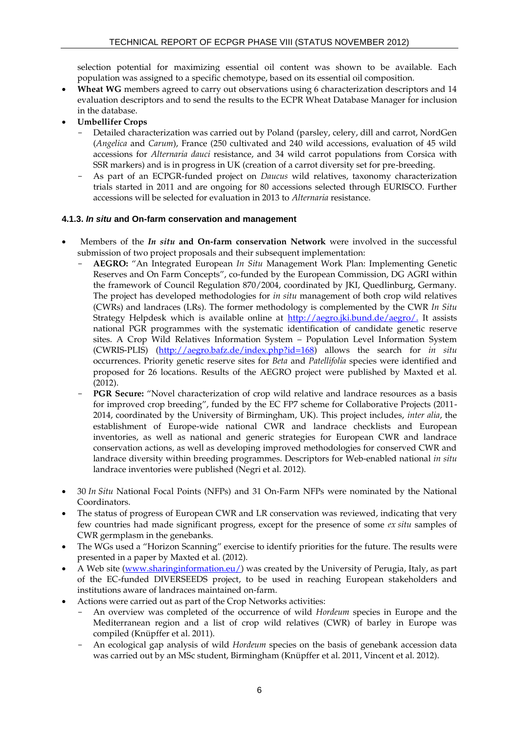selection potential for maximizing essential oil content was shown to be available. Each population was assigned to a specific chemotype, based on its essential oil composition.

- **Wheat WG** members agreed to carry out observations using 6 characterization descriptors and 14 evaluation descriptors and to send the results to the ECPR Wheat Database Manager for inclusion in the database.
- **Umbellifer Crops**
  - Detailed characterization was carried out by Poland (parsley, celery, dill and carrot, NordGen (*Angelica* and *Carum*), France (250 cultivated and 240 wild accessions, evaluation of 45 wild accessions for *Alternaria dauci* resistance, and 34 wild carrot populations from Corsica with SSR markers) and is in progress in UK (creation of a carrot diversity set for pre-breeding.
  - As part of an ECPGR-funded project on *Daucus* wild relatives, taxonomy characterization trials started in 2011 and are ongoing for 80 accessions selected through EURISCO. Further accessions will be selected for evaluation in 2013 to *Alternaria* resistance.

#### 4.1.3. *In situ* and On-farm conservation and management

- Members of the ***In situ*** **and On-farm conservation Network** were involved in the successful submission of two project proposals and their subsequent implementation:
  - **AEGRO:** "An Integrated European *In Situ* Management Work Plan: Implementing Genetic Reserves and On Farm Concepts", co-funded by the European Commission, DG AGRI within the framework of Council Regulation 870/2004, coordinated by JKI, Quedlinburg, Germany. The project has developed methodologies for *in situ* management of both crop wild relatives (CWRs) and landraces (LRs). The former methodology is complemented by the CWR *In Situ* Strategy Helpdesk which is available online at [http://aegro.jki.bund.de/aegro/.](http://aegro.jki.bund.de/aegro/) It assists national PGR programmes with the systematic identification of candidate genetic reserve sites. A Crop Wild Relatives Information System – Population Level Information System (CWRIS-PLIS) ([http://aegro.bafz.de/index.php?id=168](http://aegro.bafz.de/index.php?id=168)) allows the search for *in situ* occurrences. Priority genetic reserve sites for *Beta* and *Patellifolia* species were identified and proposed for 26 locations. Results of the AEGRO project were published by Maxted et al. (2012).
  - **PGR Secure:** "Novel characterization of crop wild relative and landrace resources as a basis for improved crop breeding", funded by the EC FP7 scheme for Collaborative Projects (2011-2014, coordinated by the University of Birmingham, UK). This project includes, *inter alia*, the establishment of Europe-wide national CWR and landrace checklists and European inventories, as well as national and generic strategies for European CWR and landrace conservation actions, as well as developing improved methodologies for conserved CWR and landrace diversity within breeding programmes. Descriptors for Web-enabled national *in situ* landrace inventories were published (Negri et al. 2012).
- 30 *In Situ* National Focal Points (NFPs) and 31 On-Farm NFPs were nominated by the National Coordinators.
- The status of progress of European CWR and LR conservation was reviewed, indicating that very few countries had made significant progress, except for the presence of some *ex situ* samples of CWR germplasm in the genebanks.
- The WGs used a "Horizon Scanning" exercise to identify priorities for the future. The results were presented in a paper by Maxted et al. (2012).
- A Web site ([www.sharinginformation.eu/](http://www.sharinginformation.eu/)) was created by the University of Perugia, Italy, as part of the EC-funded DIVERSEEDS project, to be used in reaching European stakeholders and institutions aware of landraces maintained on-farm.
- Actions were carried out as part of the Crop Networks activities:
  - An overview was completed of the occurrence of wild *Hordeum* species in Europe and the Mediterranean region and a list of crop wild relatives (CWR) of barley in Europe was compiled (Knüpffer et al. 2011).
  - An ecological gap analysis of wild *Hordeum* species on the basis of genebank accession data was carried out by an MSc student, Birmingham (Knüpffer et al. 2011, Vincent et al. 2012).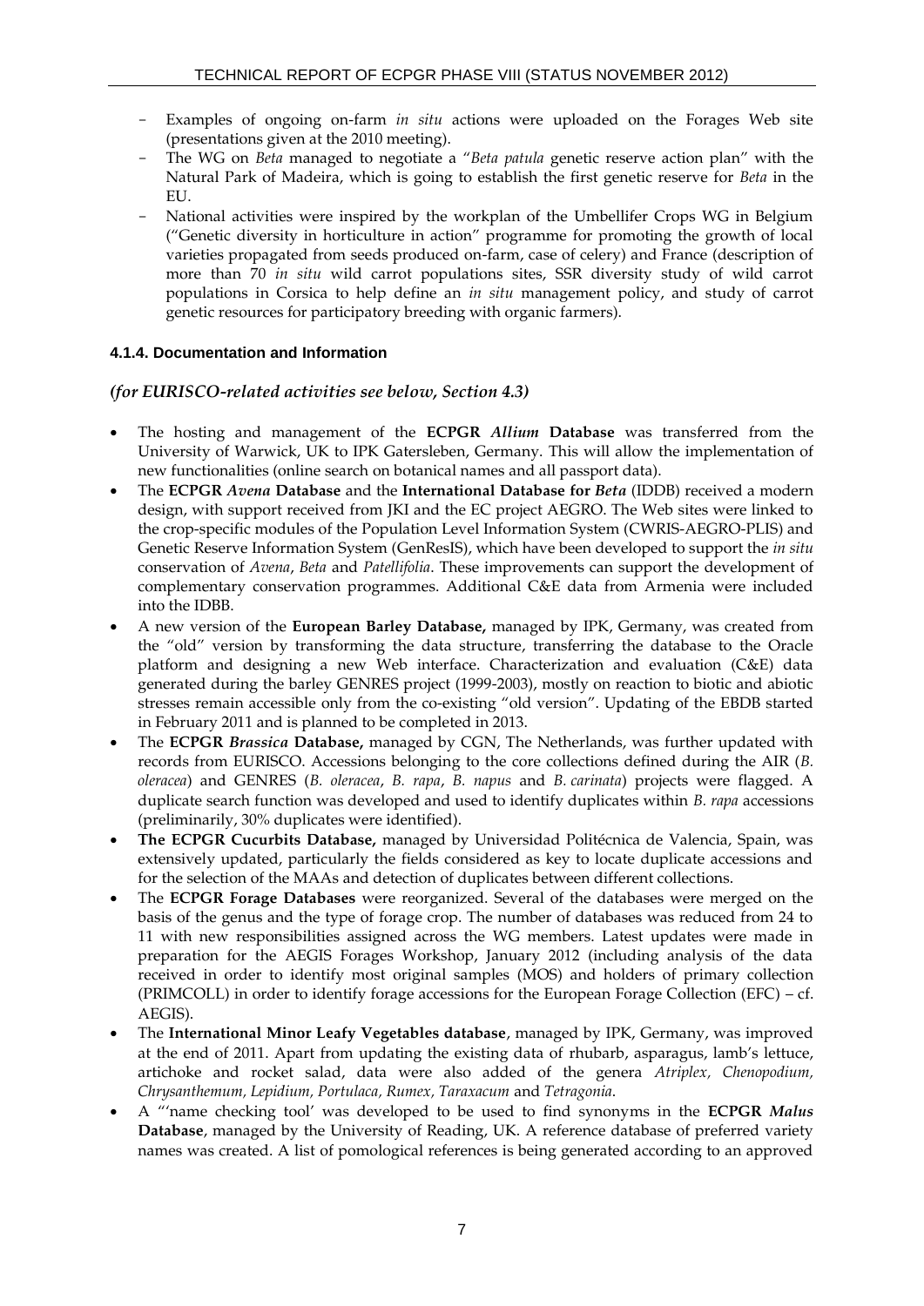- Examples of ongoing on-farm *in situ* actions were uploaded on the Forages Web site (presentations given at the 2010 meeting).
- The WG on *Beta* managed to negotiate a "*Beta patula* genetic reserve action plan" with the Natural Park of Madeira, which is going to establish the first genetic reserve for *Beta* in the EU.
- National activities were inspired by the workplan of the Umbellifer Crops WG in Belgium ("Genetic diversity in horticulture in action" programme for promoting the growth of local varieties propagated from seeds produced on-farm, case of celery) and France (description of more than 70 *in situ* wild carrot populations sites, SSR diversity study of wild carrot populations in Corsica to help define an *in situ* management policy, and study of carrot genetic resources for participatory breeding with organic farmers).

#### 4.1.4. Documentation and Information

***(for EURISCO-related activities see below, Section 4.3)***

- The hosting and management of the **ECPGR *Allium* Database** was transferred from the University of Warwick, UK to IPK Gatersleben, Germany. This will allow the implementation of new functionalities (online search on botanical names and all passport data).
- The **ECPGR *Avena* Database** and the **International Database for *Beta*** (IDDB) received a modern design, with support received from JKI and the EC project AEGRO. The Web sites were linked to the crop-specific modules of the Population Level Information System (CWRIS-AEGRO-PLIS) and Genetic Reserve Information System (GenResIS), which have been developed to support the *in situ* conservation of *Avena*, *Beta* and *Patellifolia*. These improvements can support the development of complementary conservation programmes. Additional C&E data from Armenia were included into the IDBB.
- A new version of the **European Barley Database,** managed by IPK, Germany, was created from the "old" version by transforming the data structure, transferring the database to the Oracle platform and designing a new Web interface. Characterization and evaluation (C&E) data generated during the barley GENRES project (1999-2003), mostly on reaction to biotic and abiotic stresses remain accessible only from the co-existing "old version". Updating of the EBDB started in February 2011 and is planned to be completed in 2013.
- The **ECPGR *Brassica* Database,** managed by CGN, The Netherlands, was further updated with records from EURISCO. Accessions belonging to the core collections defined during the AIR (*B. oleracea*) and GENRES (*B. oleracea*, *B. rapa*, *B. napus* and *B. carinata*) projects were flagged. A duplicate search function was developed and used to identify duplicates within *B. rapa* accessions (preliminarily, 30% duplicates were identified).
- **The ECPGR Cucurbits Database,** managed by Universidad Politécnica de Valencia, Spain, was extensively updated, particulary the fields considered as key to locate duplicate accessions and for the selection of the MAAs and detection of duplicates between different collections.
- The **ECPGR Forage Databases** were reorganized. Several of the databases were merged on the basis of the genus and the type of forage crop. The number of databases was reduced from 24 to 11 with new responsibilities assigned across the WG members. Latest updates were made in preparation for the AEGIS Forages Workshop, January 2012 (including analysis of the data received in order to identify most original samples (MOS) and holders of primary collection (PRIMCOLL) in order to identify forage accessions for the European Forage Collection (EFC) – cf. AEGIS).
- The **International Minor Leafy Vegetables database**, managed by IPK, Germany, was improved at the end of 2011. Apart from updating the existing data of rhubarb, asparagus, lamb's lettuce, artichoke and rocket salad, data were also added of the genera *Atriplex, Chenopodium, Chrysanthemum, Lepidium, Portulaca, Rumex, Taraxacum* and *Tetragonia*.
- A "'name checking tool' was developed to be used to find synonyms in the **ECPGR *Malus* Database**, managed by the University of Reading, UK. A reference database of preferred variety names was created. A list of pomological references is being generated according to an approved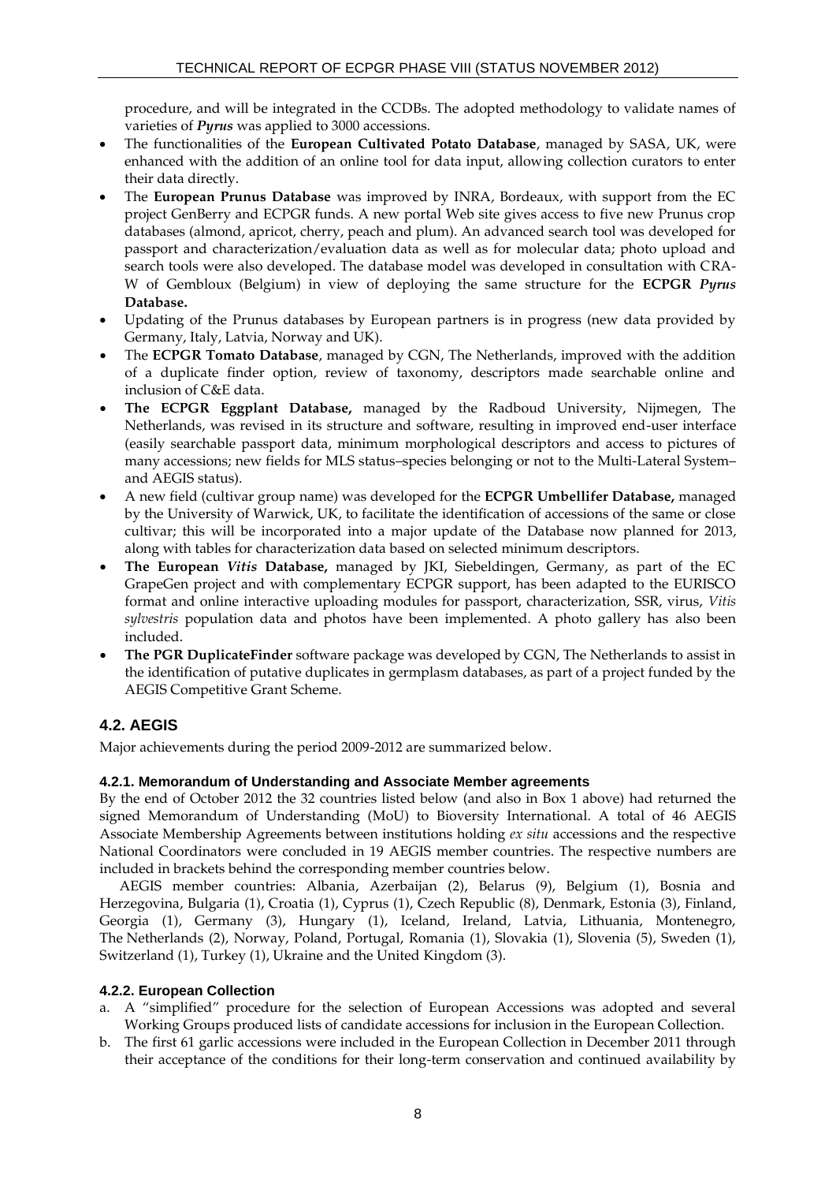procedure, and will be integrated in the CCDBs. The adopted methodology to validate names of varieties of ***Pyrus*** was applied to 3000 accessions.

- The functionalities of the **European Cultivated Potato Database**, managed by SASA, UK, were enhanced with the addition of an online tool for data input, allowing collection curators to enter their data directly.
- The **European Prunus Database** was improved by INRA, Bordeaux, with support from the EC project GenBerry and ECPGR funds. A new portal Web site gives access to five new Prunus crop databases (almond, apricot, cherry, peach and plum). An advanced search tool was developed for passport and characterization/evaluation data as well as for molecular data; photo upload and search tools were also developed. The database model was developed in consultation with CRA-W of Gembloux (Belgium) in view of deploying the same structure for the **ECPGR *Pyrus* Database.**
- Updating of the Prunus databases by European partners is in progress (new data provided by Germany, Italy, Latvia, Norway and UK).
- The **ECPGR Tomato Database**, managed by CGN, The Netherlands, improved with the addition of a duplicate finder option, review of taxonomy, descriptors made searchable online and inclusion of C&E data.
- **The ECPGR Eggplant Database,** managed by the Radboud University, Nijmegen, The Netherlands, was revised in its structure and software, resulting in improved end-user interface (easily searchable passport data, minimum morphological descriptors and access to pictures of many accessions; new fields for MLS status–species belonging or not to the Multi-Lateral System–and AEGIS status).
- A new field (cultivar group name) was developed for the **ECPGR Umbellifer Database,** managed by the University of Warwick, UK, to facilitate the identification of accessions of the same or close cultivar; this will be incorporated into a major update of the Database now planned for 2013, along with tables for characterization data based on selected minimum descriptors.
- **The European *Vitis* Database,** managed by JKI, Siebeldingen, Germany, as part of the EC GrapeGen project and with complementary ECPGR support, has been adapted to the EURISCO format and online interactive uploading modules for passport, characterization, SSR, virus, *Vitis sylvestris* population data and photos have been implemented. A photo gallery has also been included.
- **The PGR DuplicateFinder** software package was developed by CGN, The Netherlands to assist in the identification of putative duplicates in germplasm databases, as part of a project funded by the AEGIS Competitive Grant Scheme.

## 4.2. AEGIS

Major achievements during the period 2009-2012 are summarized below.

### 4.2.1. Memorandum of Understanding and Associate Member agreements

By the end of October 2012 the 32 countries listed below (and also in Box 1 above) had returned the signed Memorandum of Understanding (MoU) to Bioversity International. A total of 46 AEGIS Associate Membership Agreements between institutions holding *ex situ* accessions and the respective National Coordinators were concluded in 19 AEGIS member countries. The respective numbers are included in brackets behind the corresponding member countries below.

AEGIS member countries: Albania, Azerbaijan (2), Belarus (9), Belgium (1), Bosnia and Herzegovina, Bulgaria (1), Croatia (1), Cyprus (1), Czech Republic (8), Denmark, Estonia (3), Finland, Georgia (1), Germany (3), Hungary (1), Iceland, Ireland, Latvia, Lithuania, Montenegro, The Netherlands (2), Norway, Poland, Portugal, Romania (1), Slovakia (1), Slovenia (5), Sweden (1), Switzerland (1), Turkey (1), Ukraine and the United Kingdom (3).

### 4.2.2. European Collection

a. A "simplified" procedure for the selection of European Accessions was adopted and several Working Groups produced lists of candidate accessions for inclusion in the European Collection.
b. The first 61 garlic accessions were included in the European Collection in December 2011 through their acceptance of the conditions for their long-term conservation and continued availability by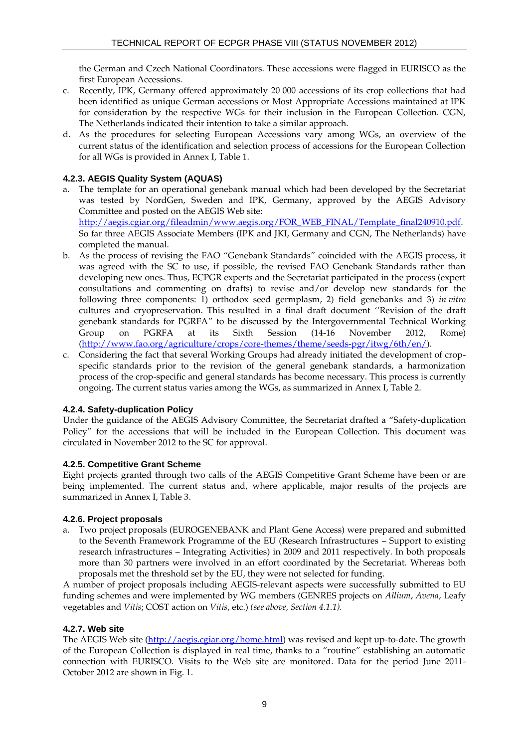the German and Czech National Coordinators. These accessions were flagged in EURISCO as the first European Accessions.

c. Recently, IPK, Germany offered approximately 20 000 accessions of its crop collections that had been identified as unique German accessions or Most Appropriate Accessions maintained at IPK for consideration by the respective WGs for their inclusion in the European Collection. CGN, The Netherlands indicated their intention to take a similar approach.
d. As the procedures for selecting European Accessions vary among WGs, an overview of the current status of the identification and selection process of accessions for the European Collection for all WGs is provided in Annex I, Table 1.

#### 4.2.3. AEGIS Quality System (AQUAS)

a. The template for an operational genebank manual which had been developed by the Secretariat was tested by NordGen, Sweden and IPK, Germany, approved by the AEGIS Advisory Committee and posted on the AEGIS Web site: http://aegis.cgiar.org/fileadmin/www.aegis.org/FOR_WEB_FINAL/Template_final240910.pdf. So far three AEGIS Associate Members (IPK and JKI, Germany and CGN, The Netherlands) have completed the manual.
b. As the process of revising the FAO "Genebank Standards" coincided with the AEGIS process, it was agreed with the SC to use, if possible, the revised FAO Genebank Standards rather than developing new ones. Thus, ECPGR experts and the Secretariat participated in the process (expert consultations and commenting on drafts) to revise and/or develop new standards for the following three components: 1) orthodox seed germplasm, 2) field genebanks and 3) *in vitro* cultures and cryopreservation. This resulted in a final draft document ''Revision of the draft genebank standards for PGRFA" to be discussed by the Intergovernmental Technical Working Group on PGRFA at its Sixth Session (14-16 November 2012, Rome) (http://www.fao.org/agriculture/crops/core-themes/theme/seeds-pgr/itwg/6th/en/).
c. Considering the fact that several Working Groups had already initiated the development of crop-specific standards prior to the revision of the general genebank standards, a harmonization process of the crop-specific and general standards has become necessary. This process is currently ongoing. The current status varies among the WGs, as summarized in Annex I, Table 2.

#### 4.2.4. Safety-duplication Policy

Under the guidance of the AEGIS Advisory Committee, the Secretariat drafted a "Safety-duplication Policy" for the accessions that will be included in the European Collection. This document was circulated in November 2012 to the SC for approval.

#### 4.2.5. Competitive Grant Scheme

Eight projects granted through two calls of the AEGIS Competitive Grant Scheme have been or are being implemented. The current status and, where applicable, major results of the projects are summarized in Annex I, Table 3.

#### 4.2.6. Project proposals

a. Two project proposals (EUROGENEBANK and Plant Gene Access) were prepared and submitted to the Seventh Framework Programme of the EU (Research Infrastructures – Support to existing research infrastructures – Integrating Activities) in 2009 and 2011 respectively. In both proposals more than 30 partners were involved in an effort coordinated by the Secretariat. Whereas both proposals met the threshold set by the EU, they were not selected for funding.

A number of project proposals including AEGIS-relevant aspects were successfully submitted to EU funding schemes and were implemented by WG members (GENRES projects on *Allium*, *Avena*, Leafy vegetables and *Vitis*; COST action on *Vitis*, etc.) *(see above, Section 4.1.1).*

#### 4.2.7. Web site

The AEGIS Web site (http://aegis.cgiar.org/home.html) was revised and kept up-to-date. The growth of the European Collection is displayed in real time, thanks to a "routine" establishing an automatic connection with EURISCO. Visits to the Web site are monitored. Data for the period June 2011-October 2012 are shown in Fig. 1.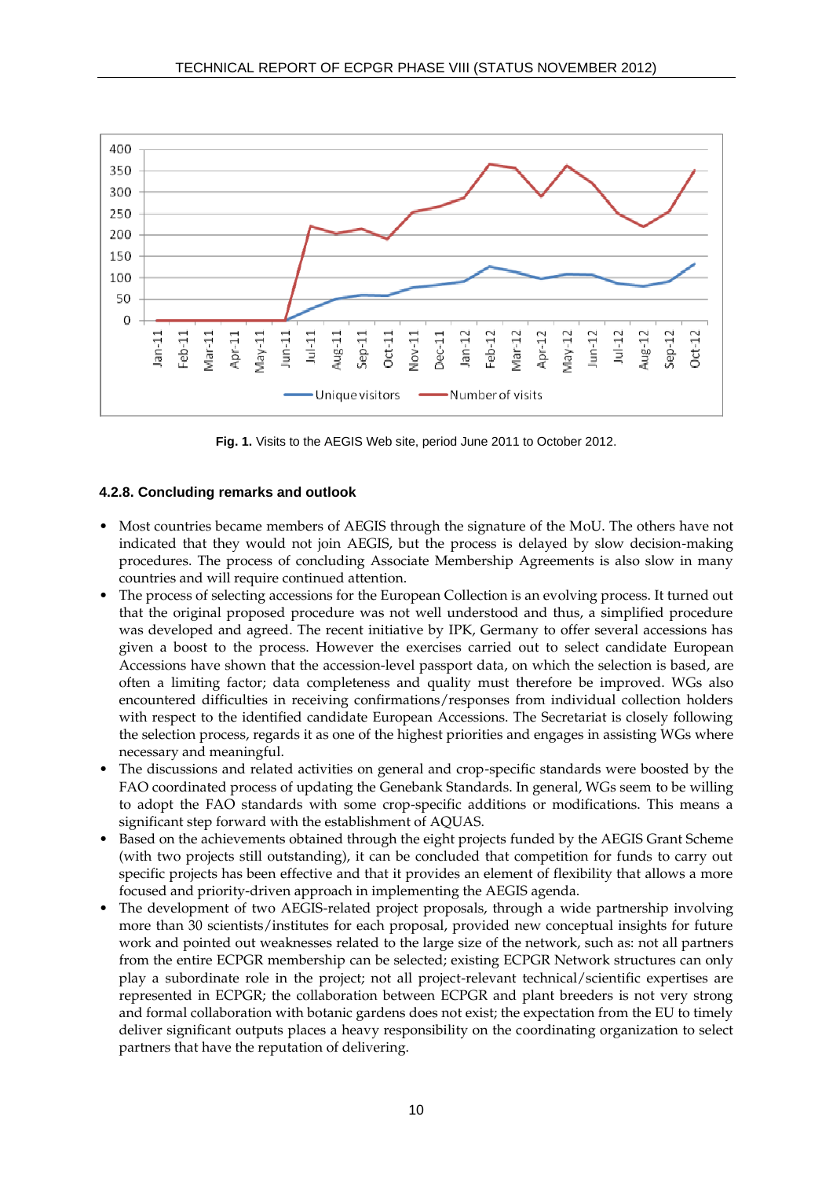**Fig. 1.** Visits to the AEGIS Web site, period June 2011 to October 2012.

### 4.2.8. Concluding remarks and outlook

- Most countries became members of AEGIS through the signature of the MoU. The others have not indicated that they would not join AEGIS, but the process is delayed by slow decision-making procedures. The process of concluding Associate Membership Agreements is also slow in many countries and will require continued attention.
- The process of selecting accessions for the European Collection is an evolving process. It turned out that the original proposed procedure was not well understood and thus, a simplified procedure was developed and agreed. The recent initiative by IPK, Germany to offer several accessions has given a boost to the process. However the exercises carried out to select candidate European Accessions have shown that the accession-level passport data, on which the selection is based, are often a limiting factor; data completeness and quality must therefore be improved. WGs also encountered difficulties in receiving confirmations/responses from individual collection holders with respect to the identified candidate European Accessions. The Secretariat is closely following the selection process, regards it as one of the highest priorities and engages in assisting WGs where necessary and meaningful.
- The discussions and related activities on general and crop-specific standards were boosted by the FAO coordinated process of updating the Genebank Standards. In general, WGs seem to be willing to adopt the FAO standards with some crop-specific additions or modifications. This means a significant step forward with the establishment of AQUAS.
- Based on the achievements obtained through the eight projects funded by the AEGIS Grant Scheme (with two projects still outstanding), it can be concluded that competition for funds to carry out specific projects has been effective and that it provides an element of flexibility that allows a more focused and priority-driven approach in implementing the AEGIS agenda.
- The development of two AEGIS-related project proposals, through a wide partnership involving more than 30 scientists/institutes for each proposal, provided new conceptual insights for future work and pointed out weaknesses related to the large size of the network, such as: not all partners from the entire ECPGR membership can be selected; existing ECPGR Network structures can only play a subordinate role in the project; not all project-relevant technical/scientific expertises are represented in ECPGR; the collaboration between ECPGR and plant breeders is not very strong and formal collaboration with botanic gardens does not exist; the expectation from the EU to timely deliver significant outputs places a heavy responsibility on the coordinating organization to select partners that have the reputation of delivering.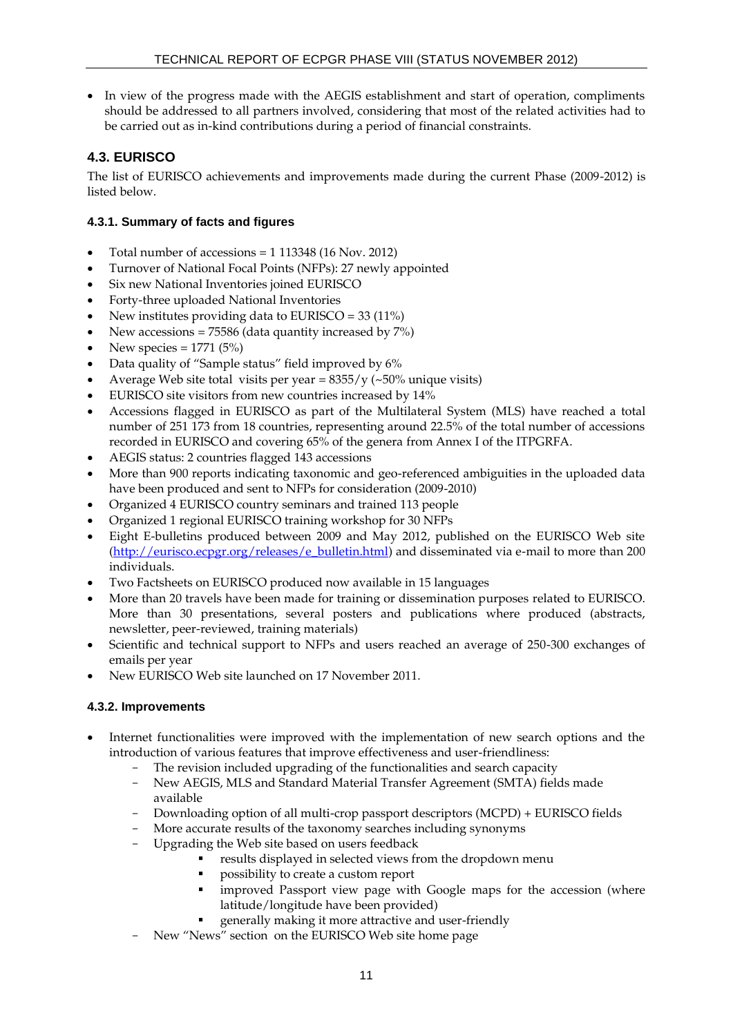- In view of the progress made with the AEGIS establishment and start of operation, compliments should be addressed to all partners involved, considering that most of the related activities had to be carried out as in-kind contributions during a period of financial constraints.

## 4.3. EURISCO

The list of EURISCO achievements and improvements made during the current Phase (2009-2012) is listed below.

### 4.3.1. Summary of facts and figures

- Total number of accessions = 1 113348 (16 Nov. 2012)
- Turnover of National Focal Points (NFPs): 27 newly appointed
- Six new National Inventories joined EURISCO
- Forty-three uploaded National Inventories
- New institutes providing data to EURISCO = 33 (11%)
- New accessions = 75586 (data quantity increased by 7%)
- New species = 1771 (5%)
- Data quality of "Sample status" field improved by 6%
- Average Web site total visits per year = 8355/y (~50% unique visits)
- EURISCO site visitors from new countries increased by 14%
- Accessions flagged in EURISCO as part of the Multilateral System (MLS) have reached a total number of 251 173 from 18 countries, representing around 22.5% of the total number of accessions recorded in EURISCO and covering 65% of the genera from Annex I of the ITPGRFA.
- AEGIS status: 2 countries flagged 143 accessions
- More than 900 reports indicating taxonomic and geo-referenced ambiguities in the uploaded data have been produced and sent to NFPs for consideration (2009-2010)
- Organized 4 EURISCO country seminars and trained 113 people
- Organized 1 regional EURISCO training workshop for 30 NFPs
- Eight E-bulletins produced between 2009 and May 2012, published on the EURISCO Web site (http://eurisco.ecpgr.org/releases/e_bulletin.html) and disseminated via e-mail to more than 200 individuals.
- Two Factsheets on EURISCO produced now available in 15 languages
- More than 20 travels have been made for training or dissemination purposes related to EURISCO. More than 30 presentations, several posters and publications where produced (abstracts, newsletter, peer-reviewed, training materials)
- Scientific and technical support to NFPs and users reached an average of 250-300 exchanges of emails per year
- New EURISCO Web site launched on 17 November 2011.

### 4.3.2. Improvements

- Internet functionalities were improved with the implementation of new search options and the introduction of various features that improve effectiveness and user-friendliness:
  - The revision included upgrading of the functionalities and search capacity
  - New AEGIS, MLS and Standard Material Transfer Agreement (SMTA) fields made available
  - Downloading option of all multi-crop passport descriptors (MCPD) + EURISCO fields
  - More accurate results of the taxonomy searches including synonyms
  - Upgrading the Web site based on users feedback
    - results displayed in selected views from the dropdown menu
    - possibility to create a custom report
    - improved Passport view page with Google maps for the accession (where latitude/longitude have been provided)
    - generally making it more attractive and user-friendly
  - New "News" section on the EURISCO Web site home page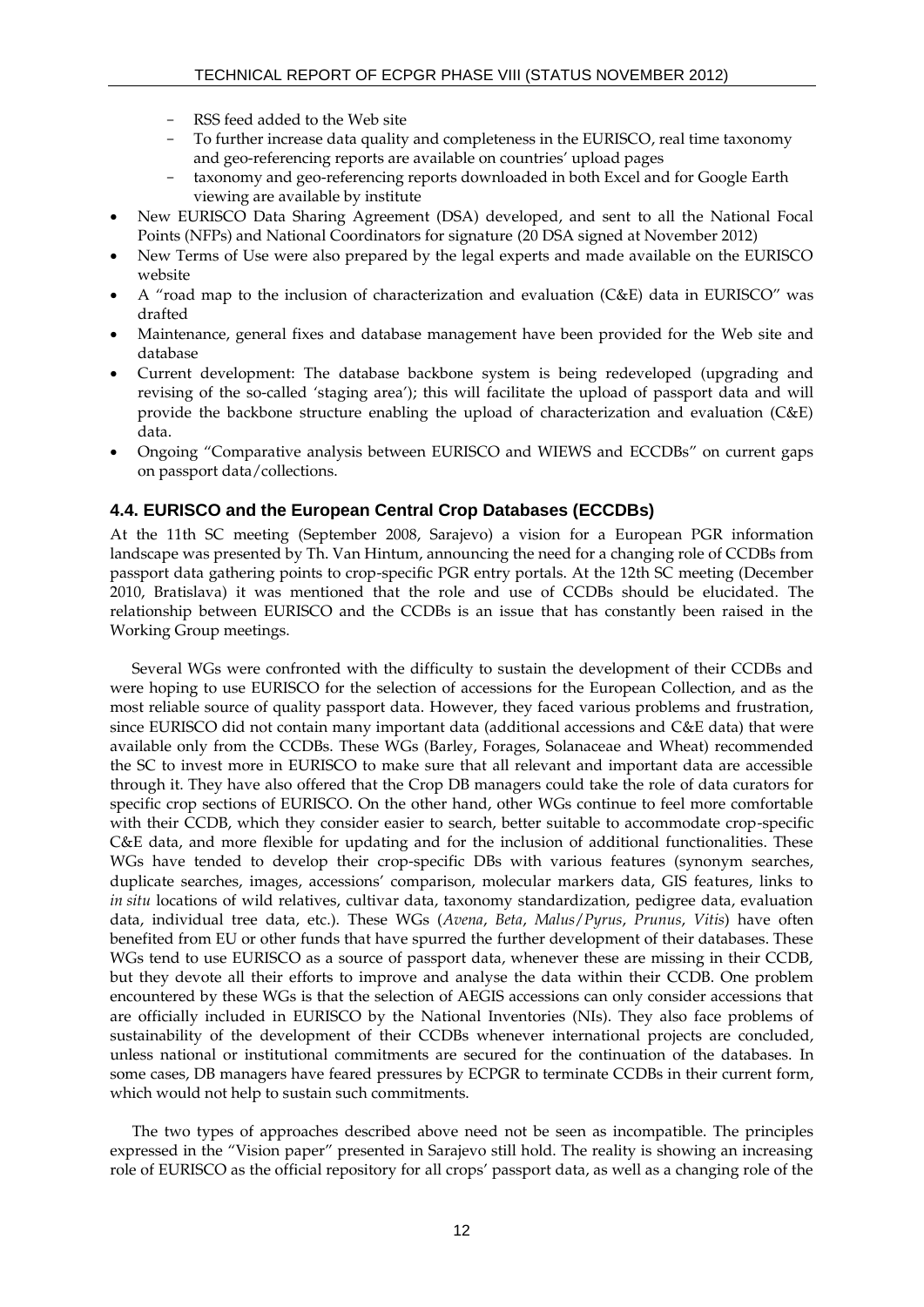- RSS feed added to the Web site
- To further increase data quality and completeness in the EURISCO, real time taxonomy and geo-referencing reports are available on countries' upload pages
- taxonomy and geo-referencing reports downloaded in both Excel and for Google Earth viewing are available by institute

- New EURISCO Data Sharing Agreement (DSA) developed, and sent to all the National Focal Points (NFPs) and National Coordinators for signature (20 DSA signed at November 2012)
- New Terms of Use were also prepared by the legal experts and made available on the EURISCO website
- A "road map to the inclusion of characterization and evaluation (C&E) data in EURISCO" was drafted
- Maintenance, general fixes and database management have been provided for the Web site and database
- Current development: The database backbone system is being redeveloped (upgrading and revising of the so-called 'staging area'); this will facilitate the upload of passport data and will provide the backbone structure enabling the upload of characterization and evaluation (C&E) data.
- Ongoing "Comparative analysis between EURISCO and WIEWS and ECCDBs" on current gaps on passport data/collections.

### 4.4. EURISCO and the European Central Crop Databases (ECCDBs)

At the 11th SC meeting (September 2008, Sarajevo) a vision for a European PGR information landscape was presented by Th. Van Hintum, announcing the need for a changing role of CCDBs from passport data gathering points to crop-specific PGR entry portals. At the 12th SC meeting (December 2010, Bratislava) it was mentioned that the role and use of CCDBs should be elucidated. The relationship between EURISCO and the CCDBs is an issue that has constantly been raised in the Working Group meetings.

Several WGs were confronted with the difficulty to sustain the development of their CCDBs and were hoping to use EURISCO for the selection of accessions for the European Collection, and as the most reliable source of quality passport data. However, they faced various problems and frustration, since EURISCO did not contain many important data (additional accessions and C&E data) that were available only from the CCDBs. These WGs (Barley, Forages, Solanaceae and Wheat) recommended the SC to invest more in EURISCO to make sure that all relevant and important data are accessible through it. They have also offered that the Crop DB managers could take the role of data curators for specific crop sections of EURISCO. On the other hand, other WGs continue to feel more comfortable with their CCDB, which they consider easier to search, better suitable to accommodate crop-specific C&E data, and more flexible for updating and for the inclusion of additional functionalities. These WGs have tended to develop their crop-specific DBs with various features (synonym searches, duplicate searches, images, accessions' comparison, molecular markers data, GIS features, links to *in situ* locations of wild relatives, cultivar data, taxonomy standardization, pedigree data, evaluation data, individual tree data, etc.). These WGs (*Avena*, *Beta*, *Malus*/*Pyrus*, *Prunus*, *Vitis*) have often benefited from EU or other funds that have spurred the further development of their databases. These WGs tend to use EURISCO as a source of passport data, whenever these are missing in their CCDB, but they devote all their efforts to improve and analyse the data within their CCDB. One problem encountered by these WGs is that the selection of AEGIS accessions can only consider accessions that are officially included in EURISCO by the National Inventories (NIs). They also face problems of sustainability of the development of their CCDBs whenever international projects are concluded, unless national or institutional commitments are secured for the continuation of the databases. In some cases, DB managers have feared pressures by ECPGR to terminate CCDBs in their current form, which would not help to sustain such commitments.

The two types of approaches described above need not be seen as incompatible. The principles expressed in the "Vision paper" presented in Sarajevo still hold. The reality is showing an increasing role of EURISCO as the official repository for all crops' passport data, as well as a changing role of the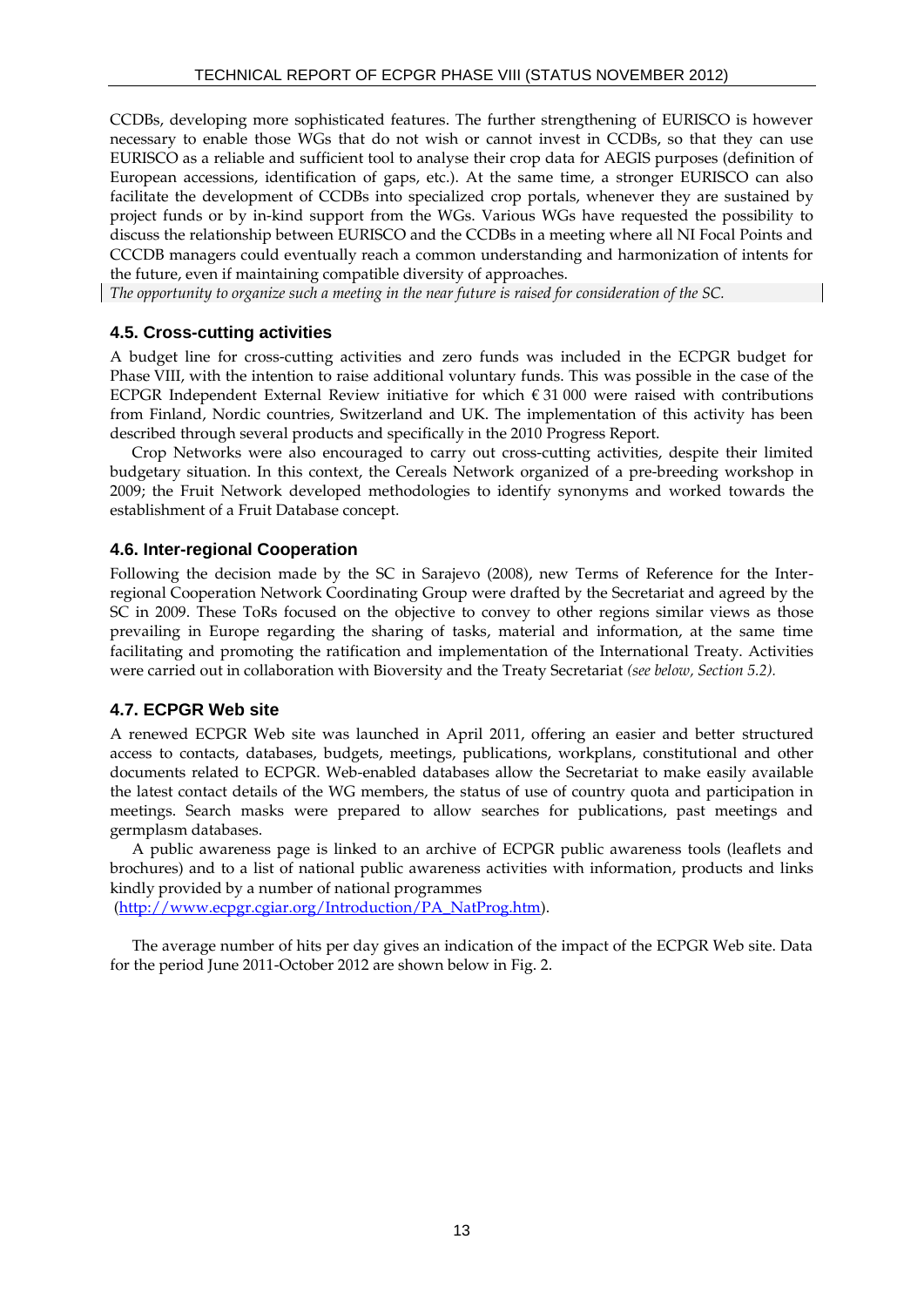CCDBs, developing more sophisticated features. The further strengthening of EURISCO is however necessary to enable those WGs that do not wish or cannot invest in CCDBs, so that they can use EURISCO as a reliable and sufficient tool to analyse their crop data for AEGIS purposes (definition of European accessions, identification of gaps, etc.). At the same time, a stronger EURISCO can also facilitate the development of CCDBs into specialized crop portals, whenever they are sustained by project funds or by in-kind support from the WGs. Various WGs have requested the possibility to discuss the relationship between EURISCO and the CCDBs in a meeting where all NI Focal Points and CCCDB managers could eventually reach a common understanding and harmonization of intents for the future, even if maintaining compatible diversity of approaches.

*The opportunity to organize such a meeting in the near future is raised for consideration of the SC.*

### 4.5. Cross-cutting activities

A budget line for cross-cutting activities and zero funds was included in the ECPGR budget for Phase VIII, with the intention to raise additional voluntary funds. This was possible in the case of the ECPGR Independent External Review initiative for which € 31 000 were raised with contributions from Finland, Nordic countries, Switzerland and UK. The implementation of this activity has been described through several products and specifically in the 2010 Progress Report.

Crop Networks were also encouraged to carry out cross-cutting activities, despite their limited budgetary situation. In this context, the Cereals Network organized of a pre-breeding workshop in 2009; the Fruit Network developed methodologies to identify synonyms and worked towards the establishment of a Fruit Database concept.

### 4.6. Inter-regional Cooperation

Following the decision made by the SC in Sarajevo (2008), new Terms of Reference for the Inter-regional Cooperation Network Coordinating Group were drafted by the Secretariat and agreed by the SC in 2009. These ToRs focused on the objective to convey to other regions similar views as those prevailing in Europe regarding the sharing of tasks, material and information, at the same time facilitating and promoting the ratification and implementation of the International Treaty. Activities were carried out in collaboration with Bioversity and the Treaty Secretariat *(see below, Section 5.2).*

### 4.7. ECPGR Web site

A renewed ECPGR Web site was launched in April 2011, offering an easier and better structured access to contacts, databases, budgets, meetings, publications, workplans, constitutional and other documents related to ECPGR. Web-enabled databases allow the Secretariat to make easily available the latest contact details of the WG members, the status of use of country quota and participation in meetings. Search masks were prepared to allow searches for publications, past meetings and germplasm databases.

A public awareness page is linked to an archive of ECPGR public awareness tools (leaflets and brochures) and to a list of national public awareness activities with information, products and links kindly provided by a number of national programmes (http://www.ecpgr.cgiar.org/Introduction/PA_NatProg.htm).

The average number of hits per day gives an indication of the impact of the ECPGR Web site. Data for the period June 2011-October 2012 are shown below in Fig. 2.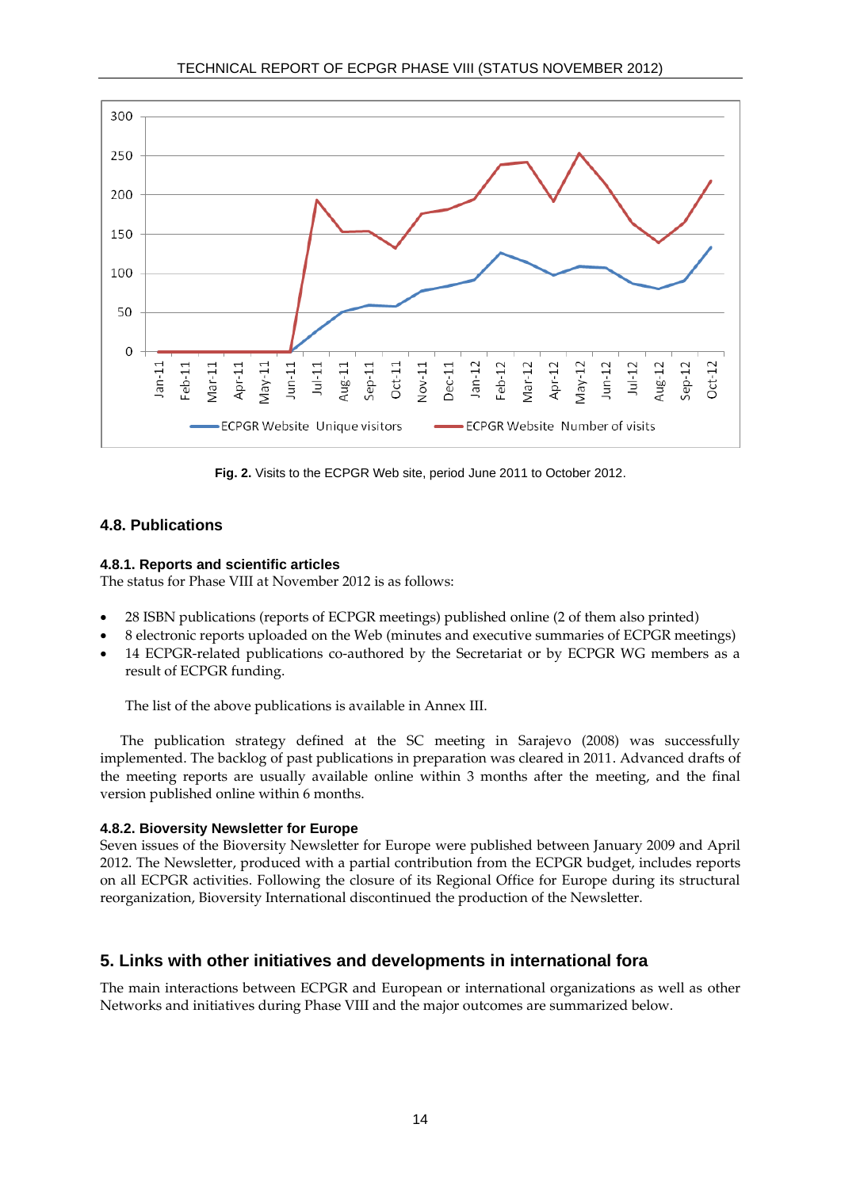Fig. 2. Visits to the ECPGR Web site, period June 2011 to October 2012.

## 4.8. Publications

### 4.8.1. Reports and scientific articles

The status for Phase VIII at November 2012 is as follows:

- 28 ISBN publications (reports of ECPGR meetings) published online (2 of them also printed)
- 8 electronic reports uploaded on the Web (minutes and executive summaries of ECPGR meetings)
- 14 ECPGR-related publications co-authored by the Secretariat or by ECPGR WG members as a result of ECPGR funding.

The list of the above publications is available in Annex III.

The publication strategy defined at the SC meeting in Sarajevo (2008) was successfully implemented. The backlog of past publications in preparation was cleared in 2011. Advanced drafts of the meeting reports are usually available online within 3 months after the meeting, and the final version published online within 6 months.

### 4.8.2. Bioversity Newsletter for Europe

Seven issues of the Bioversity Newsletter for Europe were published between January 2009 and April 2012. The Newsletter, produced with a partial contribution from the ECPGR budget, includes reports on all ECPGR activities. Following the closure of its Regional Office for Europe during its structural reorganization, Bioversity International discontinued the production of the Newsletter.

# 5. Links with other initiatives and developments in international fora

The main interactions between ECPGR and European or international organizations as well as other Networks and initiatives during Phase VIII and the major outcomes are summarized below.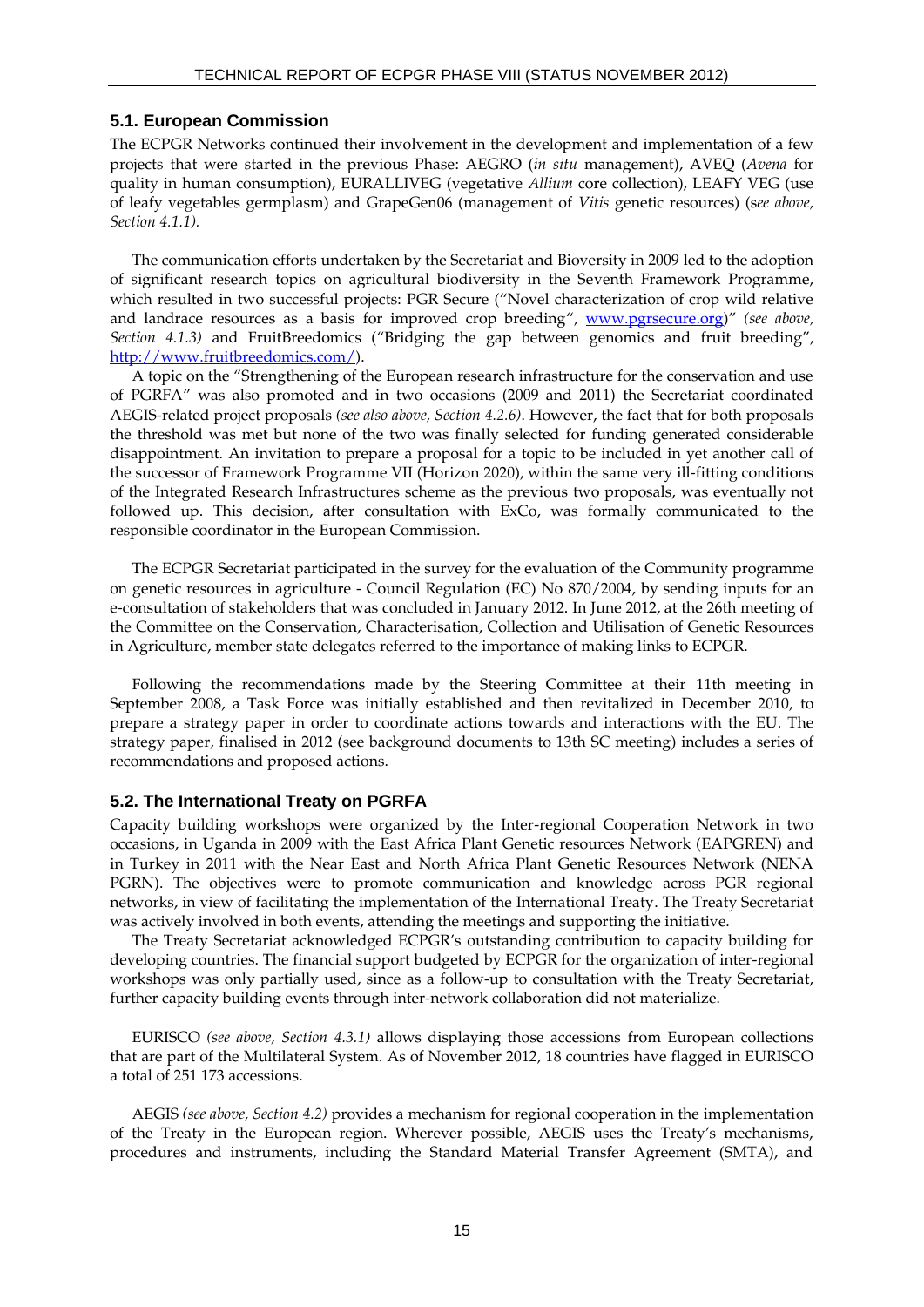## 5.1. European Commission

The ECPGR Networks continued their involvement in the development and implementation of a few projects that were started in the previous Phase: AEGRO (*in situ* management), AVEQ (*Avena* for quality in human consumption), EURALLIVEG (vegetative *Allium* core collection), LEAFY VEG (use of leafy vegetables germplasm) and GrapeGen06 (management of *Vitis* genetic resources) (*see above, Section 4.1.1).*

The communication efforts undertaken by the Secretariat and Bioversity in 2009 led to the adoption of significant research topics on agricultural biodiversity in the Seventh Framework Programme, which resulted in two successful projects: PGR Secure ("Novel characterization of crop wild relative and landrace resources as a basis for improved crop breeding", www.pgrsecure.org)" *(see above, Section 4.1.3)* and FruitBreedomics ("Bridging the gap between genomics and fruit breeding", http://www.fruitbreedomics.com/).

A topic on the "Strengthening of the European research infrastructure for the conservation and use of PGRFA" was also promoted and in two occasions (2009 and 2011) the Secretariat coordinated AEGIS-related project proposals *(see also above, Section 4.2.6)*. However, the fact that for both proposals the threshold was met but none of the two was finally selected for funding generated considerable disappointment. An invitation to prepare a proposal for a topic to be included in yet another call of the successor of Framework Programme VII (Horizon 2020), within the same very ill-fitting conditions of the Integrated Research Infrastructures scheme as the previous two proposals, was eventually not followed up. This decision, after consultation with ExCo, was formally communicated to the responsible coordinator in the European Commission.

The ECPGR Secretariat participated in the survey for the evaluation of the Community programme on genetic resources in agriculture - Council Regulation (EC) No 870/2004, by sending inputs for an e-consultation of stakeholders that was concluded in January 2012. In June 2012, at the 26th meeting of the Committee on the Conservation, Characterisation, Collection and Utilisation of Genetic Resources in Agriculture, member state delegates referred to the importance of making links to ECPGR.

Following the recommendations made by the Steering Committee at their 11th meeting in September 2008, a Task Force was initially established and then revitalized in December 2010, to prepare a strategy paper in order to coordinate actions towards and interactions with the EU. The strategy paper, finalised in 2012 (see background documents to 13th SC meeting) includes a series of recommendations and proposed actions.

## 5.2. The International Treaty on PGRFA

Capacity building workshops were organized by the Inter-regional Cooperation Network in two occasions, in Uganda in 2009 with the East Africa Plant Genetic resources Network (EAPGREN) and in Turkey in 2011 with the Near East and North Africa Plant Genetic Resources Network (NENA PGRN). The objectives were to promote communication and knowledge across PGR regional networks, in view of facilitating the implementation of the International Treaty. The Treaty Secretariat was actively involved in both events, attending the meetings and supporting the initiative.

The Treaty Secretariat acknowledged ECPGR's outstanding contribution to capacity building for developing countries. The financial support budgeted by ECPGR for the organization of inter-regional workshops was only partially used, since as a follow-up to consultation with the Treaty Secretariat, further capacity building events through inter-network collaboration did not materialize.

EURISCO *(see above, Section 4.3.1)* allows displaying those accessions from European collections that are part of the Multilateral System. As of November 2012, 18 countries have flagged in EURISCO a total of 251 173 accessions.

AEGIS *(see above, Section 4.2)* provides a mechanism for regional cooperation in the implementation of the Treaty in the European region. Wherever possible, AEGIS uses the Treaty's mechanisms, procedures and instruments, including the Standard Material Transfer Agreement (SMTA), and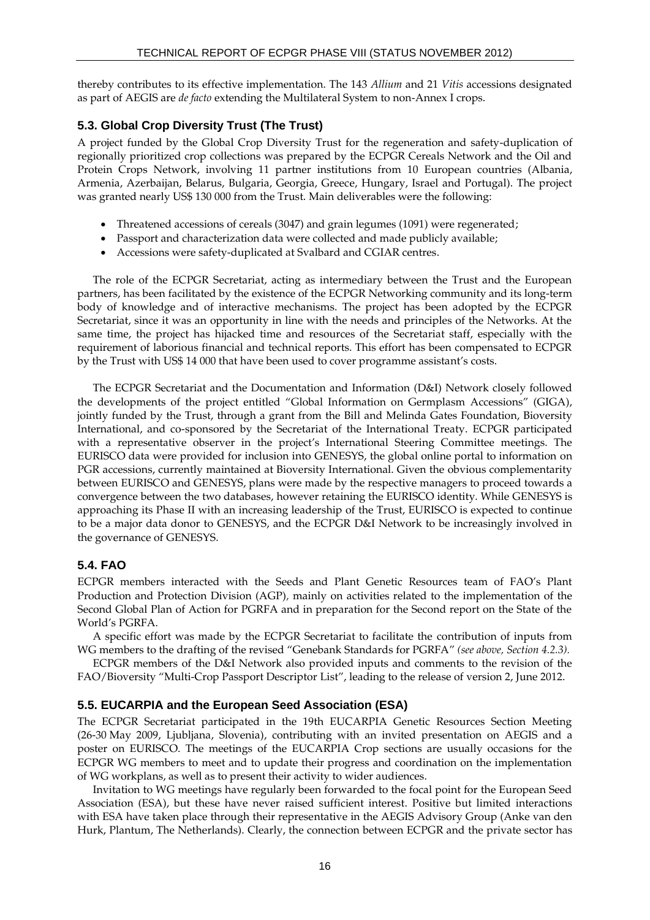thereby contributes to its effective implementation. The 143 *Allium* and 21 *Vitis* accessions designated as part of AEGIS are *de facto* extending the Multilateral System to non-Annex I crops.

### 5.3. Global Crop Diversity Trust (The Trust)

A project funded by the Global Crop Diversity Trust for the regeneration and safety-duplication of regionally prioritized crop collections was prepared by the ECPGR Cereals Network and the Oil and Protein Crops Network, involving 11 partner institutions from 10 European countries (Albania, Armenia, Azerbaijan, Belarus, Bulgaria, Georgia, Greece, Hungary, Israel and Portugal). The project was granted nearly US$ 130 000 from the Trust. Main deliverables were the following:

- Threatened accessions of cereals (3047) and grain legumes (1091) were regenerated;
- Passport and characterization data were collected and made publicly available;
- Accessions were safety-duplicated at Svalbard and CGIAR centres.

The role of the ECPGR Secretariat, acting as intermediary between the Trust and the European partners, has been facilitated by the existence of the ECPGR Networking community and its long-term body of knowledge and of interactive mechanisms. The project has been adopted by the ECPGR Secretariat, since it was an opportunity in line with the needs and principles of the Networks. At the same time, the project has hijacked time and resources of the Secretariat staff, especially with the requirement of laborious financial and technical reports. This effort has been compensated to ECPGR by the Trust with US$ 14 000 that have been used to cover programme assistant's costs.

The ECPGR Secretariat and the Documentation and Information (D&I) Network closely followed the developments of the project entitled "Global Information on Germplasm Accessions" (GIGA), jointly funded by the Trust, through a grant from the Bill and Melinda Gates Foundation, Bioversity International, and co-sponsored by the Secretariat of the International Treaty. ECPGR participated with a representative observer in the project's International Steering Committee meetings. The EURISCO data were provided for inclusion into GENESYS, the global online portal to information on PGR accessions, currently maintained at Bioversity International. Given the obvious complementarity between EURISCO and GENESYS, plans were made by the respective managers to proceed towards a convergence between the two databases, however retaining the EURISCO identity. While GENESYS is approaching its Phase II with an increasing leadership of the Trust, EURISCO is expected to continue to be a major data donor to GENESYS, and the ECPGR D&I Network to be increasingly involved in the governance of GENESYS.

### 5.4. FAO

ECPGR members interacted with the Seeds and Plant Genetic Resources team of FAO's Plant Production and Protection Division (AGP), mainly on activities related to the implementation of the Second Global Plan of Action for PGRFA and in preparation for the Second report on the State of the World's PGRFA.

A specific effort was made by the ECPGR Secretariat to facilitate the contribution of inputs from WG members to the drafting of the revised "Genebank Standards for PGRFA" *(see above, Section 4.2.3).*

ECPGR members of the D&I Network also provided inputs and comments to the revision of the FAO/Bioversity "Multi-Crop Passport Descriptor List", leading to the release of version 2, June 2012.

### 5.5. EUCARPIA and the European Seed Association (ESA)

The ECPGR Secretariat participated in the 19th EUCARPIA Genetic Resources Section Meeting (26-30 May 2009, Ljubljana, Slovenia), contributing with an invited presentation on AEGIS and a poster on EURISCO. The meetings of the EUCARPIA Crop sections are usually occasions for the ECPGR WG members to meet and to update their progress and coordination on the implementation of WG workplans, as well as to present their activity to wider audiences.

Invitation to WG meetings have regularly been forwarded to the focal point for the European Seed Association (ESA), but these have never raised sufficient interest. Positive but limited interactions with ESA have taken place through their representative in the AEGIS Advisory Group (Anke van den Hurk, Plantum, The Netherlands). Clearly, the connection between ECPGR and the private sector has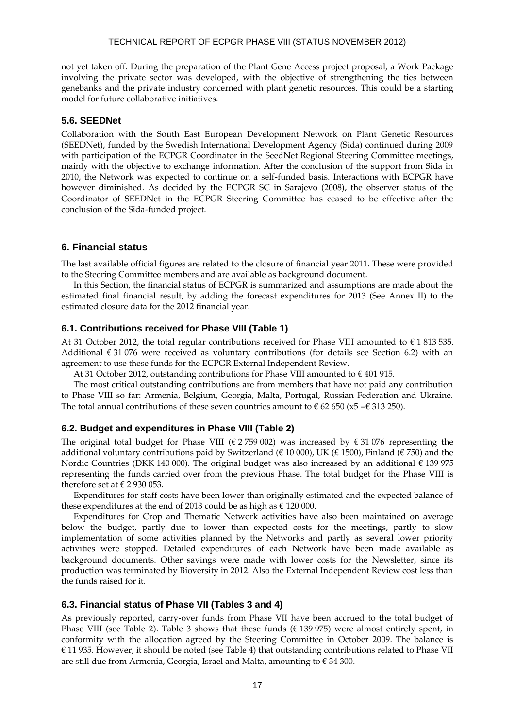not yet taken off. During the preparation of the Plant Gene Access project proposal, a Work Package involving the private sector was developed, with the objective of strengthening the ties between genebanks and the private industry concerned with plant genetic resources. This could be a starting model for future collaborative initiatives.

### 5.6. SEEDNet

Collaboration with the South East European Development Network on Plant Genetic Resources (SEEDNet), funded by the Swedish International Development Agency (Sida) continued during 2009 with participation of the ECPGR Coordinator in the SeedNet Regional Steering Committee meetings, mainly with the objective to exchange information. After the conclusion of the support from Sida in 2010, the Network was expected to continue on a self-funded basis. Interactions with ECPGR have however diminished. As decided by the ECPGR SC in Sarajevo (2008), the observer status of the Coordinator of SEEDNet in the ECPGR Steering Committee has ceased to be effective after the conclusion of the Sida-funded project.

## 6. Financial status

The last available official figures are related to the closure of financial year 2011. These were provided to the Steering Committee members and are available as background document.

In this Section, the financial status of ECPGR is summarized and assumptions are made about the estimated final financial result, by adding the forecast expenditures for 2013 (See Annex II) to the estimated closure data for the 2012 financial year.

### 6.1. Contributions received for Phase VIII (Table 1)

At 31 October 2012, the total regular contributions received for Phase VIII amounted to € 1 813 535. Additional € 31 076 were received as voluntary contributions (for details see Section 6.2) with an agreement to use these funds for the ECPGR External Independent Review.

At 31 October 2012, outstanding contributions for Phase VIII amounted to € 401 915.

The most critical outstanding contributions are from members that have not paid any contribution to Phase VIII so far: Armenia, Belgium, Georgia, Malta, Portugal, Russian Federation and Ukraine. The total annual contributions of these seven countries amount to € 62 650 (x5 =€ 313 250).

### 6.2. Budget and expenditures in Phase VIII (Table 2)

The original total budget for Phase VIII (€ 2 759 002) was increased by € 31 076 representing the additional voluntary contributions paid by Switzerland (€ 10 000), UK (£ 1500), Finland (€ 750) and the Nordic Countries (DKK 140 000). The original budget was also increased by an additional € 139 975 representing the funds carried over from the previous Phase. The total budget for the Phase VIII is therefore set at € 2 930 053.

Expenditures for staff costs have been lower than originally estimated and the expected balance of these expenditures at the end of 2013 could be as high as € 120 000.

Expenditures for Crop and Thematic Network activities have also been maintained on average below the budget, partly due to lower than expected costs for the meetings, partly to slow implementation of some activities planned by the Networks and partly as several lower priority activities were stopped. Detailed expenditures of each Network have been made available as background documents. Other savings were made with lower costs for the Newsletter, since its production was terminated by Bioversity in 2012. Also the External Independent Review cost less than the funds raised for it.

### 6.3. Financial status of Phase VII (Tables 3 and 4)

As previously reported, carry-over funds from Phase VII have been accrued to the total budget of Phase VIII (see Table 2). Table 3 shows that these funds (€ 139 975) were almost entirely spent, in conformity with the allocation agreed by the Steering Committee in October 2009. The balance is € 11 935. However, it should be noted (see Table 4) that outstanding contributions related to Phase VII are still due from Armenia, Georgia, Israel and Malta, amounting to € 34 300.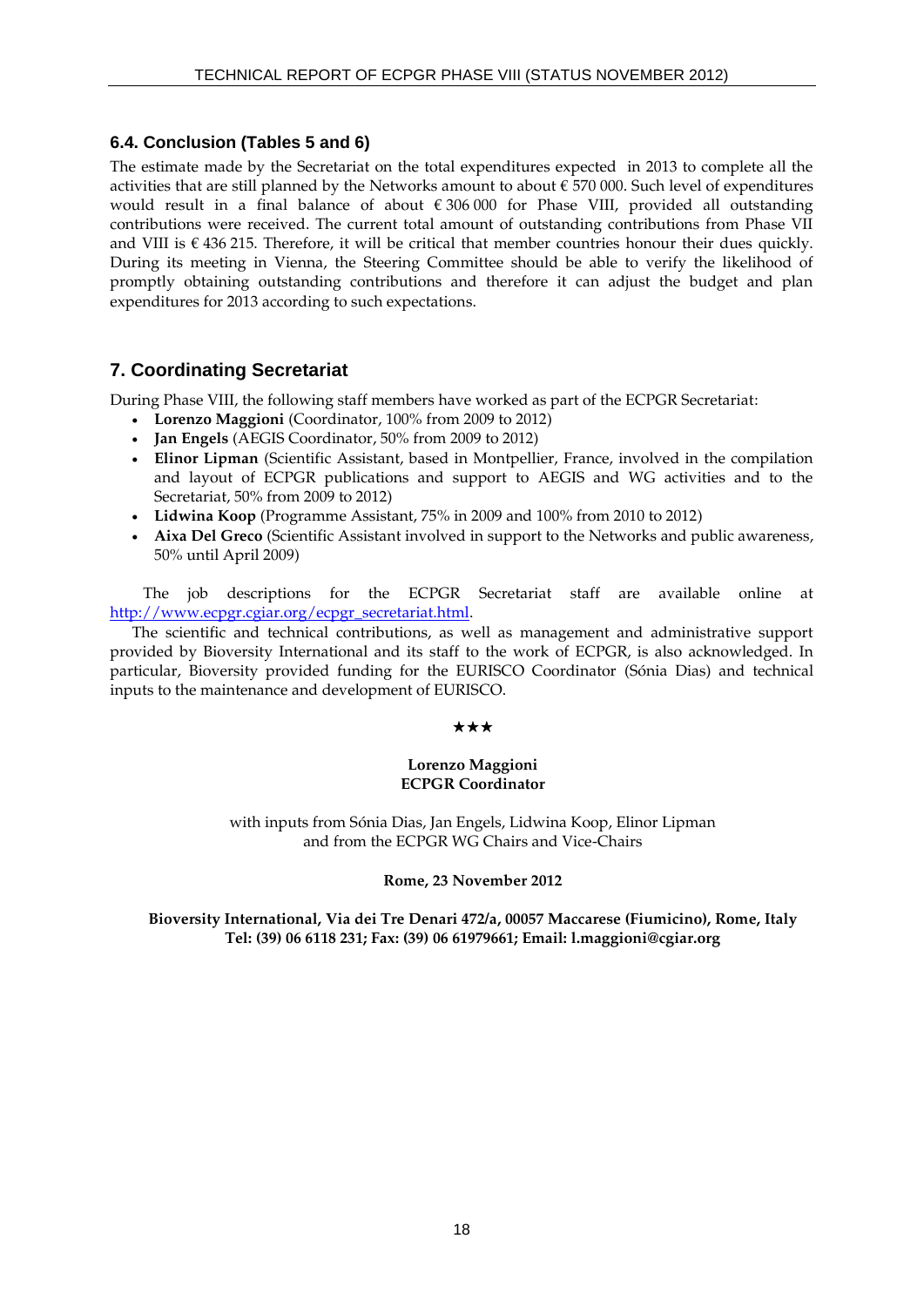### 6.4. Conclusion (Tables 5 and 6)

The estimate made by the Secretariat on the total expenditures expected in 2013 to complete all the activities that are still planned by the Networks amount to about € 570 000. Such level of expenditures would result in a final balance of about € 306 000 for Phase VIII, provided all outstanding contributions were received. The current total amount of outstanding contributions from Phase VII and VIII is € 436 215. Therefore, it will be critical that member countries honour their dues quickly. During its meeting in Vienna, the Steering Committee should be able to verify the likelihood of promptly obtaining outstanding contributions and therefore it can adjust the budget and plan expenditures for 2013 according to such expectations.

## 7. Coordinating Secretariat

During Phase VIII, the following staff members have worked as part of the ECPGR Secretariat:

- **Lorenzo Maggioni** (Coordinator, 100% from 2009 to 2012)
- **Jan Engels** (AEGIS Coordinator, 50% from 2009 to 2012)
- **Elinor Lipman** (Scientific Assistant, based in Montpellier, France, involved in the compilation and layout of ECPGR publications and support to AEGIS and WG activities and to the Secretariat, 50% from 2009 to 2012)
- **Lidwina Koop** (Programme Assistant, 75% in 2009 and 100% from 2010 to 2012)
- **Aixa Del Greco** (Scientific Assistant involved in support to the Networks and public awareness, 50% until April 2009)

The job descriptions for the ECPGR Secretariat staff are available online at http://www.ecpgr.cgiar.org/ecpgr_secretariat.html.

The scientific and technical contributions, as well as management and administrative support provided by Bioversity International and its staff to the work of ECPGR, is also acknowledged. In particular, Bioversity provided funding for the EURISCO Coordinator (Sónia Dias) and technical inputs to the maintenance and development of EURISCO.

★★★

**Lorenzo Maggioni**
**ECPGR Coordinator**

with inputs from Sónia Dias, Jan Engels, Lidwina Koop, Elinor Lipman
and from the ECPGR WG Chairs and Vice-Chairs

**Rome, 23 November 2012**

**Bioversity International, Via dei Tre Denari 472/a, 00057 Maccarese (Fiumicino), Rome, Italy**
**Tel: (39) 06 6118 231; Fax: (39) 06 61979661; Email: l.maggioni@cgiar.org**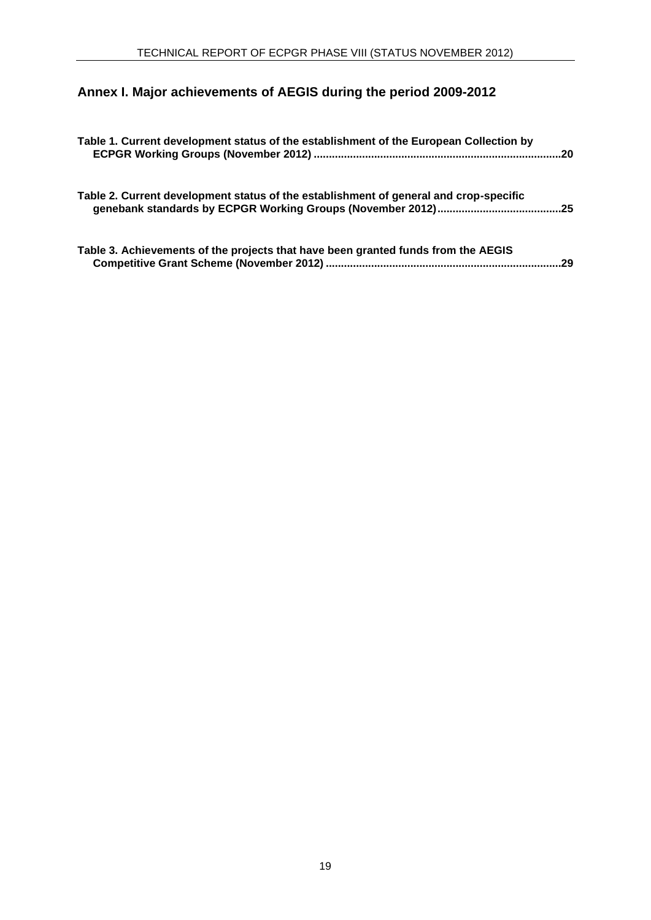## Annex I. Major achievements of AEGIS during the period 2009-2012

**Table 1. Current development status of the establishment of the European Collection by ECPGR Working Groups (November 2012) .................................................................................20**

**Table 2. Current development status of the establishment of general and crop-specific genebank standards by ECPGR Working Groups (November 2012)........................................25**

**Table 3. Achievements of the projects that have been granted funds from the AEGIS Competitive Grant Scheme (November 2012) ............................................................................29**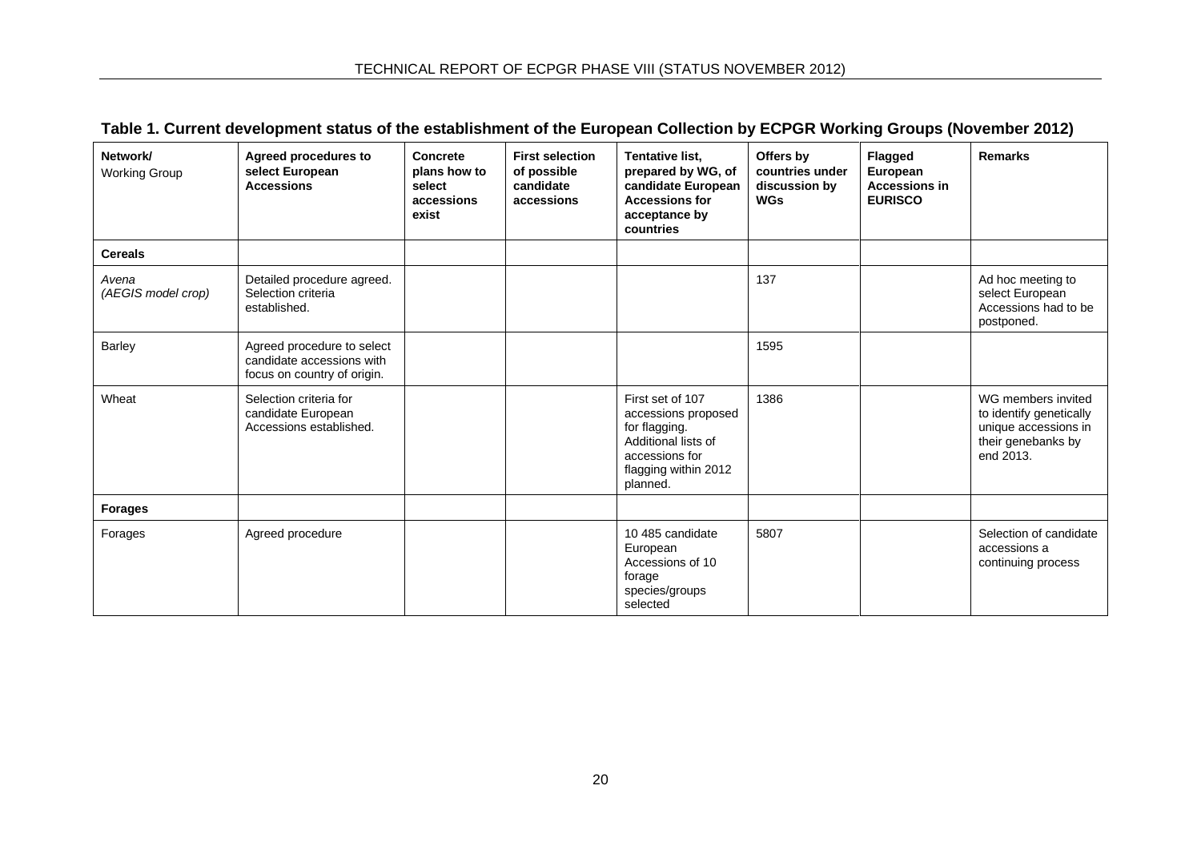**Table 1. Current development status of the establishment of the European Collection by ECPGR Working Groups (November 2012)**

| Network/ Working Group | Agreed procedures to select European Accessions | Concrete plans how to select accessions exist | First selection of possible candidate accessions | Tentative list, prepared by WG, of candidate European Accessions for acceptance by countries | Offers by countries under discussion by WGs | Flagged European Accessions in EURISCO | Remarks |
|---|---|---|---|---|---|---|---|
| **Cereals** | | | | | | | |
| *Avena (AEGIS model crop)* | Detailed procedure agreed. Selection criteria established. | | | | 137 | | Ad hoc meeting to select European Accessions had to be postponed. |
| Barley | Agreed procedure to select candidate accessions with focus on country of origin. | | | | 1595 | | |
| Wheat | Selection criteria for candidate European Accessions established. | | | First set of 107 accessions proposed for flagging. Additional lists of accessions for flagging within 2012 planned. | 1386 | | WG members invited to identify genetically unique accessions in their genebanks by end 2013. |
| **Forages** | | | | | | | |
| Forages | Agreed procedure | | | 10 485 candidate European Accessions of 10 forage species/groups selected | 5807 | | Selection of candidate accessions a continuing process |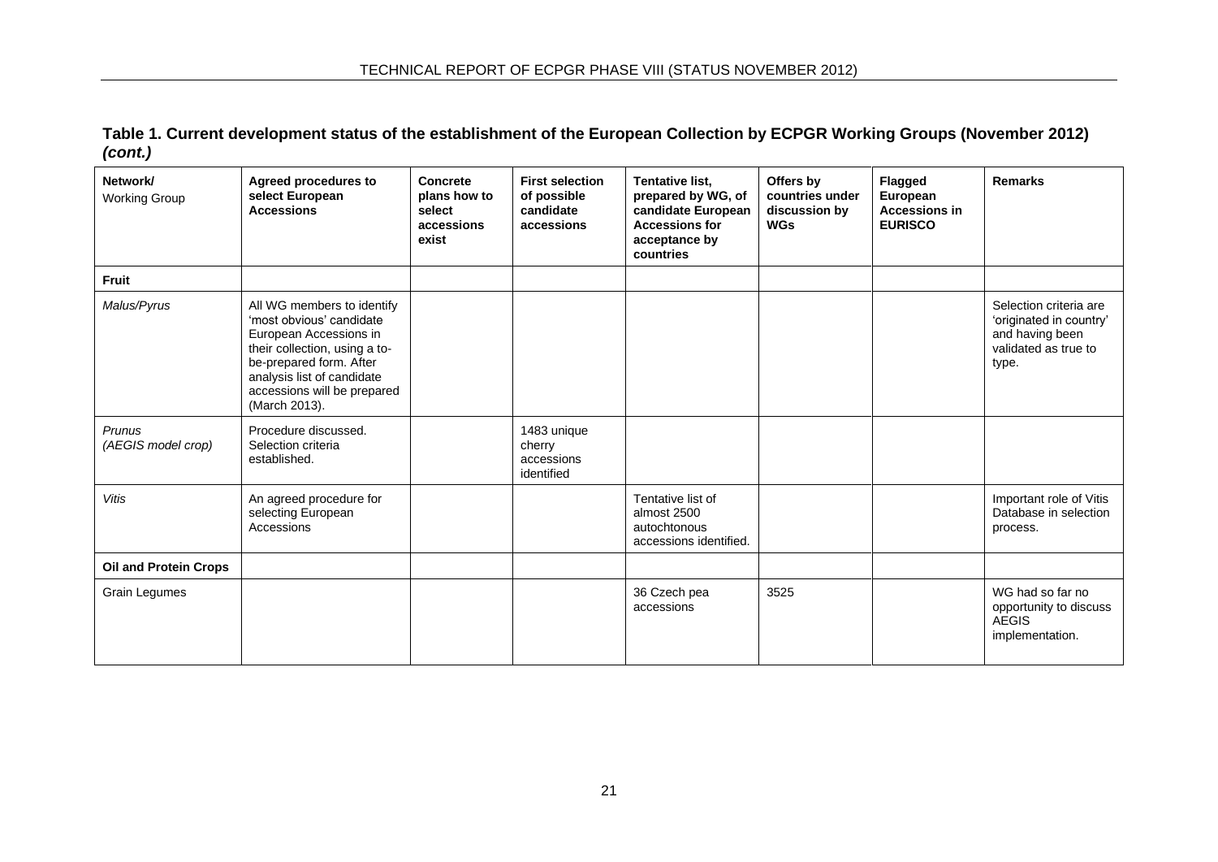**Table 1. Current development status of the establishment of the European Collection by ECPGR Working Groups (November 2012) *(cont.)***

| Network/ Working Group | Agreed procedures to select European Accessions | Concrete plans how to select accessions exist | First selection of possible candidate accessions | Tentative list, prepared by WG, of candidate European Accessions for acceptance by countries | Offers by countries under discussion by WGs | Flagged European Accessions in EURISCO | Remarks |
|---|---|---|---|---|---|---|---|
| **Fruit** | | | | | | | |
| *Malus/Pyrus* | All WG members to identify 'most obvious' candidate European Accessions in their collection, using a to-be-prepared form. After analysis list of candidate accessions will be prepared (March 2013). | | | | | | Selection criteria are 'originated in country' and having been validated as true to type. |
| *Prunus* (*AEGIS model crop)* | Procedure discussed. Selection criteria established. | | 1483 unique cherry accessions identified | | | | |
| *Vitis* | An agreed procedure for selecting European Accessions | | | Tentative list of almost 2500 autochtonous accessions identified. | | | Important role of Vitis Database in selection process. |
| **Oil and Protein Crops** | | | | | | | |
| Grain Legumes | | | | 36 Czech pea accessions | 3525 | | WG had so far no opportunity to discuss AEGIS implementation. |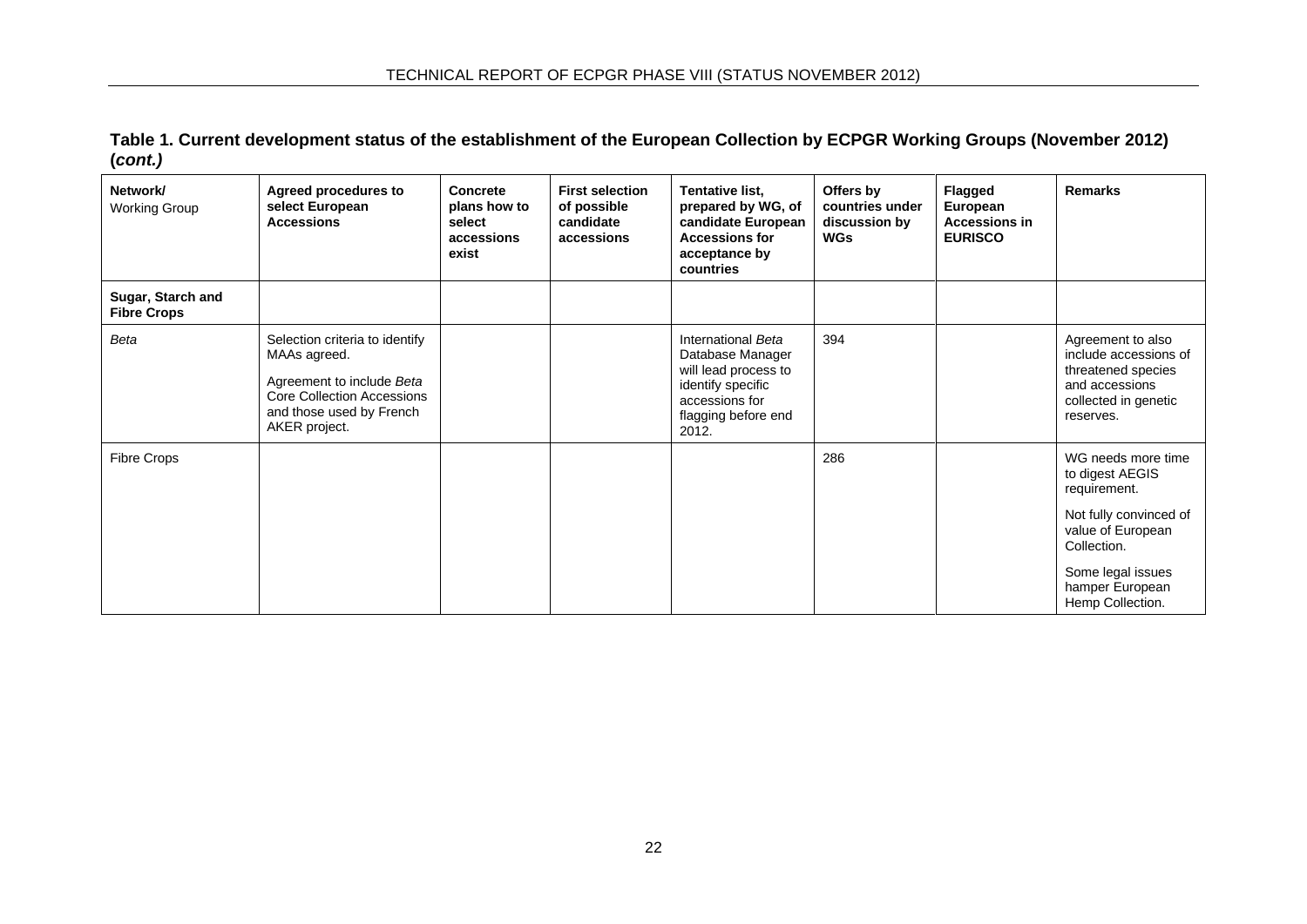**Table 1. Current development status of the establishment of the European Collection by ECPGR Working Groups (November 2012) (*cont.*)**

| Network/ Working Group | Agreed procedures to select European Accessions | Concrete plans how to select accessions exist | First selection of possible candidate accessions | Tentative list, prepared by WG, of candidate European Accessions for acceptance by countries | Offers by countries under discussion by WGs | Flagged European Accessions in EURISCO | Remarks |
|---|---|---|---|---|---|---|---|
| **Sugar, Starch and Fibre Crops** | | | | | | | |
| *Beta* | Selection criteria to identify MAAs agreed. Agreement to include *Beta* Core Collection Accessions and those used by French AKER project. | | | International *Beta* Database Manager will lead process to identify specific accessions for flagging before end 2012. | 394 | | Agreement to also include accessions of threatened species and accessions collected in genetic reserves. |
| Fibre Crops | | | | | 286 | | WG needs more time to digest AEGIS requirement. Not fully convinced of value of European Collection. Some legal issues hamper European Hemp Collection. |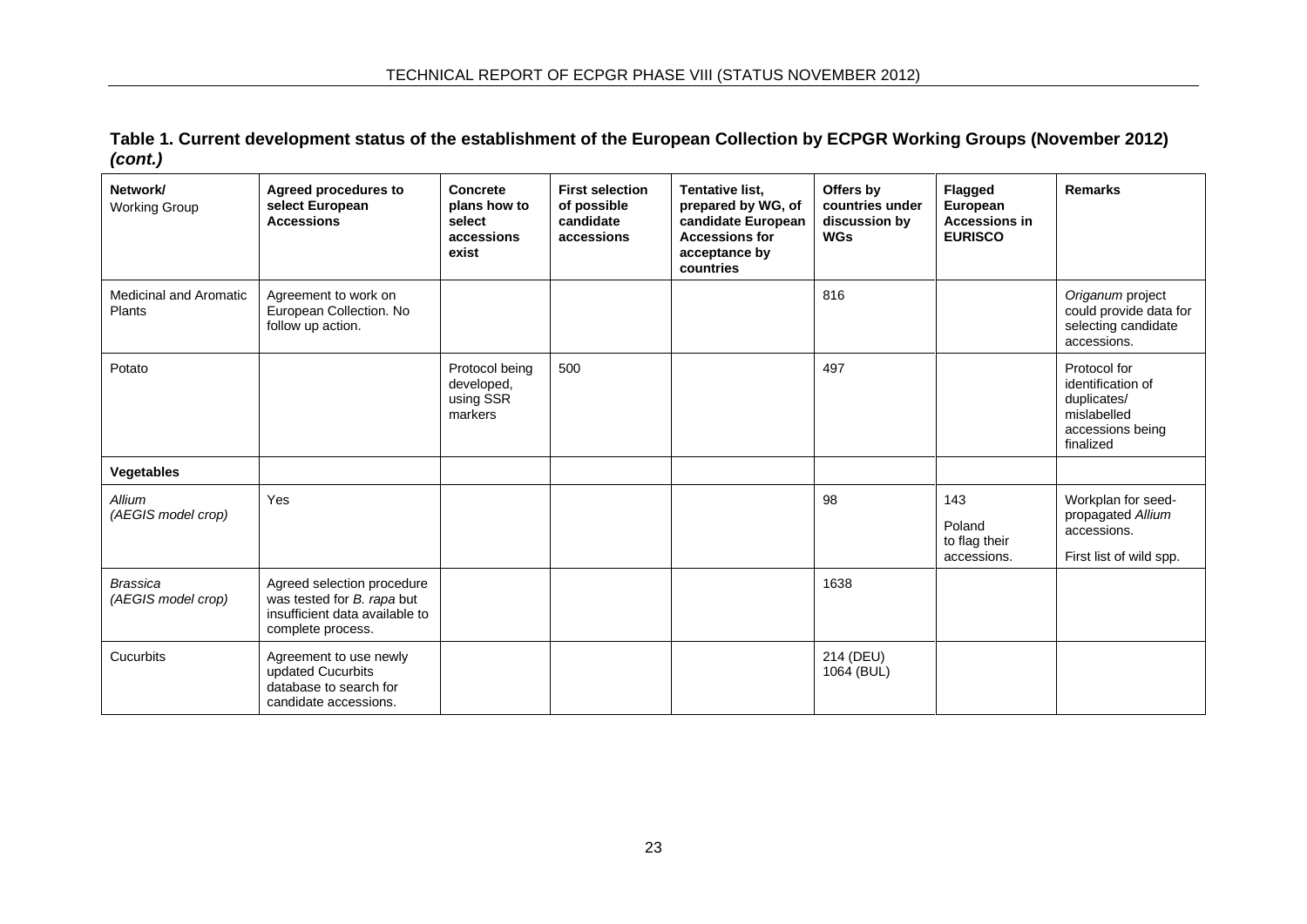**Table 1. Current development status of the establishment of the European Collection by ECPGR Working Groups (November 2012) *(cont.)***

| Network/ Working Group | Agreed procedures to select European Accessions | Concrete plans how to select accessions exist | First selection of possible candidate accessions | Tentative list, prepared by WG, of candidate European Accessions for acceptance by countries | Offers by countries under discussion by WGs | Flagged European Accessions in EURISCO | Remarks |
|---|---|---|---|---|---|---|---|
| Medicinal and Aromatic Plants | Agreement to work on European Collection. No follow up action. | | | | 816 | | *Origanum* project could provide data for selecting candidate accessions. |
| Potato | | Protocol being developed, using SSR markers | 500 | | 497 | | Protocol for identification of duplicates/ mislabelled accessions being finalized |
| **Vegetables** | | | | | | | |
| *Allium* *(AEGIS model crop)* | Yes | | | | 98 | 143 Poland to flag their accessions. | Workplan for seed-propagated *Allium* accessions. First list of wild spp. |
| *Brassica* *(AEGIS model crop)* | Agreed selection procedure was tested for *B. rapa* but insufficient data available to complete process. | | | | 1638 | | |
| Cucurbits | Agreement to use newly updated Cucurbits database to search for candidate accessions. | | | | 214 (DEU) 1064 (BUL) | | |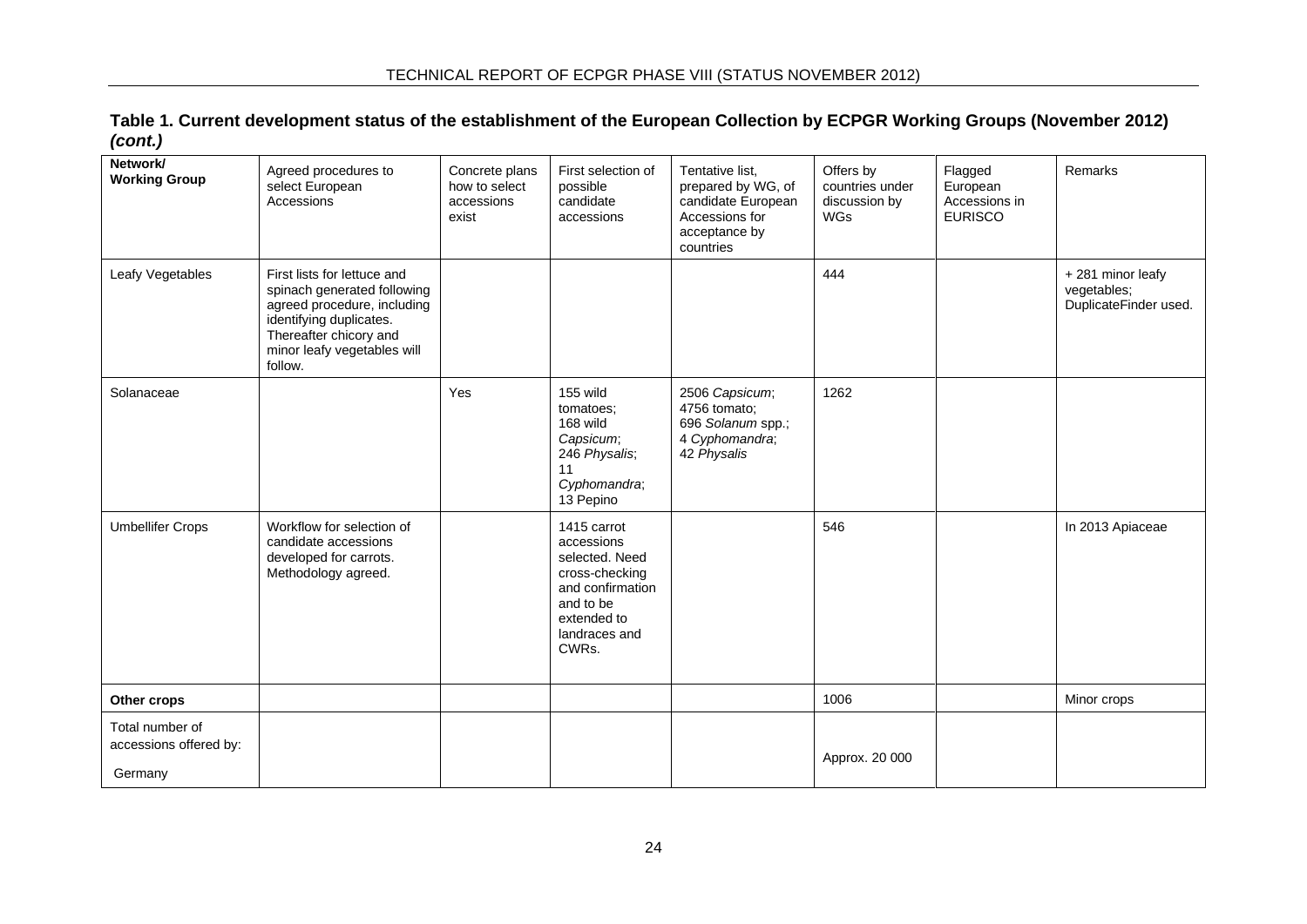**Table 1. Current development status of the establishment of the European Collection by ECPGR Working Groups (November 2012) *(cont.)***

| **Network/ Working Group** | Agreed procedures to select European Accessions | Concrete plans how to select accessions exist | First selection of possible candidate accessions | Tentative list, prepared by WG, of candidate European Accessions for acceptance by countries | Offers by countries under discussion by WGs | Flagged European Accessions in EURISCO | Remarks |
|---|---|---|---|---|---|---|---|
| Leafy Vegetables | First lists for lettuce and spinach generated following agreed procedure, including identifying duplicates. Thereafter chicory and minor leafy vegetables will follow. | | | | 444 | | + 281 minor leafy vegetables; DuplicateFinder used. |
| Solanaceae | | Yes | 155 wild tomatoes; 168 wild *Capsicum*; 246 *Physalis*; 11 *Cyphomandra*; 13 Pepino | 2506 *Capsicum*; 4756 tomato; 696 *Solanum* spp.; 4 *Cyphomandra*; 42 *Physalis* | 1262 | | |
| Umbellifer Crops | Workflow for selection of candidate accessions developed for carrots. Methodology agreed. | | 1415 carrot accessions selected. Need cross-checking and confirmation and to be extended to landraces and CWRs. | | 546 | | In 2013 Apiaceae |
| **Other crops** | | | | | 1006 | | Minor crops |
| Total number of accessions offered by: Germany | | | | | Approx. 20 000 | | |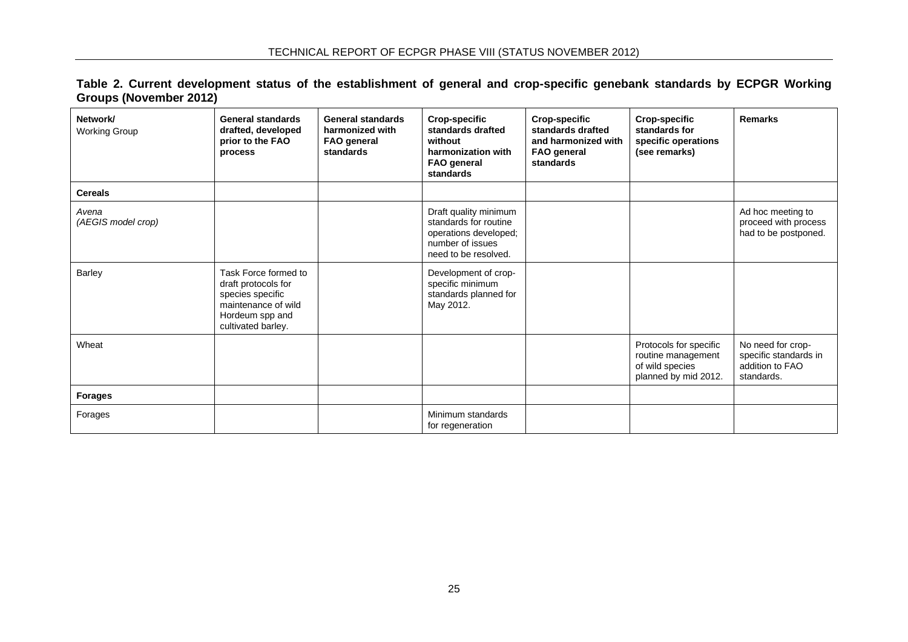**Table 2. Current development status of the establishment of general and crop-specific genebank standards by ECPGR Working Groups (November 2012)**

| **Network/** Working Group | **General standards drafted, developed prior to the FAO process** | **General standards harmonized with FAO general standards** | **Crop-specific standards drafted without harmonization with FAO general standards** | **Crop-specific standards drafted and harmonized with FAO general standards** | **Crop-specific standards for specific operations (see remarks)** | **Remarks** |
|---|---|---|---|---|---|---|
| **Cereals** | | | | | | |
| *Avena (AEGIS model crop)* | | | Draft quality minimum standards for routine operations developed; number of issues need to be resolved. | | | Ad hoc meeting to proceed with process had to be postponed. |
| Barley | Task Force formed to draft protocols for species specific maintenance of wild Hordeum spp and cultivated barley. | | Development of crop-specific minimum standards planned for May 2012. | | | |
| Wheat | | | | | Protocols for specific routine management of wild species planned by mid 2012. | No need for crop-specific standards in addition to FAO standards. |
| **Forages** | | | | | | |
| Forages | | | Minimum standards for regeneration | | | |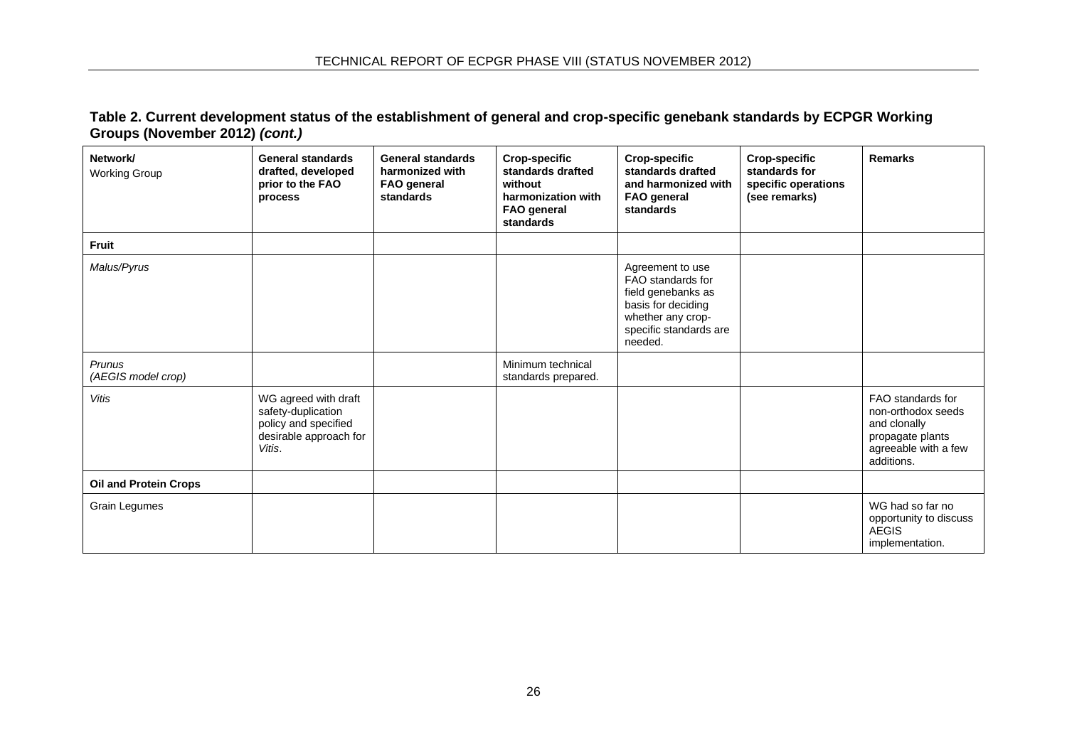**Table 2. Current development status of the establishment of general and crop-specific genebank standards by ECPGR Working Groups (November 2012) *(cont.)***

| **Network/** Working Group | **General standards drafted, developed prior to the FAO process** | **General standards harmonized with FAO general standards** | **Crop-specific standards drafted without harmonization with FAO general standards** | **Crop-specific standards drafted and harmonized with FAO general standards** | **Crop-specific standards for specific operations (see remarks)** | **Remarks** |
|---|---|---|---|---|---|---|
| **Fruit** | | | | | | |
| *Malus/Pyrus* | | | | Agreement to use FAO standards for field genebanks as basis for deciding whether any crop-specific standards are needed. | | |
| *Prunus* *(AEGIS model crop)* | | | Minimum technical standards prepared. | | | |
| *Vitis* | WG agreed with draft safety-duplication policy and specified desirable approach for *Vitis*. | | | | | FAO standards for non-orthodox seeds and clonally propagate plants agreeable with a few additions. |
| **Oil and Protein Crops** | | | | | | |
| Grain Legumes | | | | | | WG had so far no opportunity to discuss AEGIS implementation. |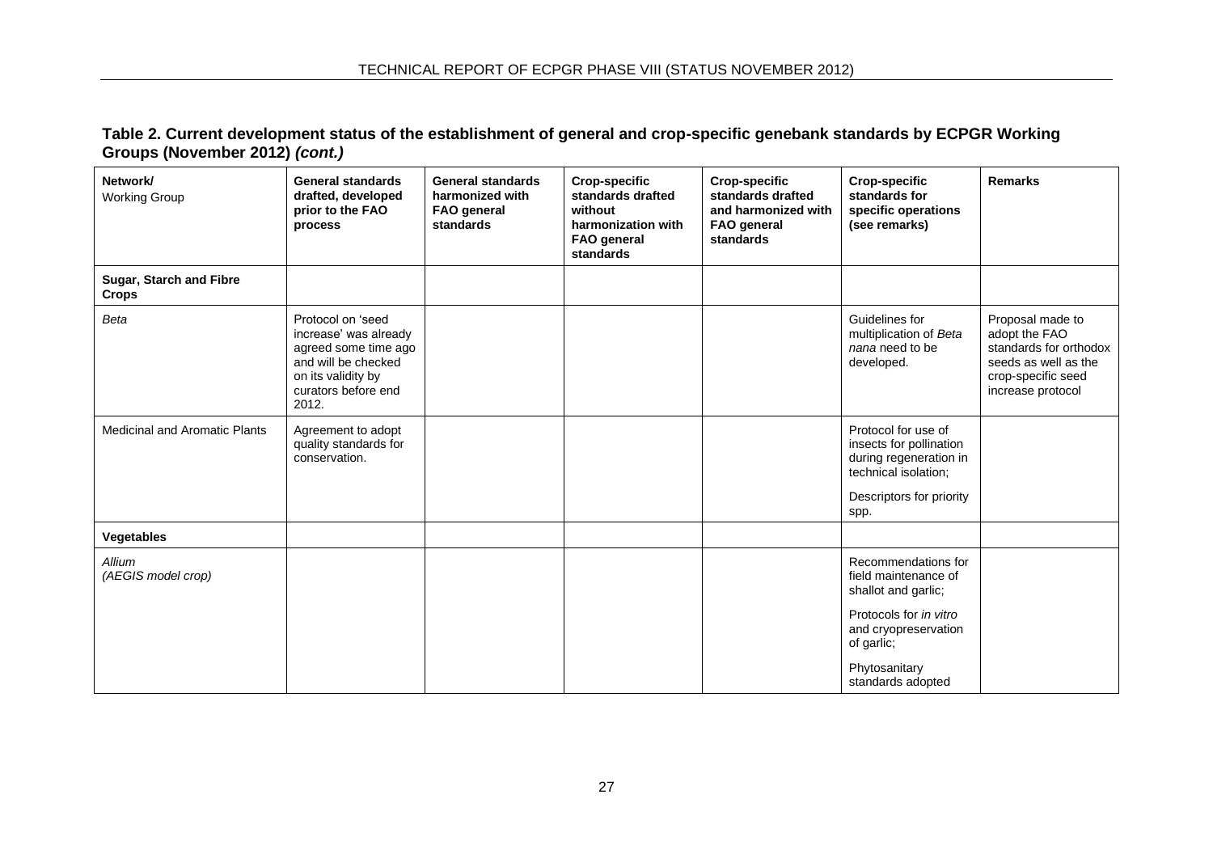**Table 2. Current development status of the establishment of general and crop-specific genebank standards by ECPGR Working Groups (November 2012) *(cont.)***

| **Network/** Working Group | **General standards drafted, developed prior to the FAO process** | **General standards harmonized with FAO general standards** | **Crop-specific standards drafted without harmonization with FAO general standards** | **Crop-specific standards drafted and harmonized with FAO general standards** | **Crop-specific standards for specific operations (see remarks)** | **Remarks** |
|---|---|---|---|---|---|---|
| **Sugar, Starch and Fibre Crops** | | | | | | |
| *Beta* | Protocol on 'seed increase' was already agreed some time ago and will be checked on its validity by curators before end 2012. | | | | Guidelines for multiplication of *Beta nana* need to be developed. | Proposal made to adopt the FAO standards for orthodox seeds as well as the crop-specific seed increase protocol |
| Medicinal and Aromatic Plants | Agreement to adopt quality standards for conservation. | | | | Protocol for use of insects for pollination during regeneration in technical isolation;<br><br>Descriptors for priority spp. | |
| **Vegetables** | | | | | | |
| *Allium*<br>*(AEGIS model crop)* | | | | | Recommendations for field maintenance of shallot and garlic;<br><br>Protocols for *in vitro* and cryopreservation of garlic;<br><br>Phytosanitary standards adopted | |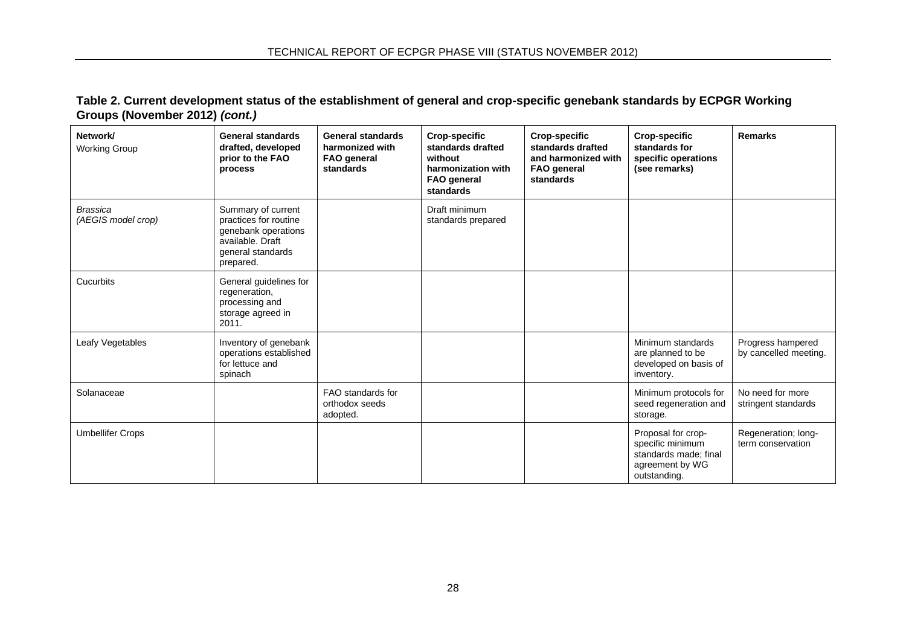**Table 2. Current development status of the establishment of general and crop-specific genebank standards by ECPGR Working Groups (November 2012) *(cont.)***

| **Network/** Working Group | **General standards drafted, developed prior to the FAO process** | **General standards harmonized with FAO general standards** | **Crop-specific standards drafted without harmonization with FAO general standards** | **Crop-specific standards drafted and harmonized with FAO general standards** | **Crop-specific standards for specific operations (see remarks)** | **Remarks** |
|---|---|---|---|---|---|---|
| *Brassica (AEGIS model crop)* | Summary of current practices for routine genebank operations available. Draft general standards prepared. | | Draft minimum standards prepared | | | |
| Cucurbits | General guidelines for regeneration, processing and storage agreed in 2011. | | | | | |
| Leafy Vegetables | Inventory of genebank operations established for lettuce and spinach | | | | Minimum standards are planned to be developed on basis of inventory. | Progress hampered by cancelled meeting. |
| Solanaceae | | FAO standards for orthodox seeds adopted. | | | Minimum protocols for seed regeneration and storage. | No need for more stringent standards |
| Umbellifer Crops | | | | | Proposal for crop-specific minimum standards made; final agreement by WG outstanding. | Regeneration; long-term conservation |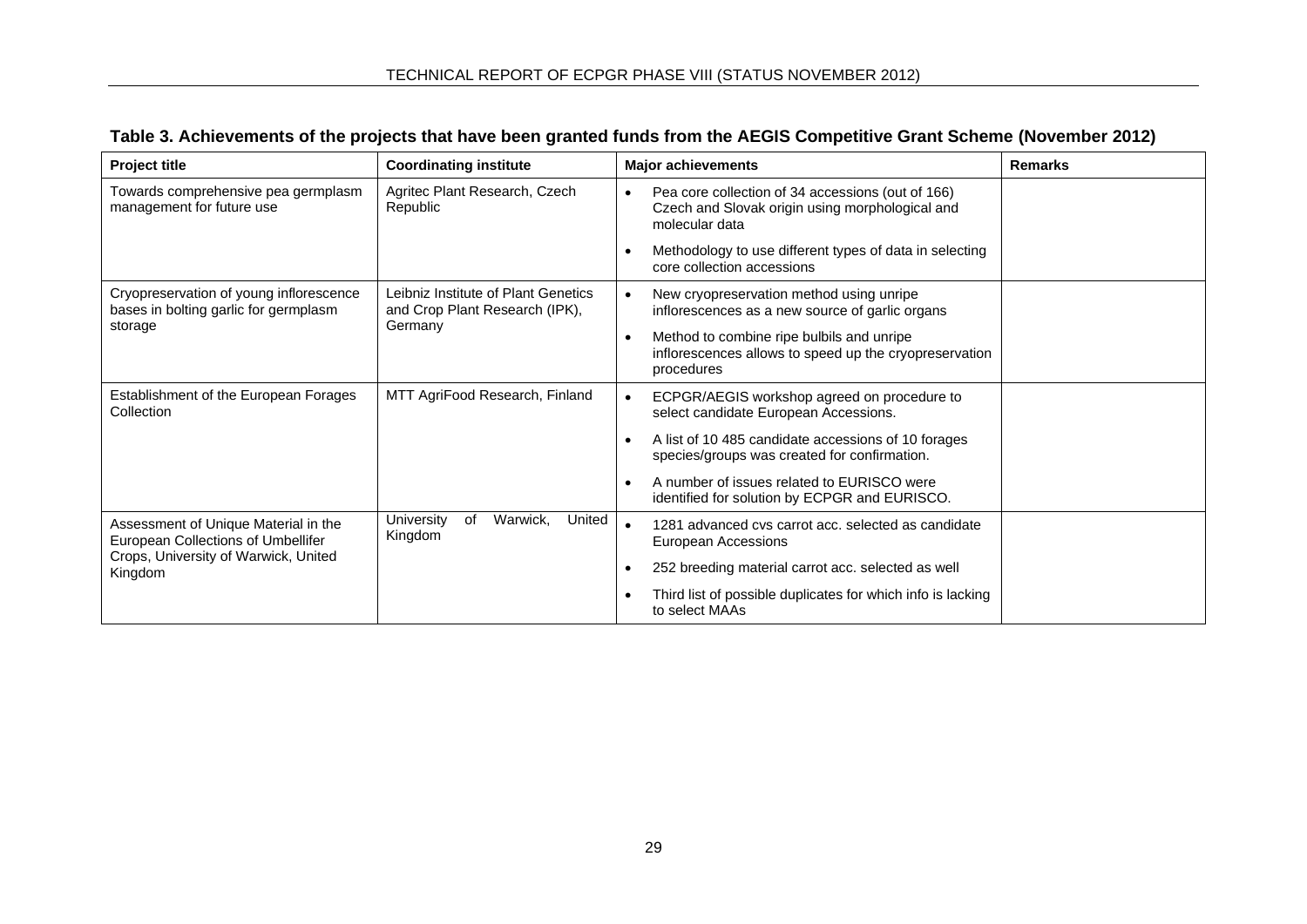**Table 3. Achievements of the projects that have been granted funds from the AEGIS Competitive Grant Scheme (November 2012)**

| Project title | Coordinating institute | Major achievements | Remarks |
|---|---|---|---|
| Towards comprehensive pea germplasm management for future use | Agritec Plant Research, Czech Republic | • Pea core collection of 34 accessions (out of 166) Czech and Slovak origin using morphological and molecular data<br>• Methodology to use different types of data in selecting core collection accessions | |
| Cryopreservation of young inflorescence bases in bolting garlic for germplasm storage | Leibniz Institute of Plant Genetics and Crop Plant Research (IPK), Germany | • New cryopreservation method using unripe inflorescences as a new source of garlic organs<br>• Method to combine ripe bulbils and unripe inflorescences allows to speed up the cryopreservation procedures | |
| Establishment of the European Forages Collection | MTT AgriFood Research, Finland | • ECPGR/AEGIS workshop agreed on procedure to select candidate European Accessions.<br>• A list of 10 485 candidate accessions of 10 forages species/groups was created for confirmation.<br>• A number of issues related to EURISCO were identified for solution by ECPGR and EURISCO. | |
| Assessment of Unique Material in the European Collections of Umbellifer Crops, University of Warwick, United Kingdom | University of Warwick, United Kingdom | • 1281 advanced cvs carrot acc. selected as candidate European Accessions<br>• 252 breeding material carrot acc. selected as well<br>• Third list of possible duplicates for which info is lacking to select MAAs | |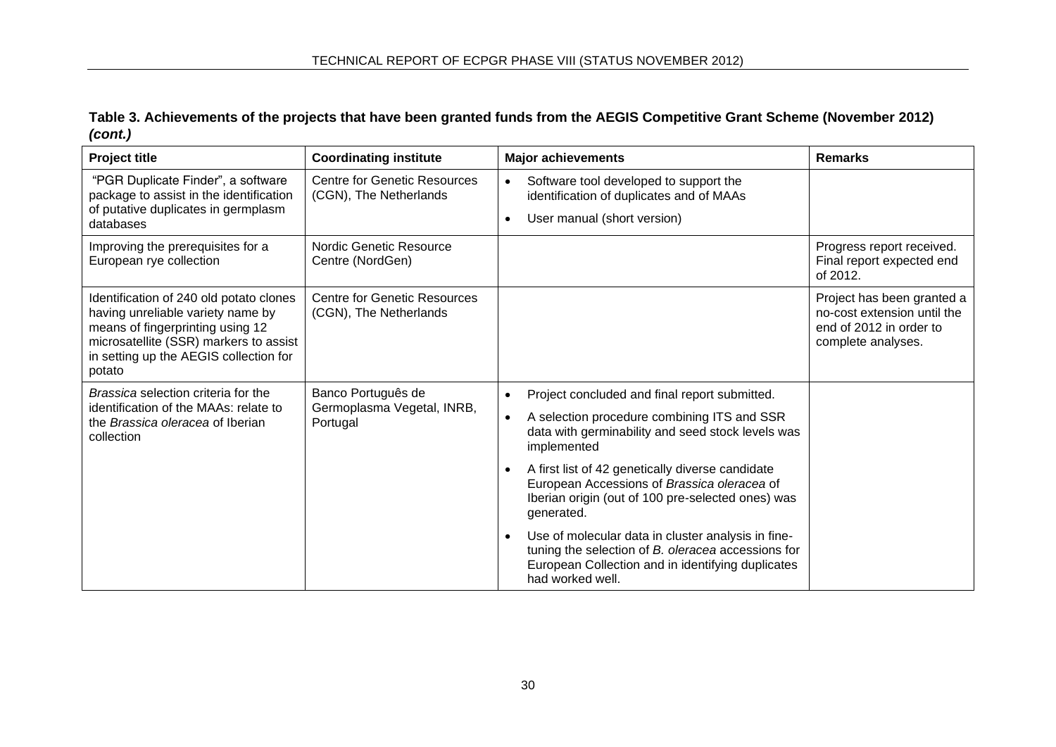**Table 3. Achievements of the projects that have been granted funds from the AEGIS Competitive Grant Scheme (November 2012) *(cont.)***

| Project title | Coordinating institute | Major achievements | Remarks |
|---|---|---|---|
| "PGR Duplicate Finder", a software package to assist in the identification of putative duplicates in germplasm databases | Centre for Genetic Resources (CGN), The Netherlands | • Software tool developed to support the identification of duplicates and of MAAs<br>• User manual (short version) | |
| Improving the prerequisites for a European rye collection | Nordic Genetic Resource Centre (NordGen) | | Progress report received. Final report expected end of 2012. |
| Identification of 240 old potato clones having unreliable variety name by means of fingerprinting using 12 microsatellite (SSR) markers to assist in setting up the AEGIS collection for potato | Centre for Genetic Resources (CGN), The Netherlands | | Project has been granted a no-cost extension until the end of 2012 in order to complete analyses. |
| *Brassica* selection criteria for the identification of the MAAs: relate to the *Brassica oleracea* of Iberian collection | Banco Português de Germoplasma Vegetal, INRB, Portugal | • Project concluded and final report submitted.<br>• A selection procedure combining ITS and SSR data with germinability and seed stock levels was implemented<br>• A first list of 42 genetically diverse candidate European Accessions of *Brassica oleracea* of Iberian origin (out of 100 pre-selected ones) was generated.<br>• Use of molecular data in cluster analysis in fine-tuning the selection of *B. oleracea* accessions for European Collection and in identifying duplicates had worked well. | |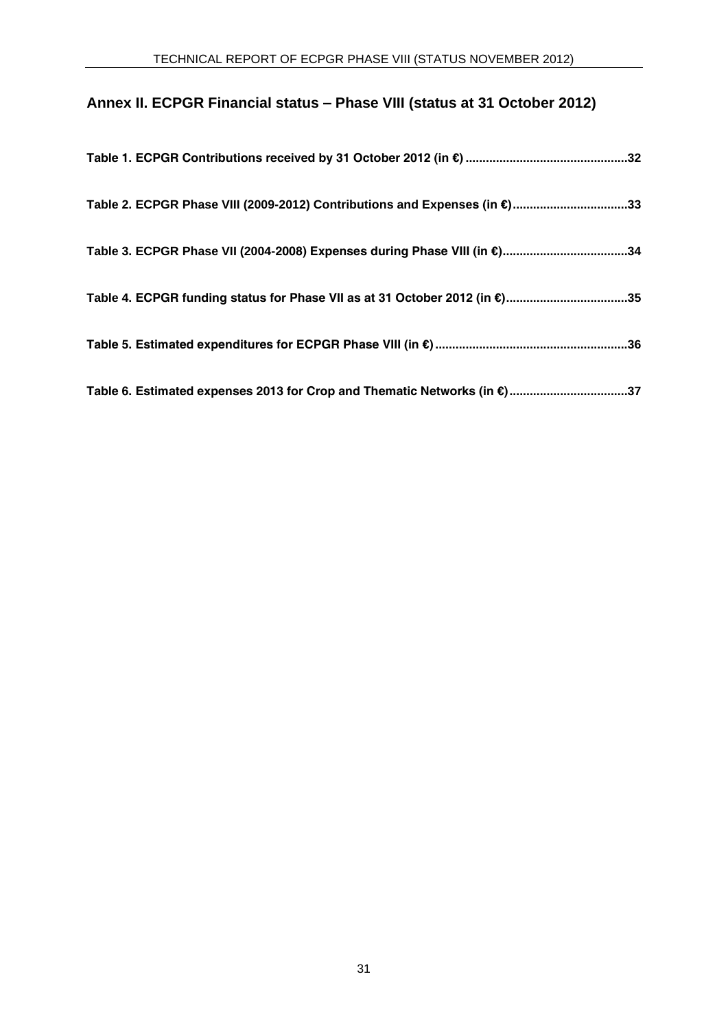## Annex II. ECPGR Financial status – Phase VIII (status at 31 October 2012)

**Table 1. ECPGR Contributions received by 31 October 2012 (in €) ................................................32**

**Table 2. ECPGR Phase VIII (2009-2012) Contributions and Expenses (in €).................................33**

**Table 3. ECPGR Phase VII (2004-2008) Expenses during Phase VIII (in €)....................................34**

**Table 4. ECPGR funding status for Phase VII as at 31 October 2012 (in €)...................................35**

**Table 5. Estimated expenditures for ECPGR Phase VIII (in €)........................................................36**

**Table 6. Estimated expenses 2013 for Crop and Thematic Networks (in €)..................................37**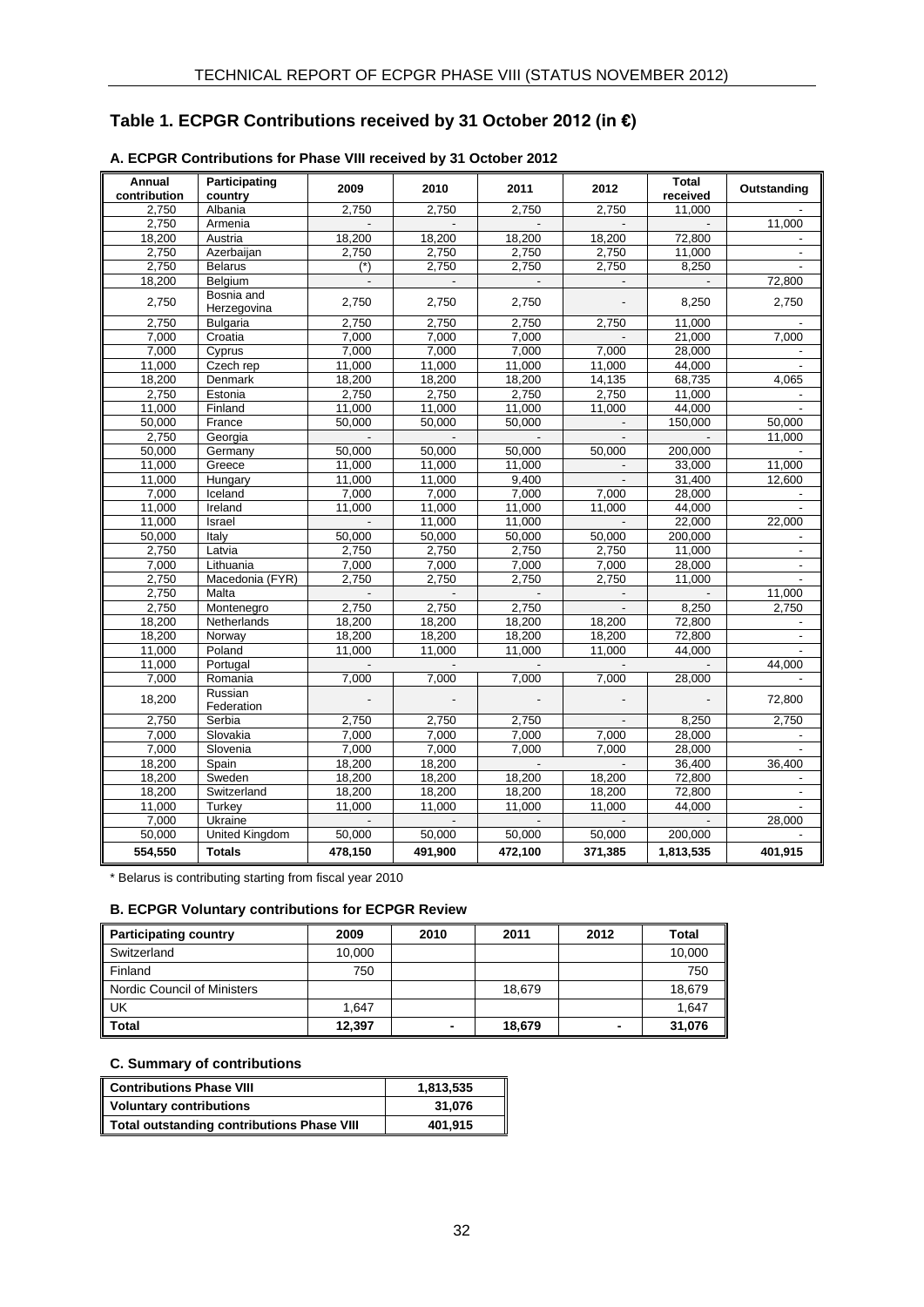## Table 1. ECPGR Contributions received by 31 October 2012 (in €)

### A. ECPGR Contributions for Phase VIII received by 31 October 2012

| Annual contribution | Participating country | 2009 | 2010 | 2011 | 2012 | Total received | Outstanding |
|---|---|---|---|---|---|---|---|
| 2,750 | Albania | 2,750 | 2,750 | 2,750 | 2,750 | 11,000 | - |
| 2,750 | Armenia | - | - | - | - | - | 11,000 |
| 18,200 | Austria | 18,200 | 18,200 | 18,200 | 18,200 | 72,800 | - |
| 2,750 | Azerbaijan | 2,750 | 2,750 | 2,750 | 2,750 | 11,000 | - |
| 2,750 | Belarus | (*) | 2,750 | 2,750 | 2,750 | 8,250 | - |
| 18,200 | Belgium | - | - | - | - | - | 72,800 |
| 2,750 | Bosnia and Herzegovina | 2,750 | 2,750 | 2,750 | - | 8,250 | 2,750 |
| 2,750 | Bulgaria | 2,750 | 2,750 | 2,750 | 2,750 | 11,000 | - |
| 7,000 | Croatia | 7,000 | 7,000 | 7,000 | - | 21,000 | 7,000 |
| 7,000 | Cyprus | 7,000 | 7,000 | 7,000 | 7,000 | 28,000 | - |
| 11,000 | Czech rep | 11,000 | 11,000 | 11,000 | 11,000 | 44,000 | - |
| 18,200 | Denmark | 18,200 | 18,200 | 18,200 | 14,135 | 68,735 | 4,065 |
| 2,750 | Estonia | 2,750 | 2,750 | 2,750 | 2,750 | 11,000 | - |
| 11,000 | Finland | 11,000 | 11,000 | 11,000 | 11,000 | 44,000 | - |
| 50,000 | France | 50,000 | 50,000 | 50,000 | - | 150,000 | 50,000 |
| 2,750 | Georgia | - | - | - | - | - | 11,000 |
| 50,000 | Germany | 50,000 | 50,000 | 50,000 | 50,000 | 200,000 | - |
| 11,000 | Greece | 11,000 | 11,000 | 11,000 | - | 33,000 | 11,000 |
| 11,000 | Hungary | 11,000 | 11,000 | 9,400 | - | 31,400 | 12,600 |
| 7,000 | Iceland | 7,000 | 7,000 | 7,000 | 7,000 | 28,000 | - |
| 11,000 | Ireland | 11,000 | 11,000 | 11,000 | 11,000 | 44,000 | - |
| 11,000 | Israel | - | 11,000 | 11,000 | - | 22,000 | 22,000 |
| 50,000 | Italy | 50,000 | 50,000 | 50,000 | 50,000 | 200,000 | - |
| 2,750 | Latvia | 2,750 | 2,750 | 2,750 | 2,750 | 11,000 | - |
| 7,000 | Lithuania | 7,000 | 7,000 | 7,000 | 7,000 | 28,000 | - |
| 2,750 | Macedonia (FYR) | 2,750 | 2,750 | 2,750 | 2,750 | 11,000 | - |
| 2,750 | Malta | - | - | - | - | - | 11,000 |
| 2,750 | Montenegro | 2,750 | 2,750 | 2,750 | - | 8,250 | 2,750 |
| 18,200 | Netherlands | 18,200 | 18,200 | 18,200 | 18,200 | 72,800 | - |
| 18,200 | Norway | 18,200 | 18,200 | 18,200 | 18,200 | 72,800 | - |
| 11,000 | Poland | 11,000 | 11,000 | 11,000 | 11,000 | 44,000 | - |
| 11,000 | Portugal | - | - | - | - | - | 44,000 |
| 7,000 | Romania | 7,000 | 7,000 | 7,000 | 7,000 | 28,000 | - |
| 18,200 | Russian Federation | - | - | - | - | - | 72,800 |
| 2,750 | Serbia | 2,750 | 2,750 | 2,750 | - | 8,250 | 2,750 |
| 7,000 | Slovakia | 7,000 | 7,000 | 7,000 | 7,000 | 28,000 | - |
| 7,000 | Slovenia | 7,000 | 7,000 | 7,000 | 7,000 | 28,000 | - |
| 18,200 | Spain | 18,200 | 18,200 | - | - | 36,400 | 36,400 |
| 18,200 | Sweden | 18,200 | 18,200 | 18,200 | 18,200 | 72,800 | - |
| 18,200 | Switzerland | 18,200 | 18,200 | 18,200 | 18,200 | 72,800 | - |
| 11,000 | Turkey | 11,000 | 11,000 | 11,000 | 11,000 | 44,000 | - |
| 7,000 | Ukraine | - | - | - | - | - | 28,000 |
| 50,000 | United Kingdom | 50,000 | 50,000 | 50,000 | 50,000 | 200,000 | - |
| **554,550** | **Totals** | **478,150** | **491,900** | **472,100** | **371,385** | **1,813,535** | **401,915** |

* Belarus is contributing starting from fiscal year 2010

### B. ECPGR Voluntary contributions for ECPGR Review

| Participating country | 2009 | 2010 | 2011 | 2012 | Total |
|---|---|---|---|---|---|
| Switzerland | 10,000 | | | | 10,000 |
| Finland | 750 | | | | 750 |
| Nordic Council of Ministers | | | 18,679 | | 18,679 |
| UK | 1,647 | | | | 1,647 |
| **Total** | **12,397** | **-** | **18,679** | **-** | **31,076** |

### C. Summary of contributions

| Contributions Phase VIII | 1,813,535 |
|---|---|
| **Voluntary contributions** | **31,076** |
| **Total outstanding contributions Phase VIII** | **401,915** |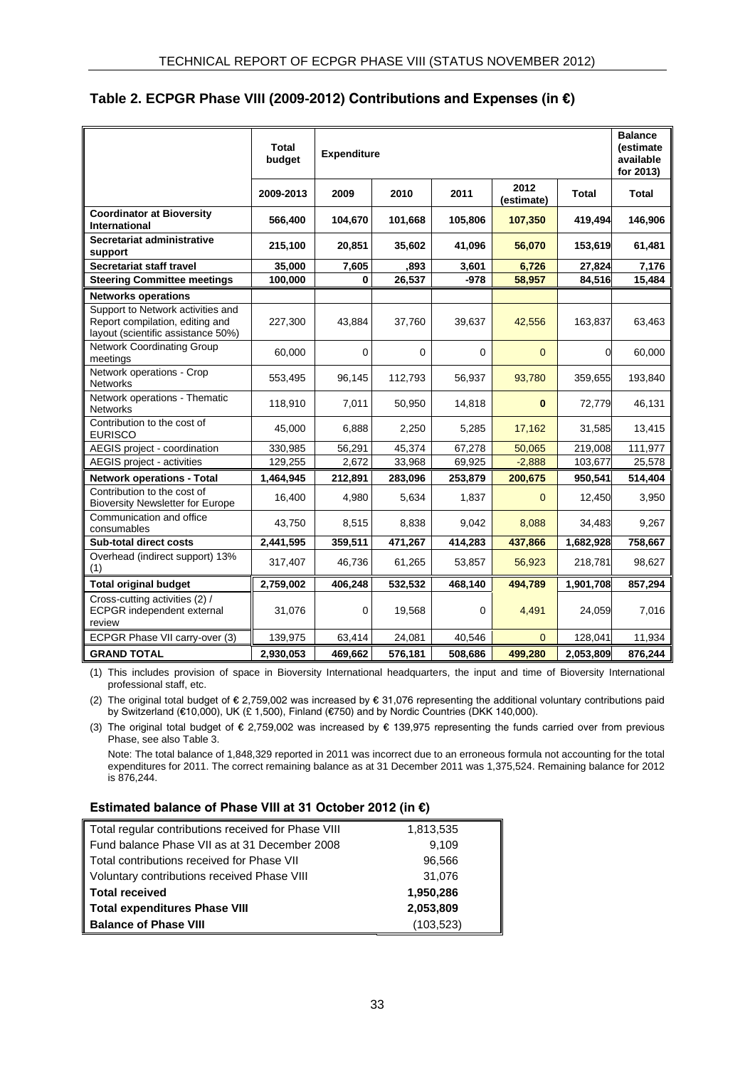## Table 2. ECPGR Phase VIII (2009-2012) Contributions and Expenses (in €)

| | Total budget | Expenditure | | | | | Balance (estimate available for 2013) |
|---|---|---|---|---|---|---|---|
| | 2009-2013 | 2009 | 2010 | 2011 | 2012 (estimate) | Total | Total |
| **Coordinator at Bioversity International** | **566,400** | **104,670** | **101,668** | **105,806** | **107,350** | **419,494** | **146,906** |
| **Secretariat administrative support** | **215,100** | **20,851** | **35,602** | **41,096** | **56,070** | **153,619** | **61,481** |
| **Secretariat staff travel** | **35,000** | **7,605** | **,893** | **3,601** | **6,726** | **27,824** | **7,176** |
| **Steering Committee meetings** | **100,000** | **0** | **26,537** | **-978** | **58,957** | **84,516** | **15,484** |
| **Networks operations** | | | | | | | |
| Support to Network activities and Report compilation, editing and layout (scientific assistance 50%) | 227,300 | 43,884 | 37,760 | 39,637 | 42,556 | 163,837 | 63,463 |
| Network Coordinating Group meetings | 60,000 | 0 | 0 | 0 | 0 | 0 | 60,000 |
| Network operations - Crop Networks | 553,495 | 96,145 | 112,793 | 56,937 | 93,780 | 359,655 | 193,840 |
| Network operations - Thematic Networks | 118,910 | 7,011 | 50,950 | 14,818 | **0** | 72,779 | 46,131 |
| Contribution to the cost of EURISCO | 45,000 | 6,888 | 2,250 | 5,285 | 17,162 | 31,585 | 13,415 |
| AEGIS project - coordination | 330,985 | 56,291 | 45,374 | 67,278 | 50,065 | 219,008 | 111,977 |
| AEGIS project - activities | 129,255 | 2,672 | 33,968 | 69,925 | -2,888 | 103,677 | 25,578 |
| **Network operations - Total** | **1,464,945** | **212,891** | **283,096** | **253,879** | **200,675** | **950,541** | **514,404** |
| Contribution to the cost of the Bioversity Newsletter for Europe | 16,400 | 4,980 | 5,634 | 1,837 | 0 | 12,450 | 3,950 |
| Communication and office consumables | 43,750 | 8,515 | 8,838 | 9,042 | 8,088 | 34,483 | 9,267 |
| **Sub-total direct costs** | **2,441,595** | **359,511** | **471,267** | **414,283** | **437,866** | **1,682,928** | **758,667** |
| Overhead (indirect support) 13% (1) | 317,407 | 46,736 | 61,265 | 53,857 | 56,923 | 218,781 | 98,627 |
| **Total original budget** | **2,759,002** | **406,248** | **532,532** | **468,140** | **494,789** | **1,901,708** | **857,294** |
| Cross-cutting activities (2) / ECPGR independent external review | 31,076 | 0 | 19,568 | 0 | 4,491 | 24,059 | 7,016 |
| ECPGR Phase VII carry-over (3) | 139,975 | 63,414 | 24,081 | 40,546 | 0 | 128,041 | 11,934 |
| **GRAND TOTAL** | **2,930,053** | **469,662** | **576,181** | **508,686** | **499,280** | **2,053,809** | **876,244** |

(1) This includes provision of space in Bioversity International headquarters, the input and time of Bioversity International professional staff, etc.

(2) The original total budget of € 2,759,002 was increased by € 31,076 representing the additional voluntary contributions paid by Switzerland (€10,000), UK (£ 1,500), Finland (€750) and by Nordic Countries (DKK 140,000).

(3) The original total budget of € 2,759,002 was increased by € 139,975 representing the funds carried over from previous Phase, see also Table 3.

Note: The total balance of 1,848,329 reported in 2011 was incorrect due to an erroneous formula not accounting for the total expenditures for 2011. The correct remaining balance as at 31 December 2011 was 1,375,524. Remaining balance for 2012 is 876,244.

### Estimated balance of Phase VIII at 31 October 2012 (in €)

| | |
|---|---|
| Total regular contributions received for Phase VIII | 1,813,535 |
| Fund balance Phase VII as at 31 December 2008 | 9,109 |
| Total contributions received for Phase VII | 96,566 |
| Voluntary contributions received Phase VIII | 31,076 |
| **Total received** | **1,950,286** |
| **Total expenditures Phase VIII** | **2,053,809** |
| **Balance of Phase VIII** | (103,523) |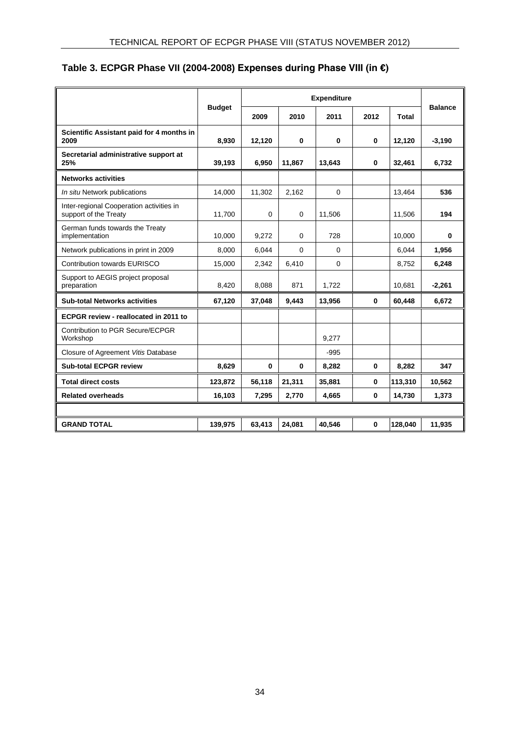## Table 3. ECPGR Phase VII (2004-2008) Expenses during Phase VIII (in €)

| | Budget | Expenditure | | | | | Balance |
|---|---|---|---|---|---|---|---|
| | | 2009 | 2010 | 2011 | 2012 | Total | |
| **Scientific Assistant paid for 4 months in 2009** | **8,930** | **12,120** | **0** | **0** | **0** | **12,120** | **-3,190** |
| **Secretarial administrative support at 25%** | **39,193** | **6,950** | **11,867** | **13,643** | **0** | **32,461** | **6,732** |
| **Networks activities** | | | | | | | |
| *In situ* Network publications | 14,000 | 11,302 | 2,162 | 0 | | 13,464 | **536** |
| Inter-regional Cooperation activities in support of the Treaty | 11,700 | 0 | 0 | 11,506 | | 11,506 | **194** |
| German funds towards the Treaty implementation | 10,000 | 9,272 | 0 | 728 | | 10,000 | **0** |
| Network publications in print in 2009 | 8,000 | 6,044 | 0 | 0 | | 6,044 | **1,956** |
| Contribution towards EURISCO | 15,000 | 2,342 | 6,410 | 0 | | 8,752 | **6,248** |
| Support to AEGIS project proposal preparation | 8,420 | 8,088 | 871 | 1,722 | | 10,681 | **-2,261** |
| **Sub-total Networks activities** | **67,120** | **37,048** | **9,443** | **13,956** | **0** | **60,448** | **6,672** |
| **ECPGR review - reallocated in 2011 to** | | | | | | | |
| Contribution to PGR Secure/ECPGR Workshop | | | | 9,277 | | | |
| Closure of Agreement *Vitis* Database | | | | -995 | | | |
| **Sub-total ECPGR review** | **8,629** | **0** | **0** | **8,282** | **0** | **8,282** | **347** |
| **Total direct costs** | **123,872** | **56,118** | **21,311** | **35,881** | **0** | **113,310** | **10,562** |
| **Related overheads** | **16,103** | **7,295** | **2,770** | **4,665** | **0** | **14,730** | **1,373** |
| | | | | | | | |
| **GRAND TOTAL** | **139,975** | **63,413** | **24,081** | **40,546** | **0** | **128,040** | **11,935** |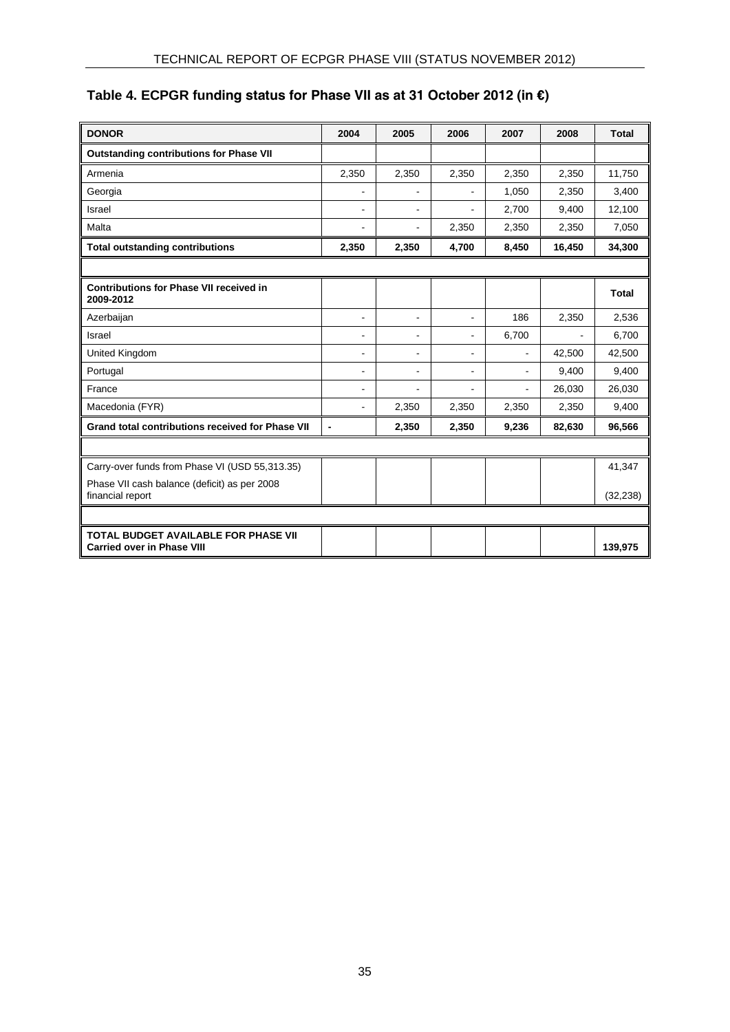## Table 4. ECPGR funding status for Phase VII as at 31 October 2012 (in €)

| DONOR | 2004 | 2005 | 2006 | 2007 | 2008 | Total |
|---|---|---|---|---|---|---|
| **Outstanding contributions for Phase VII** | | | | | | |
| Armenia | 2,350 | 2,350 | 2,350 | 2,350 | 2,350 | 11,750 |
| Georgia | - | - | - | 1,050 | 2,350 | 3,400 |
| Israel | - | - | - | 2,700 | 9,400 | 12,100 |
| Malta | - | - | 2,350 | 2,350 | 2,350 | 7,050 |
| **Total outstanding contributions** | **2,350** | **2,350** | **4,700** | **8,450** | **16,450** | **34,300** |
| | | | | | | |
| **Contributions for Phase VII received in 2009-2012** | | | | | | **Total** |
| Azerbaijan | - | - | - | 186 | 2,350 | 2,536 |
| Israel | - | - | - | 6,700 | - | 6,700 |
| United Kingdom | - | - | - | - | 42,500 | 42,500 |
| Portugal | - | - | - | - | 9,400 | 9,400 |
| France | - | - | - | - | 26,030 | 26,030 |
| Macedonia (FYR) | - | 2,350 | 2,350 | 2,350 | 2,350 | 9,400 |
| **Grand total contributions received for Phase VII** | **-** | **2,350** | **2,350** | **9,236** | **82,630** | **96,566** |
| | | | | | | |
| Carry-over funds from Phase VI (USD 55,313.35) | | | | | | 41,347 |
| Phase VII cash balance (deficit) as per 2008 financial report | | | | | | (32,238) |
| | | | | | | |
| **TOTAL BUDGET AVAILABLE FOR PHASE VII Carried over in Phase VIII** | | | | | | **139,975** |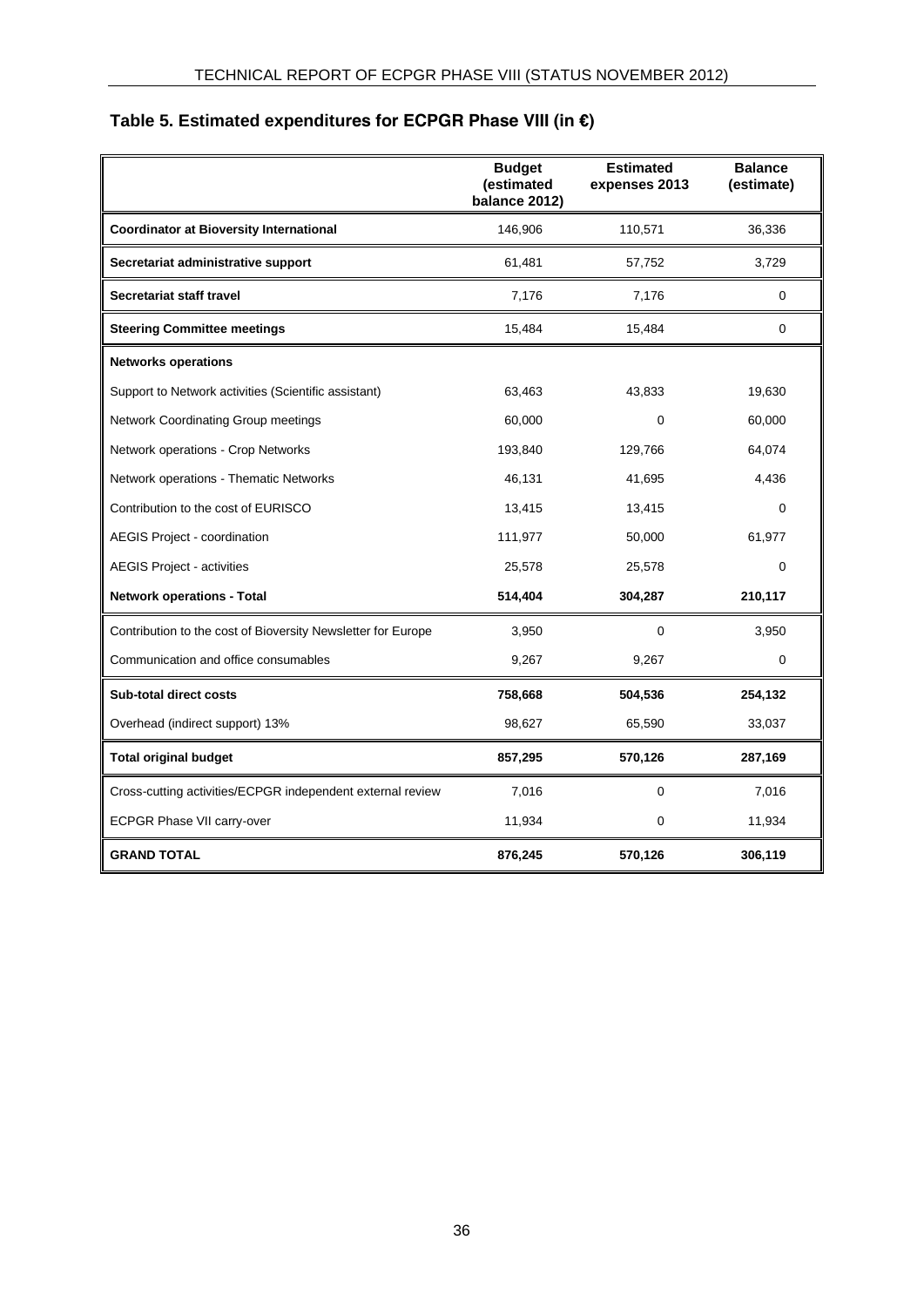## Table 5. Estimated expenditures for ECPGR Phase VIII (in €)

| | Budget (estimated balance 2012) | Estimated expenses 2013 | Balance (estimate) |
|---|---|---|---|
| **Coordinator at Bioversity International** | 146,906 | 110,571 | 36,336 |
| **Secretariat administrative support** | 61,481 | 57,752 | 3,729 |
| **Secretariat staff travel** | 7,176 | 7,176 | 0 |
| **Steering Committee meetings** | 15,484 | 15,484 | 0 |
| **Networks operations** | | | |
| Support to Network activities (Scientific assistant) | 63,463 | 43,833 | 19,630 |
| Network Coordinating Group meetings | 60,000 | 0 | 60,000 |
| Network operations - Crop Networks | 193,840 | 129,766 | 64,074 |
| Network operations - Thematic Networks | 46,131 | 41,695 | 4,436 |
| Contribution to the cost of EURISCO | 13,415 | 13,415 | 0 |
| AEGIS Project - coordination | 111,977 | 50,000 | 61,977 |
| AEGIS Project - activities | 25,578 | 25,578 | 0 |
| **Network operations - Total** | **514,404** | **304,287** | **210,117** |
| Contribution to the cost of Bioversity Newsletter for Europe | 3,950 | 0 | 3,950 |
| Communication and office consumables | 9,267 | 9,267 | 0 |
| **Sub-total direct costs** | **758,668** | **504,536** | **254,132** |
| Overhead (indirect support) 13% | 98,627 | 65,590 | 33,037 |
| **Total original budget** | **857,295** | **570,126** | **287,169** |
| Cross-cutting activities/ECPGR independent external review | 7,016 | 0 | 7,016 |
| ECPGR Phase VII carry-over | 11,934 | 0 | 11,934 |
| **GRAND TOTAL** | **876,245** | **570,126** | **306,119** |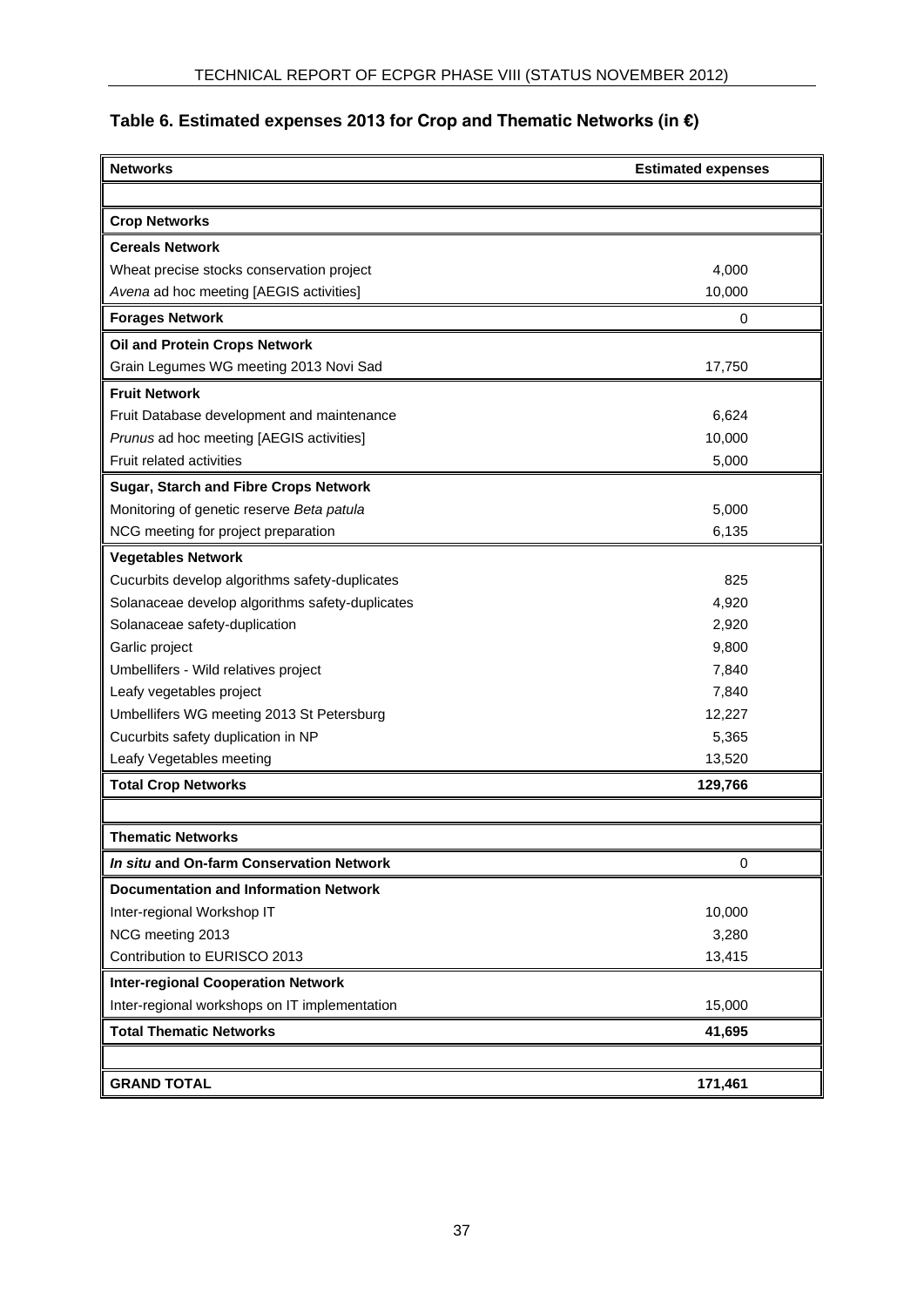## Table 6. Estimated expenses 2013 for Crop and Thematic Networks (in €)

| Networks | Estimated expenses |
|---|---|
| | |
| **Crop Networks** | |
| **Cereals Network** | |
| Wheat precise stocks conservation project | 4,000 |
| *Avena* ad hoc meeting [AEGIS activities] | 10,000 |
| **Forages Network** | 0 |
| **Oil and Protein Crops Network** | |
| Grain Legumes WG meeting 2013 Novi Sad | 17,750 |
| **Fruit Network** | |
| Fruit Database development and maintenance | 6,624 |
| *Prunus* ad hoc meeting [AEGIS activities] | 10,000 |
| Fruit related activities | 5,000 |
| **Sugar, Starch and Fibre Crops Network** | |
| Monitoring of genetic reserve *Beta patula* | 5,000 |
| NCG meeting for project preparation | 6,135 |
| **Vegetables Network** | |
| Cucurbits develop algorithms safety-duplicates | 825 |
| Solanaceae develop algorithms safety-duplicates | 4,920 |
| Solanaceae safety-duplication | 2,920 |
| Garlic project | 9,800 |
| Umbellifers - Wild relatives project | 7,840 |
| Leafy vegetables project | 7,840 |
| Umbellifers WG meeting 2013 St Petersburg | 12,227 |
| Cucurbits safety duplication in NP | 5,365 |
| Leafy Vegetables meeting | 13,520 |
| **Total Crop Networks** | **129,766** |
| | |
| **Thematic Networks** | |
| ***In situ* and On-farm Conservation Network** | 0 |
| **Documentation and Information Network** | |
| Inter-regional Workshop IT | 10,000 |
| NCG meeting 2013 | 3,280 |
| Contribution to EURISCO 2013 | 13,415 |
| **Inter-regional Cooperation Network** | |
| Inter-regional workshops on IT implementation | 15,000 |
| **Total Thematic Networks** | **41,695** |
| | |
| **GRAND TOTAL** | **171,461** |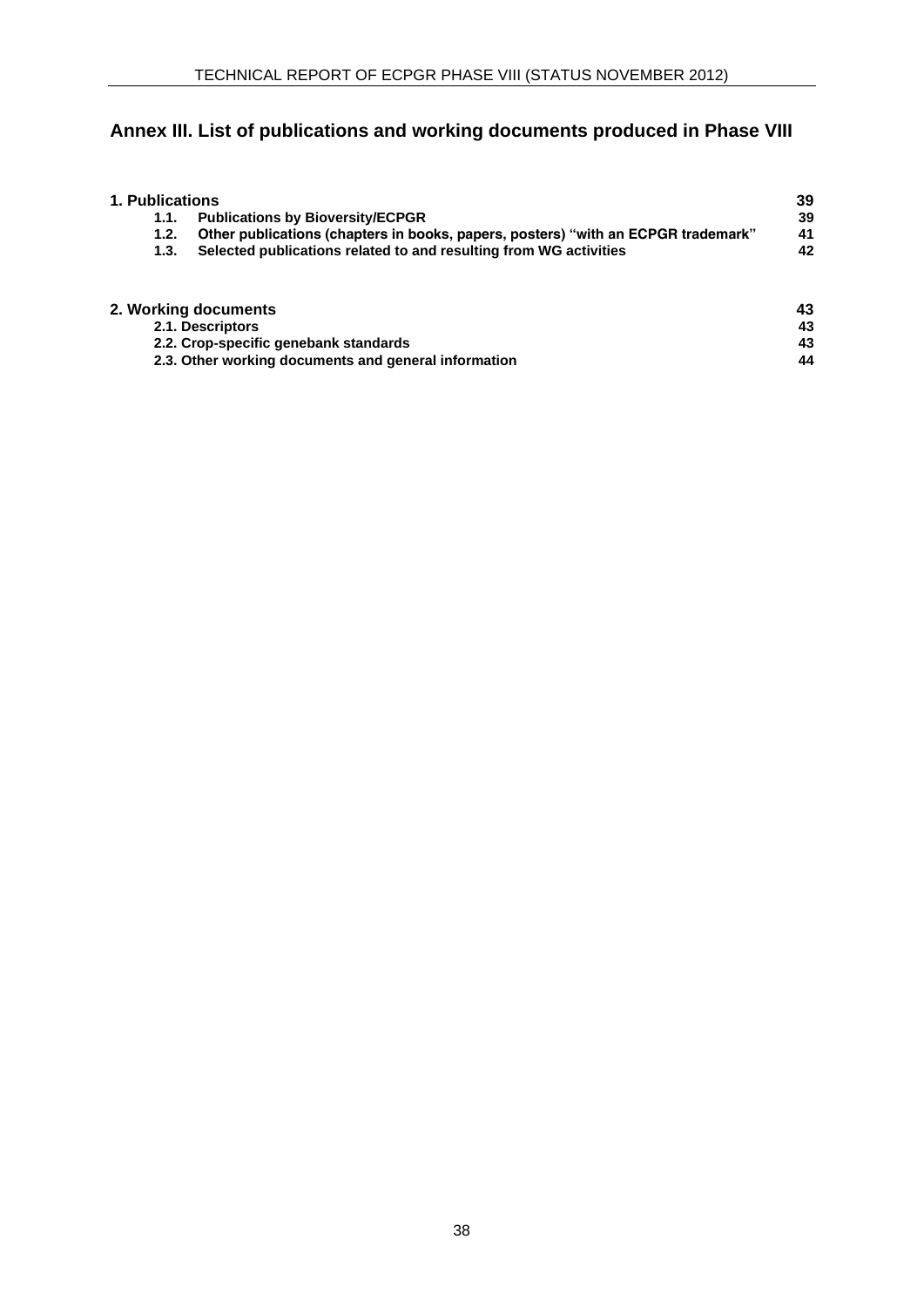## Annex III. List of publications and working documents produced in Phase VIII

| | | |
|---|---|---|
| **1. Publications** | | **39** |
| **1.1.** | **Publications by Bioversity/ECPGR** | **39** |
| **1.2.** | **Other publications (chapters in books, papers, posters) "with an ECPGR trademark"** | **41** |
| **1.3.** | **Selected publications related to and resulting from WG activities** | **42** |
| **2. Working documents** | | **43** |
| | **2.1. Descriptors** | **43** |
| | **2.2. Crop-specific genebank standards** | **43** |
| | **2.3. Other working documents and general information** | **44** |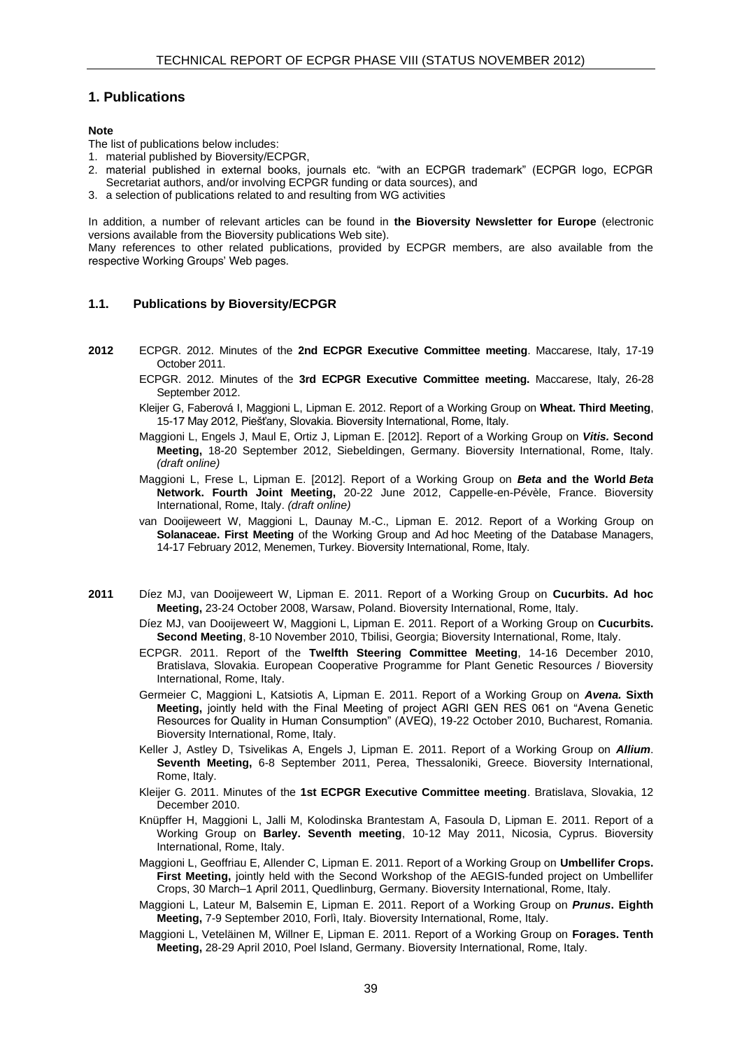## 1. Publications

**Note**

The list of publications below includes:

1. material published by Bioversity/ECPGR,
2. material published in external books, journals etc. "with an ECPGR trademark" (ECPGR logo, ECPGR Secretariat authors, and/or involving ECPGR funding or data sources), and
3. a selection of publications related to and resulting from WG activities

In addition, a number of relevant articles can be found in **the Bioversity Newsletter for Europe** (electronic versions available from the Bioversity publications Web site).

Many references to other related publications, provided by ECPGR members, are also available from the respective Working Groups' Web pages.

### 1.1. Publications by Bioversity/ECPGR

**2012**

ECPGR. 2012. Minutes of the **2nd ECPGR Executive Committee meeting**. Maccarese, Italy, 17-19 October 2011.

ECPGR. 2012. Minutes of the **3rd ECPGR Executive Committee meeting.** Maccarese, Italy, 26-28 September 2012.

Kleijer G, Faberová I, Maggioni L, Lipman E. 2012. Report of a Working Group on **Wheat. Third Meeting**, 15-17 May 2012, Piešťany, Slovakia. Bioversity International, Rome, Italy.

Maggioni L, Engels J, Maul E, Ortiz J, Lipman E. [2012]. Report of a Working Group on ***Vitis.* Second Meeting,** 18-20 September 2012, Siebeldingen, Germany. Bioversity International, Rome, Italy. *(draft online)*

Maggioni L, Frese L, Lipman E. [2012]. Report of a Working Group on ***Beta* and the World *Beta* Network. Fourth Joint Meeting,** 20-22 June 2012, Cappelle-en-Pévèle, France. Bioversity International, Rome, Italy. *(draft online)*

van Dooijeweert W, Maggioni L, Daunay M.-C., Lipman E. 2012. Report of a Working Group on **Solanaceae. First Meeting** of the Working Group and Ad hoc Meeting of the Database Managers, 14-17 February 2012, Menemen, Turkey. Bioversity International, Rome, Italy.

**2011**

Díez MJ, van Dooijeweert W, Lipman E. 2011. Report of a Working Group on **Cucurbits. Ad hoc Meeting,** 23-24 October 2008, Warsaw, Poland. Bioversity International, Rome, Italy.

Díez MJ, van Dooijeweert W, Maggioni L, Lipman E. 2011. Report of a Working Group on **Cucurbits. Second Meeting**, 8-10 November 2010, Tbilisi, Georgia; Bioversity International, Rome, Italy.

ECPGR. 2011. Report of the **Twelfth Steering Committee Meeting**, 14-16 December 2010, Bratislava, Slovakia. European Cooperative Programme for Plant Genetic Resources / Bioversity International, Rome, Italy.

Germeier C, Maggioni L, Katsiotis A, Lipman E. 2011. Report of a Working Group on ***Avena.* Sixth Meeting,** jointly held with the Final Meeting of project AGRI GEN RES 061 on "Avena Genetic Resources for Quality in Human Consumption" (AVEQ), 19-22 October 2010, Bucharest, Romania. Bioversity International, Rome, Italy.

Keller J, Astley D, Tsivelikas A, Engels J, Lipman E. 2011. Report of a Working Group on ***Allium*. Seventh Meeting,** 6-8 September 2011, Perea, Thessaloniki, Greece. Bioversity International, Rome, Italy.

Kleijer G. 2011. Minutes of the **1st ECPGR Executive Committee meeting**. Bratislava, Slovakia, 12 December 2010.

Knüpffer H, Maggioni L, Jalli M, Kolodinska Brantestam A, Fasoula D, Lipman E. 2011. Report of a Working Group on **Barley. Seventh meeting**, 10-12 May 2011, Nicosia, Cyprus. Bioversity International, Rome, Italy.

Maggioni L, Geoffriau E, Allender C, Lipman E. 2011. Report of a Working Group on **Umbellifer Crops. First Meeting,** jointly held with the Second Workshop of the AEGIS-funded project on Umbellifer Crops, 30 March–1 April 2011, Quedlinburg, Germany. Bioversity International, Rome, Italy.

Maggioni L, Lateur M, Balsemin E, Lipman E. 2011. Report of a Working Group on ***Prunus*. Eighth Meeting,** 7-9 September 2010, Forlì, Italy. Bioversity International, Rome, Italy.

Maggioni L, Veteläinen M, Willner E, Lipman E. 2011. Report of a Working Group on **Forages. Tenth Meeting,** 28-29 April 2010, Poel Island, Germany. Bioversity International, Rome, Italy.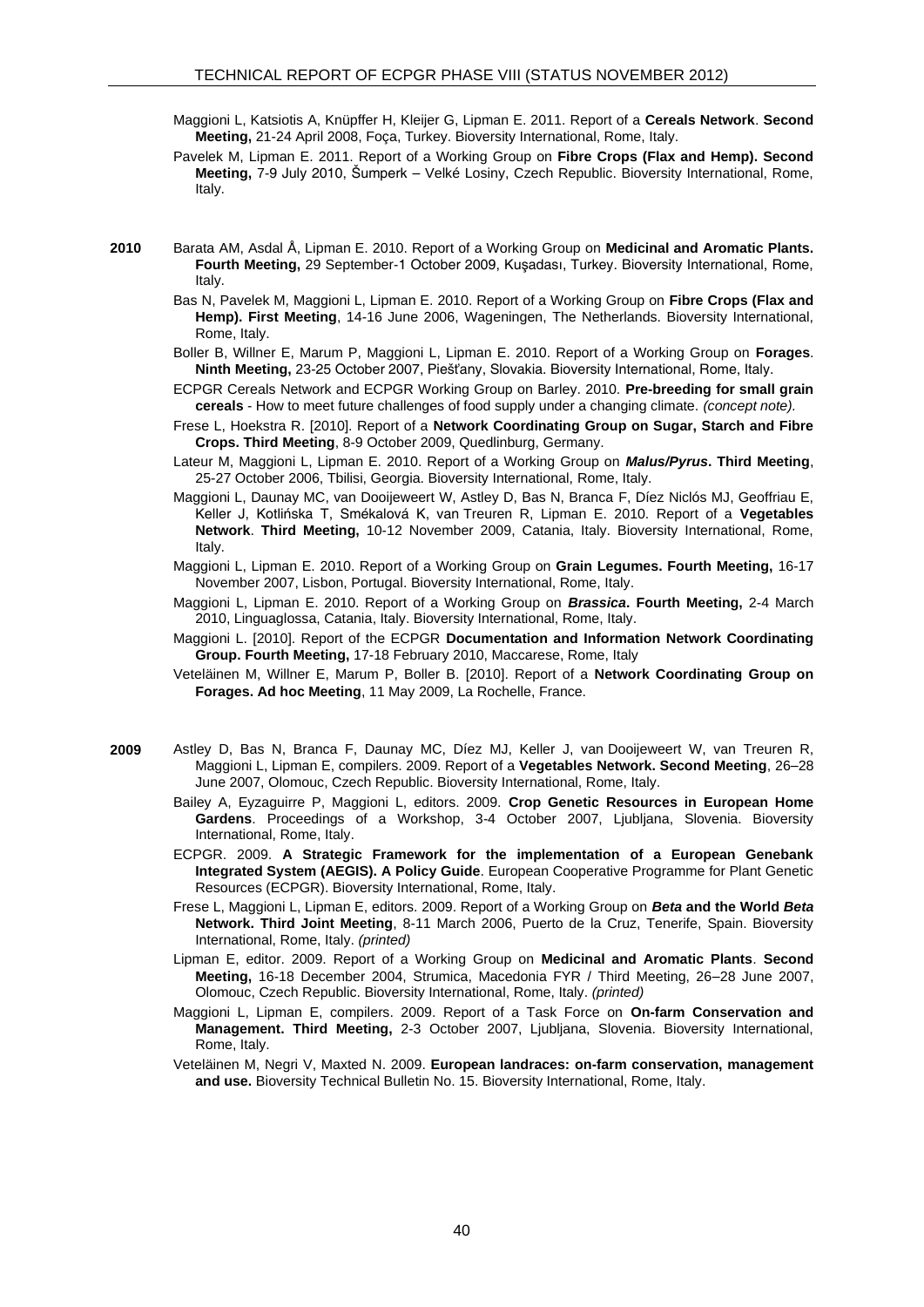Maggioni L, Katsiotis A, Knüpffer H, Kleijer G, Lipman E. 2011. Report of a **Cereals Network**. **Second Meeting,** 21-24 April 2008, Foça, Turkey. Bioversity International, Rome, Italy.

Pavelek M, Lipman E. 2011. Report of a Working Group on **Fibre Crops (Flax and Hemp). Second Meeting,** 7-9 July 2010, Šumperk – Velké Losiny, Czech Republic. Bioversity International, Rome, Italy.

**2010**

Barata AM, Asdal Å, Lipman E. 2010. Report of a Working Group on **Medicinal and Aromatic Plants. Fourth Meeting,** 29 September-1 October 2009, Kuşadası, Turkey. Bioversity International, Rome, Italy.

Bas N, Pavelek M, Maggioni L, Lipman E. 2010. Report of a Working Group on **Fibre Crops (Flax and Hemp). First Meeting**, 14-16 June 2006, Wageningen, The Netherlands. Bioversity International, Rome, Italy.

Boller B, Willner E, Marum P, Maggioni L, Lipman E. 2010. Report of a Working Group on **Forages**. **Ninth Meeting,** 23-25 October 2007, Piešťany, Slovakia. Bioversity International, Rome, Italy.

ECPGR Cereals Network and ECPGR Working Group on Barley. 2010. **Pre-breeding for small grain cereals** - How to meet future challenges of food supply under a changing climate. *(concept note).*

Frese L, Hoekstra R. [2010]. Report of a **Network Coordinating Group on Sugar, Starch and Fibre Crops. Third Meeting**, 8-9 October 2009, Quedlinburg, Germany.

Lateur M, Maggioni L, Lipman E. 2010. Report of a Working Group on ***Malus/Pyrus*. Third Meeting**, 25-27 October 2006, Tbilisi, Georgia. Bioversity International, Rome, Italy.

Maggioni L, Daunay MC, van Dooijeweert W, Astley D, Bas N, Branca F, Díez Niclós MJ, Geoffriau E, Keller J, Kotlińska T, Smékalová K, van Treuren R, Lipman E. 2010. Report of a **Vegetables Network**. **Third Meeting,** 10-12 November 2009, Catania, Italy. Bioversity International, Rome, Italy.

Maggioni L, Lipman E. 2010. Report of a Working Group on **Grain Legumes. Fourth Meeting,** 16-17 November 2007, Lisbon, Portugal. Bioversity International, Rome, Italy.

Maggioni L, Lipman E. 2010. Report of a Working Group on ***Brassica*. Fourth Meeting,** 2-4 March 2010, Linguaglossa, Catania, Italy. Bioversity International, Rome, Italy.

Maggioni L. [2010]. Report of the ECPGR **Documentation and Information Network Coordinating Group. Fourth Meeting,** 17-18 February 2010, Maccarese, Rome, Italy

Veteläinen M, Willner E, Marum P, Boller B. [2010]. Report of a **Network Coordinating Group on Forages. Ad hoc Meeting**, 11 May 2009, La Rochelle, France.

**2009**

Astley D, Bas N, Branca F, Daunay MC, Díez MJ, Keller J, van Dooijeweert W, van Treuren R, Maggioni L, Lipman E, compilers. 2009. Report of a **Vegetables Network. Second Meeting**, 26–28 June 2007, Olomouc, Czech Republic. Bioversity International, Rome, Italy.

Bailey A, Eyzaguirre P, Maggioni L, editors. 2009. **Crop Genetic Resources in European Home Gardens**. Proceedings of a Workshop, 3-4 October 2007, Ljubljana, Slovenia. Bioversity International, Rome, Italy.

ECPGR. 2009. **A Strategic Framework for the implementation of a European Genebank Integrated System (AEGIS). A Policy Guide**. European Cooperative Programme for Plant Genetic Resources (ECPGR). Bioversity International, Rome, Italy.

Frese L, Maggioni L, Lipman E, editors. 2009. Report of a Working Group on ***Beta* and the World *Beta* Network. Third Joint Meeting**, 8-11 March 2006, Puerto de la Cruz, Tenerife, Spain. Bioversity International, Rome, Italy. *(printed)*

Lipman E, editor. 2009. Report of a Working Group on **Medicinal and Aromatic Plants**. **Second Meeting,** 16-18 December 2004, Strumica, Macedonia FYR / Third Meeting, 26–28 June 2007, Olomouc, Czech Republic. Bioversity International, Rome, Italy. *(printed)*

Maggioni L, Lipman E, compilers. 2009. Report of a Task Force on **On-farm Conservation and Management. Third Meeting,** 2-3 October 2007, Ljubljana, Slovenia. Bioversity International, Rome, Italy.

Veteläinen M, Negri V, Maxted N. 2009. **European landraces: on-farm conservation, management and use.** Bioversity Technical Bulletin No. 15. Bioversity International, Rome, Italy.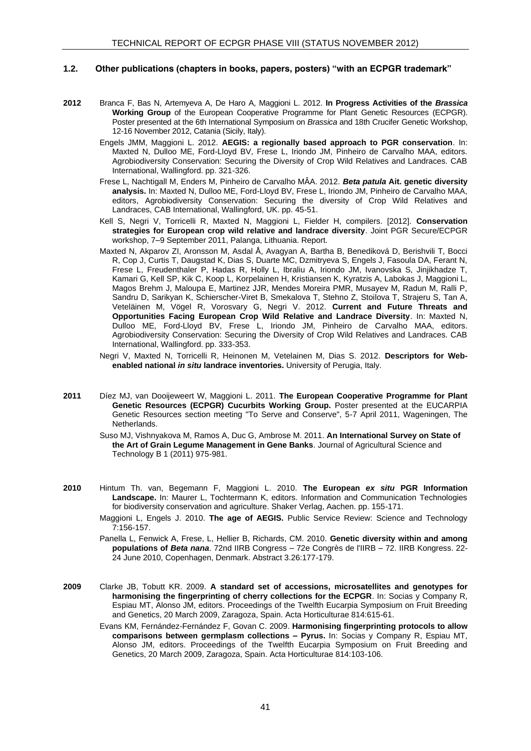## 1.2. Other publications (chapters in books, papers, posters) "with an ECPGR trademark"

**2012**

Branca F, Bas N, Artemyeva A, De Haro A, Maggioni L. 2012. **In Progress Activities of the *Brassica* Working Group** of the European Cooperative Programme for Plant Genetic Resources (ECPGR). Poster presented at the 6th International Symposium on *Brassica* and 18th Crucifer Genetic Workshop, 12-16 November 2012, Catania (Sicily, Italy).

Engels JMM, Maggioni L. 2012. **AEGIS: a regionally based approach to PGR conservation**. In: Maxted N, Dulloo ME, Ford-Lloyd BV, Frese L, Iriondo JM, Pinheiro de Carvalho MAA, editors. Agrobiodiversity Conservation: Securing the Diversity of Crop Wild Relatives and Landraces. CAB International, Wallingford. pp. 321-326.

Frese L, Nachtigall M, Enders M, Pinheiro de Carvalho MÂA. 2012. ***Beta patula* Ait. genetic diversity analysis.** In: Maxted N, Dulloo ME, Ford-Lloyd BV, Frese L, Iriondo JM, Pinheiro de Carvalho MAA, editors, Agrobiodiversity Conservation: Securing the diversity of Crop Wild Relatives and Landraces, CAB International, Wallingford, UK. pp. 45-51.

Kell S, Negri V, Torricelli R, Maxted N, Maggioni L, Fielder H, compilers. [2012]. **Conservation strategies for European crop wild relative and landrace diversity**. Joint PGR Secure/ECPGR workshop, 7–9 September 2011, Palanga, Lithuania. Report.

Maxted N, Akparov ZI, Aronsson M, Asdal Å, Avagyan A, Bartha B, Benediková D, Berishvili T, Bocci R, Cop J, Curtis T, Daugstad K, Dias S, Duarte MC, Dzmitryeva S, Engels J, Fasoula DA, Ferant N, Frese L, Freudenthaler P, Hadas R, Holly L, Ibraliu A, Iriondo JM, Ivanovska S, Jinjikhadze T, Kamari G, Kell SP, Kik C, Koop L, Korpelainen H, Kristiansen K, Kyratzis A, Labokas J, Maggioni L, Magos Brehm J, Maloupa E, Martinez JJR, Mendes Moreira PMR, Musayev M, Radun M, Ralli P, Sandru D, Sarikyan K, Schierscher-Viret B, Smekalova T, Stehno Z, Stoilova T, Strajeru S, Tan A, Veteläinen M, Vögel R, Vorosvary G, Negri V. 2012. **Current and Future Threats and Opportunities Facing European Crop Wild Relative and Landrace Diversity**. In: Maxted N, Dulloo ME, Ford-Lloyd BV, Frese L, Iriondo JM, Pinheiro de Carvalho MAA, editors. Agrobiodiversity Conservation: Securing the Diversity of Crop Wild Relatives and Landraces. CAB International, Wallingford. pp. 333-353.

Negri V, Maxted N, Torricelli R, Heinonen M, Vetelainen M, Dias S. 2012. **Descriptors for Web-enabled national *in situ* landrace inventories.** University of Perugia, Italy.

**2011**

Díez MJ, van Dooijeweert W, Maggioni L. 2011. **The European Cooperative Programme for Plant Genetic Resources (ECPGR) Cucurbits Working Group.** Poster presented at the EUCARPIA Genetic Resources section meeting "To Serve and Conserve", 5-7 April 2011, Wageningen, The Netherlands.

Suso MJ, Vishnyakova M, Ramos A, Duc G, Ambrose M. 2011. **An International Survey on State of the Art of Grain Legume Management in Gene Banks**. Journal of Agricultural Science and Technology B 1 (2011) 975-981.

**2010**

Hintum Th. van, Begemann F, Maggioni L. 2010. **The European *ex situ* PGR Information Landscape.** In: Maurer L, Tochtermann K, editors. Information and Communication Technologies for biodiversity conservation and agriculture. Shaker Verlag, Aachen. pp. 155-171.

Maggioni L, Engels J. 2010. **The age of AEGIS.** Public Service Review: Science and Technology 7:156-157.

Panella L, Fenwick A, Frese, L, Hellier B, Richards, CM. 2010. **Genetic diversity within and among populations of *Beta nana***. 72nd IIRB Congress – 72e Congrès de l'IIRB – 72. IIRB Kongress. 22-24 June 2010, Copenhagen, Denmark. Abstract 3.26:177-179.

**2009**

Clarke JB, Tobutt KR. 2009. **A standard set of accessions, microsatellites and genotypes for harmonising the fingerprinting of cherry collections for the ECPGR**. In: Socias y Company R, Espiau MT, Alonso JM, editors. Proceedings of the Twelfth Eucarpia Symposium on Fruit Breeding and Genetics, 20 March 2009, Zaragoza, Spain. Acta Horticulturae 814:615-61.

Evans KM, Fernández-Fernández F, Govan C. 2009. **Harmonising fingerprinting protocols to allow comparisons between germplasm collections – Pyrus.** In: Socias y Company R, Espiau MT, Alonso JM, editors. Proceedings of the Twelfth Eucarpia Symposium on Fruit Breeding and Genetics, 20 March 2009, Zaragoza, Spain. Acta Horticulturae 814:103-106.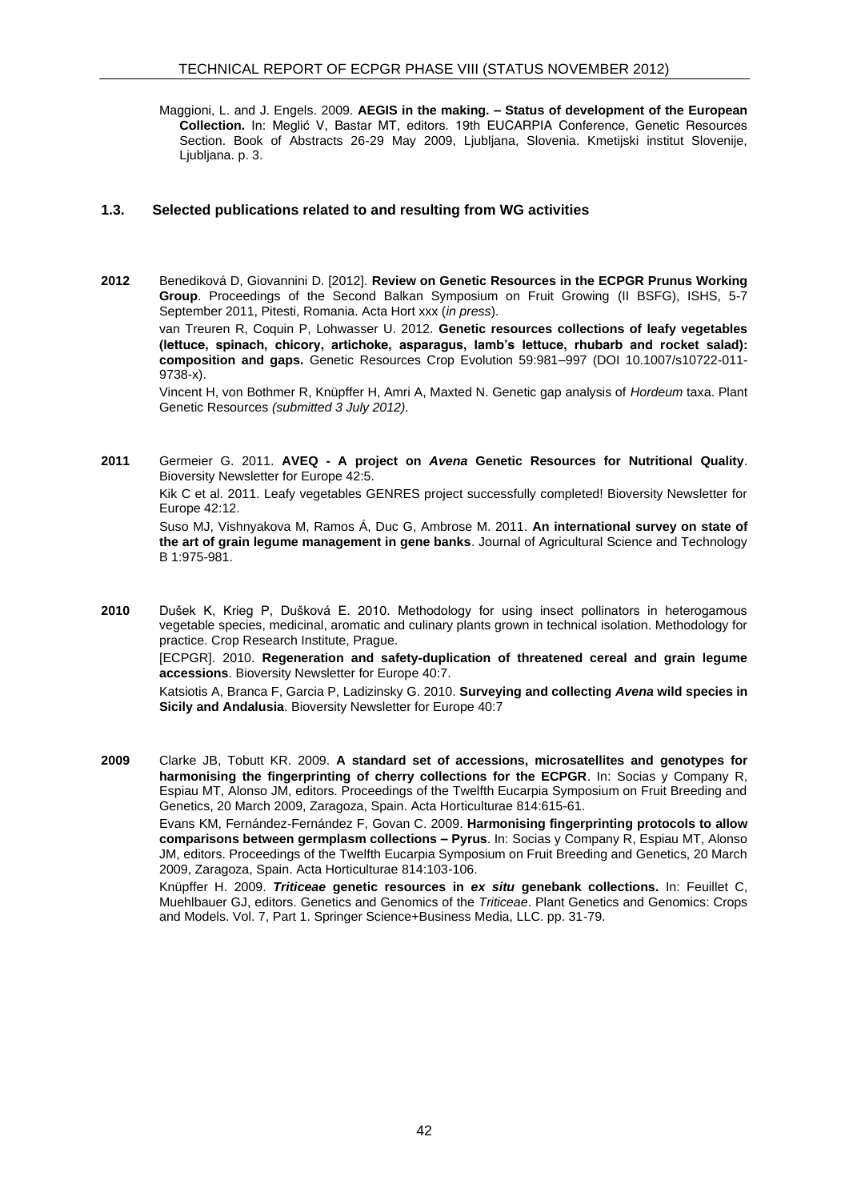Maggioni, L. and J. Engels. 2009. **AEGIS in the making. – Status of development of the European Collection.** In: Meglić V, Bastar MT, editors. 19th EUCARPIA Conference, Genetic Resources Section. Book of Abstracts 26-29 May 2009, Ljubljana, Slovenia. Kmetijski institut Slovenije, Ljubljana. p. 3.

### 1.3. Selected publications related to and resulting from WG activities

**2012**

Benediková D, Giovannini D. [2012]. **Review on Genetic Resources in the ECPGR Prunus Working Group**. Proceedings of the Second Balkan Symposium on Fruit Growing (II BSFG), ISHS, 5-7 September 2011, Pitesti, Romania. Acta Hort xxx (*in press*).

van Treuren R, Coquin P, Lohwasser U. 2012. **Genetic resources collections of leafy vegetables (lettuce, spinach, chicory, artichoke, asparagus, lamb's lettuce, rhubarb and rocket salad): composition and gaps.** Genetic Resources Crop Evolution 59:981–997 (DOI 10.1007/s10722-011-9738-x).

Vincent H, von Bothmer R, Knüpffer H, Amri A, Maxted N. Genetic gap analysis of *Hordeum* taxa. Plant Genetic Resources *(submitted 3 July 2012).*

**2011**

Germeier G. 2011. **AVEQ - A project on *Avena* Genetic Resources for Nutritional Quality**. Bioversity Newsletter for Europe 42:5.

Kik C et al. 2011. Leafy vegetables GENRES project successfully completed! Bioversity Newsletter for Europe 42:12.

Suso MJ, Vishnyakova M, Ramos Á, Duc G, Ambrose M. 2011. **An international survey on state of the art of grain legume management in gene banks**. Journal of Agricultural Science and Technology B 1:975-981.

**2010**

Dušek K, Krieg P, Dušková E. 2010. Methodology for using insect pollinators in heterogamous vegetable species, medicinal, aromatic and culinary plants grown in technical isolation. Methodology for practice. Crop Research Institute, Prague.

[ECPGR]. 2010. **Regeneration and safety-duplication of threatened cereal and grain legume accessions**. Bioversity Newsletter for Europe 40:7.

Katsiotis A, Branca F, Garcia P, Ladizinsky G. 2010. **Surveying and collecting *Avena* wild species in Sicily and Andalusia**. Bioversity Newsletter for Europe 40:7

**2009**

Clarke JB, Tobutt KR. 2009. **A standard set of accessions, microsatellites and genotypes for harmonising the fingerprinting of cherry collections for the ECPGR**. In: Socias y Company R, Espiau MT, Alonso JM, editors. Proceedings of the Twelfth Eucarpia Symposium on Fruit Breeding and Genetics, 20 March 2009, Zaragoza, Spain. Acta Horticulturae 814:615-61.

Evans KM, Fernández-Fernández F, Govan C. 2009. **Harmonising fingerprinting protocols to allow comparisons between germplasm collections – Pyrus**. In: Socias y Company R, Espiau MT, Alonso JM, editors. Proceedings of the Twelfth Eucarpia Symposium on Fruit Breeding and Genetics, 20 March 2009, Zaragoza, Spain. Acta Horticulturae 814:103-106.

Knüpffer H. 2009. ***Triticeae* genetic resources in *ex situ* genebank collections.** In: Feuillet C, Muehlbauer GJ, editors. Genetics and Genomics of the *Triticeae*. Plant Genetics and Genomics: Crops and Models. Vol. 7, Part 1. Springer Science+Business Media, LLC. pp. 31-79.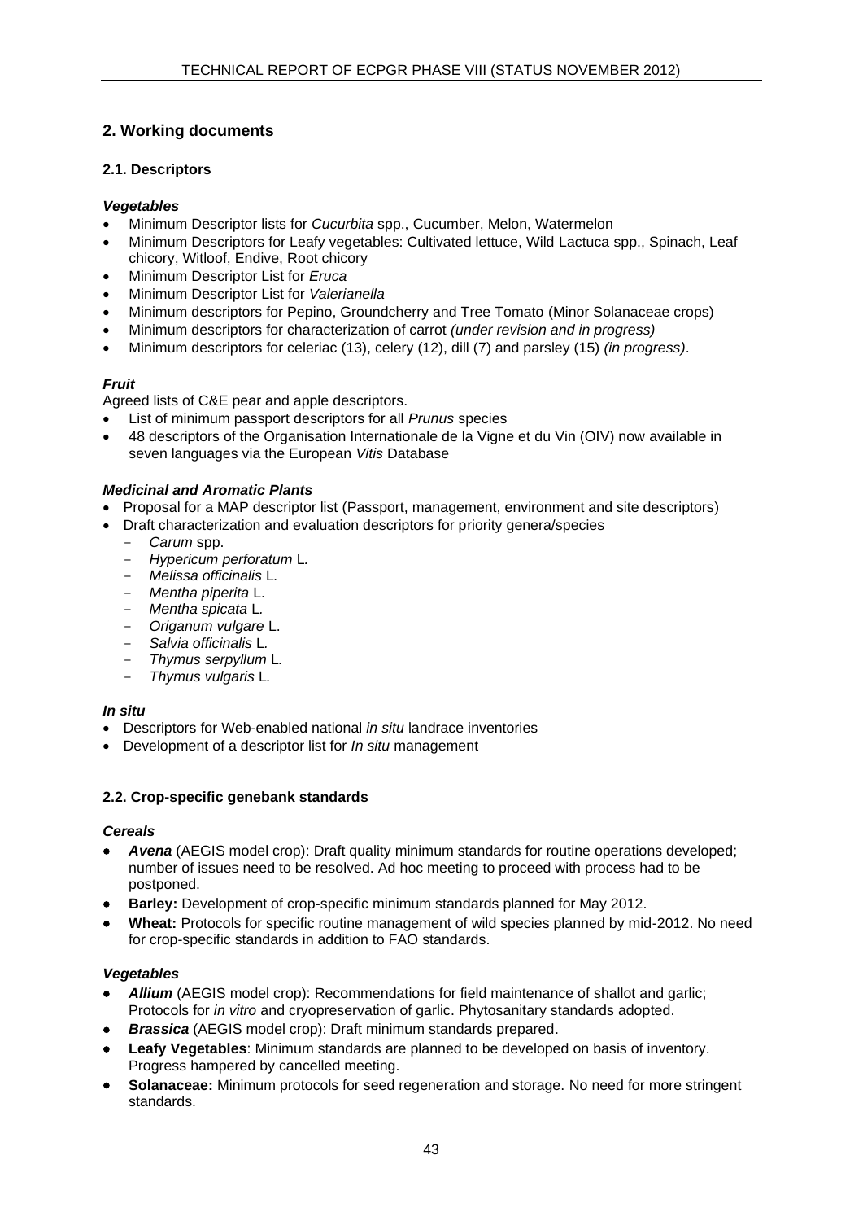## 2. Working documents

### 2.1. Descriptors

#### *Vegetables*

- Minimum Descriptor lists for *Cucurbita* spp., Cucumber, Melon, Watermelon
- Minimum Descriptors for Leafy vegetables: Cultivated lettuce, Wild Lactuca spp., Spinach, Leaf chicory, Witloof, Endive, Root chicory
- Minimum Descriptor List for *Eruca*
- Minimum Descriptor List for *Valerianella*
- Minimum descriptors for Pepino, Groundcherry and Tree Tomato (Minor Solanaceae crops)
- Minimum descriptors for characterization of carrot *(under revision and in progress)*
- Minimum descriptors for celeriac (13), celery (12), dill (7) and parsley (15) *(in progress)*.

#### *Fruit*

Agreed lists of C&E pear and apple descriptors.

- List of minimum passport descriptors for all *Prunus* species
- 48 descriptors of the Organisation Internationale de la Vigne et du Vin (OIV) now available in seven languages via the European *Vitis* Database

#### *Medicinal and Aromatic Plants*

- Proposal for a MAP descriptor list (Passport, management, environment and site descriptors)
- Draft characterization and evaluation descriptors for priority genera/species
  - *Carum* spp.
  - *Hypericum perforatum* L.
  - *Melissa officinalis* L.
  - *Mentha piperita* L.
  - *Mentha spicata* L.
  - *Origanum vulgare* L.
  - *Salvia officinalis* L.
  - *Thymus serpyllum* L.
  - *Thymus vulgaris* L.

#### *In situ*

- Descriptors for Web-enabled national *in situ* landrace inventories
- Development of a descriptor list for *In situ* management

### 2.2. Crop-specific genebank standards

#### *Cereals*

- ***Avena*** (AEGIS model crop): Draft quality minimum standards for routine operations developed; number of issues need to be resolved. Ad hoc meeting to proceed with process had to be postponed.
- **Barley:** Development of crop-specific minimum standards planned for May 2012.
- **Wheat:** Protocols for specific routine management of wild species planned by mid-2012. No need for crop-specific standards in addition to FAO standards.

#### *Vegetables*

- ***Allium*** (AEGIS model crop): Recommendations for field maintenance of shallot and garlic; Protocols for *in vitro* and cryopreservation of garlic. Phytosanitary standards adopted.
- ***Brassica*** (AEGIS model crop): Draft minimum standards prepared.
- **Leafy Vegetables**: Minimum standards are planned to be developed on basis of inventory. Progress hampered by cancelled meeting.
- **Solanaceae:** Minimum protocols for seed regeneration and storage. No need for more stringent standards.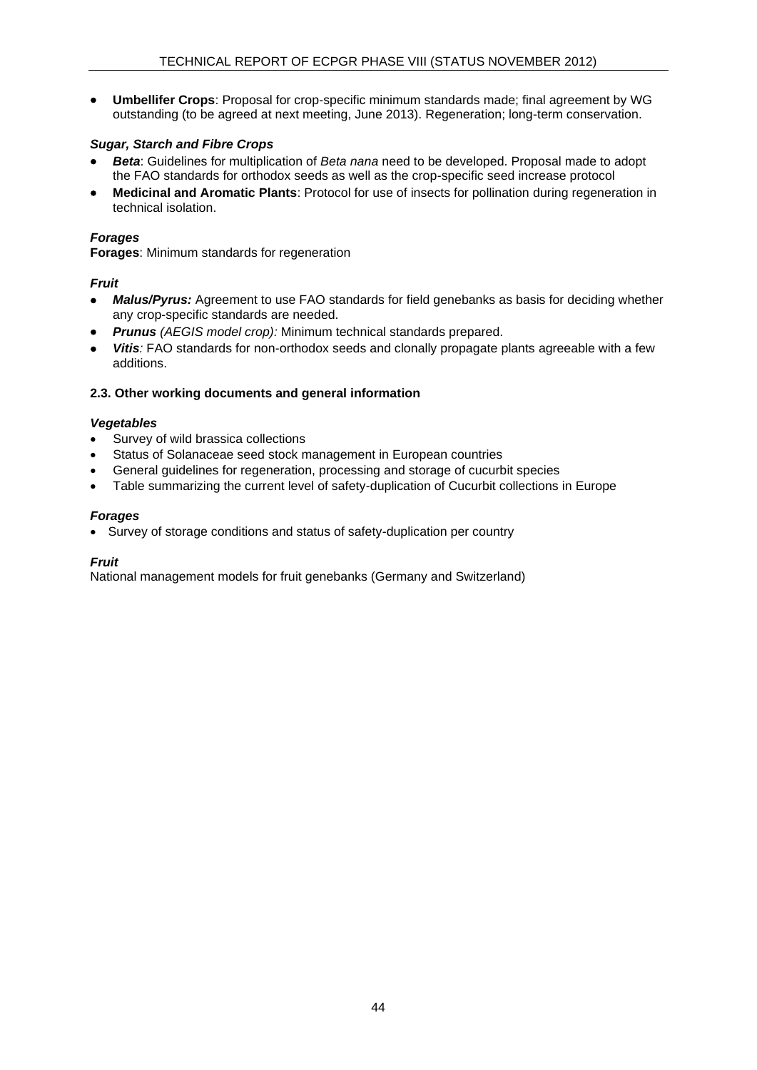- **Umbellifer Crops**: Proposal for crop-specific minimum standards made; final agreement by WG outstanding (to be agreed at next meeting, June 2013). Regeneration; long-term conservation.

### *Sugar, Starch and Fibre Crops*

- ***Beta***: Guidelines for multiplication of *Beta nana* need to be developed. Proposal made to adopt the FAO standards for orthodox seeds as well as the crop-specific seed increase protocol
- **Medicinal and Aromatic Plants**: Protocol for use of insects for pollination during regeneration in technical isolation.

### *Forages*

**Forages**: Minimum standards for regeneration

### *Fruit*

- ***Malus/Pyrus:*** Agreement to use FAO standards for field genebanks as basis for deciding whether any crop-specific standards are needed.
- ***Prunus** (AEGIS model crop):* Minimum technical standards prepared.
- ***Vitis****:* FAO standards for non-orthodox seeds and clonally propagate plants agreeable with a few additions.

## 2.3. Other working documents and general information

### *Vegetables*

- Survey of wild brassica collections
- Status of Solanaceae seed stock management in European countries
- General guidelines for regeneration, processing and storage of cucurbit species
- Table summarizing the current level of safety-duplication of Cucurbit collections in Europe

### *Forages*

- Survey of storage conditions and status of safety-duplication per country

### *Fruit*

National management models for fruit genebanks (Germany and Switzerland)